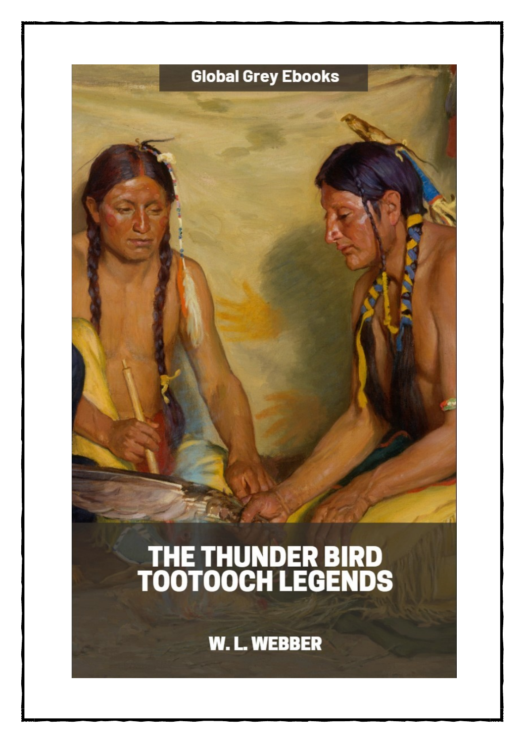Global Grey Ebooks

# THE THUNDER BIRD TOOTOOCH LEGENDS

W. L. WEBBER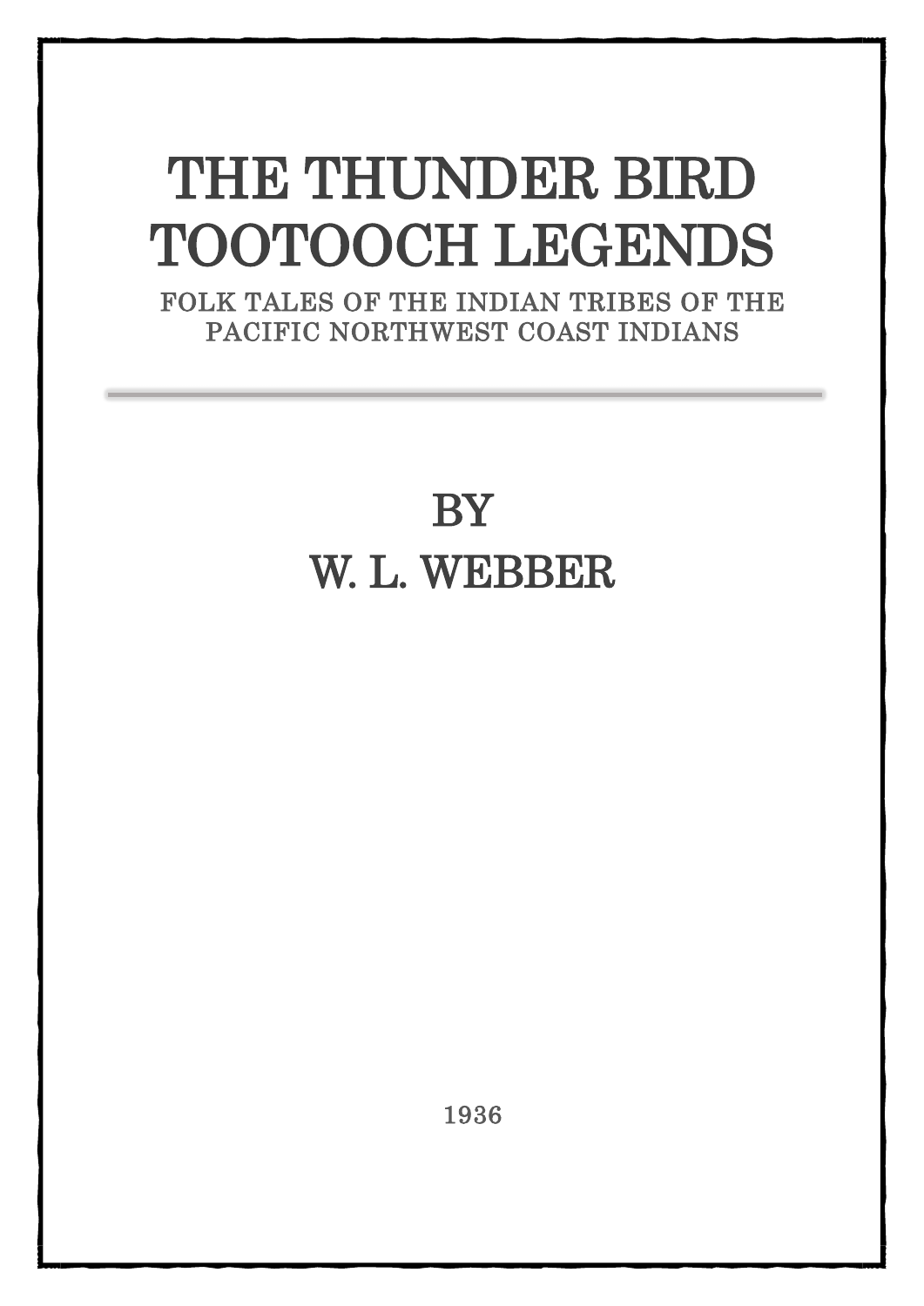# THE THUNDER BIRD TOOTOOCH LEGENDS

FOLK TALES OF THE INDIAN TRIBES OF THE PACIFIC NORTHWEST COAST INDIANS

---

BY

W. L. WEBBER

1936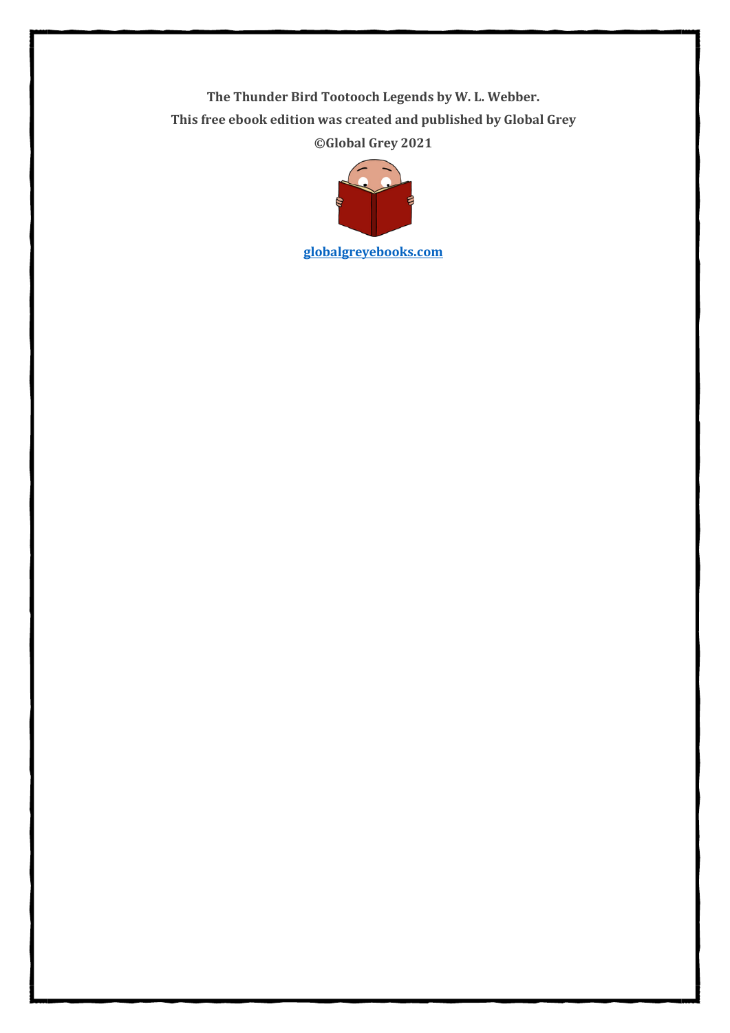**The Thunder Bird Tootooch Legends by W. L. Webber.**

**This free ebook edition was created and published by Global Grey**

**©Global Grey 2021**

**[globalgreyebooks.com](https://www.globalgreyebooks.com)**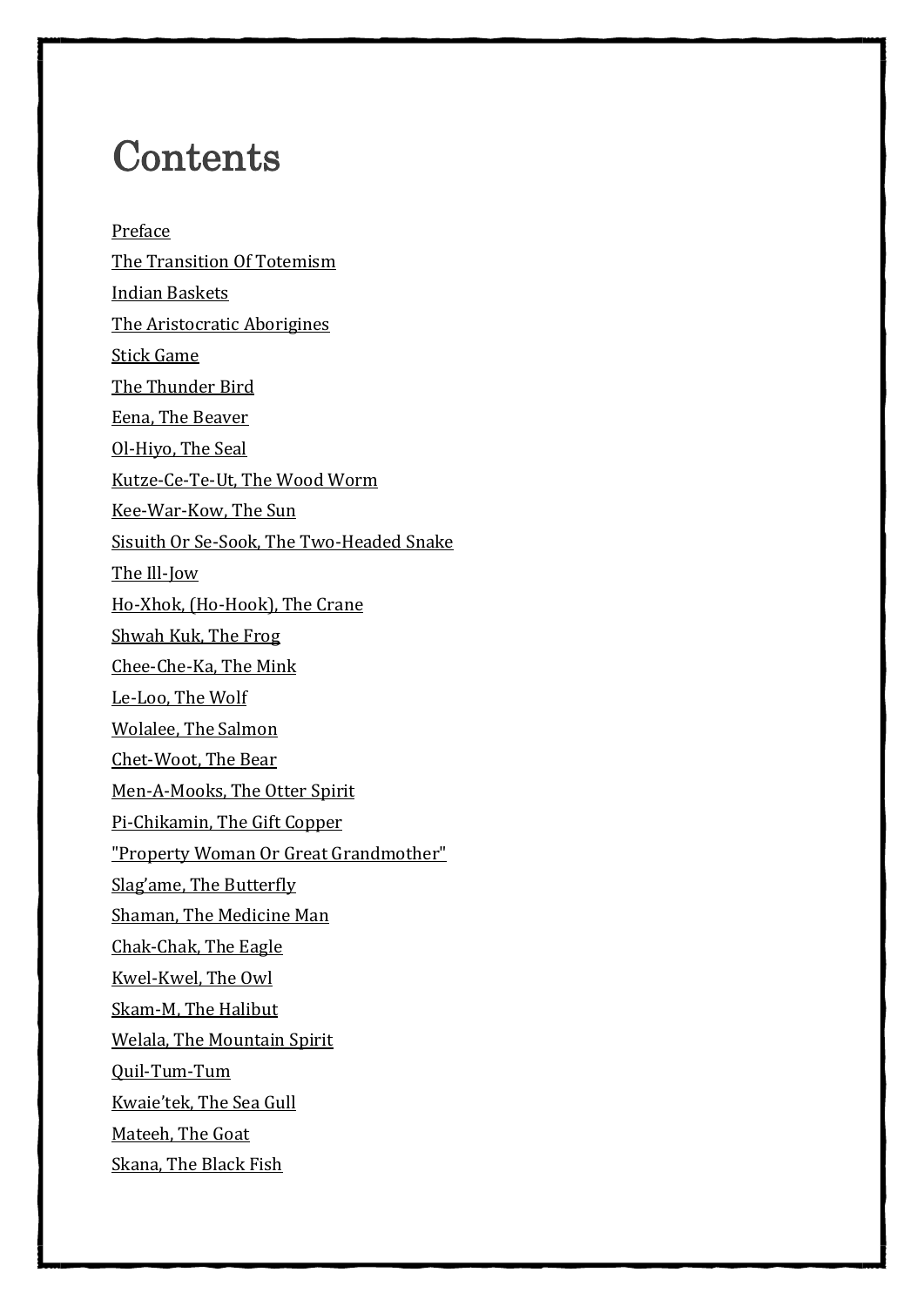# Contents

Preface

The Transition Of Totemism

Indian Baskets

The Aristocratic Aborigines

Stick Game

The Thunder Bird

Eena, The Beaver

Ol-Hiyo, The Seal

Kutze-Ce-Te-Ut, The Wood Worm

Kee-War-Kow, The Sun

Sisuith Or Se-Sook, The Two-Headed Snake

The Ill-Jow

Ho-Xhok, (Ho-Hook), The Crane

Shwah Kuk, The Frog

Chee-Che-Ka, The Mink

Le-Loo, The Wolf

Wolalee, The Salmon

Chet-Woot, The Bear

Men-A-Mooks, The Otter Spirit

Pi-Chikamin, The Gift Copper

"Property Woman Or Great Grandmother"

Slag'ame, The Butterfly

Shaman, The Medicine Man

Chak-Chak, The Eagle

Kwel-Kwel, The Owl

Skam-M, The Halibut

Welala, The Mountain Spirit

Quil-Tum-Tum

Kwaie'tek, The Sea Gull

Mateeh, The Goat

Skana, The Black Fish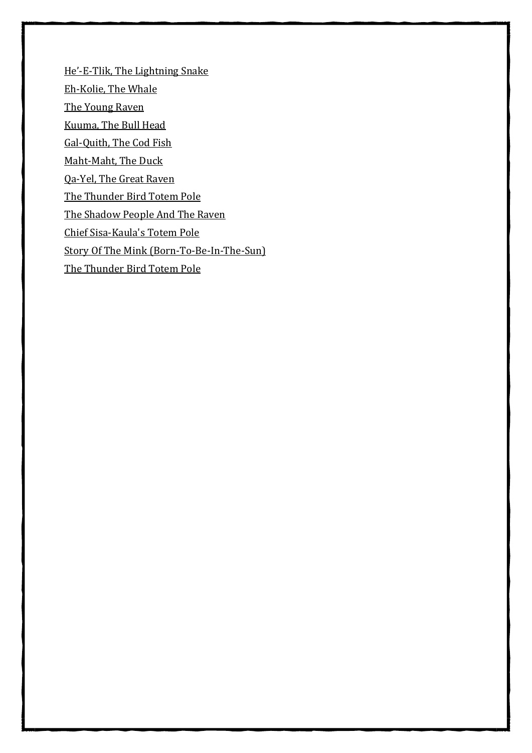He’-E-Tlik, The Lightning Snake

Eh-Kolie, The Whale

The Young Raven

Kuuma, The Bull Head

Gal-Quith, The Cod Fish

Maht-Maht, The Duck

Qa-Yel, The Great Raven

The Thunder Bird Totem Pole

The Shadow People And The Raven

Chief Sisa-Kaula's Totem Pole

Story Of The Mink (Born-To-Be-In-The-Sun)

The Thunder Bird Totem Pole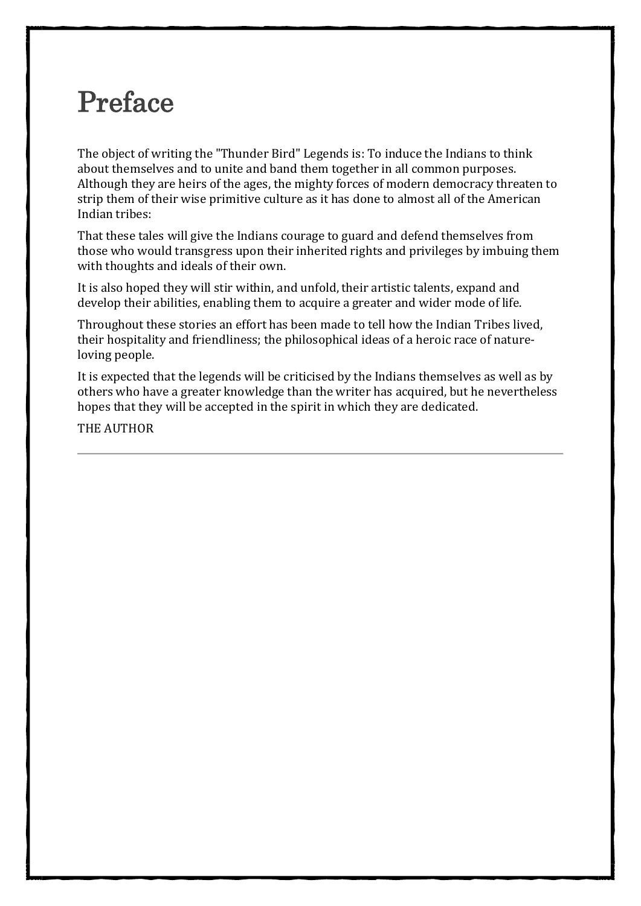# Preface

The object of writing the "Thunder Bird" Legends is: To induce the Indians to think about themselves and to unite and band them together in all common purposes. Although they are heirs of the ages, the mighty forces of modern democracy threaten to strip them of their wise primitive culture as it has done to almost all of the American Indian tribes:

That these tales will give the Indians courage to guard and defend themselves from those who would transgress upon their inherited rights and privileges by imbuing them with thoughts and ideals of their own.

It is also hoped they will stir within, and unfold, their artistic talents, expand and develop their abilities, enabling them to acquire a greater and wider mode of life.

Throughout these stories an effort has been made to tell how the Indian Tribes lived, their hospitality and friendliness; the philosophical ideas of a heroic race of nature-loving people.

It is expected that the legends will be criticised by the Indians themselves as well as by others who have a greater knowledge than the writer has acquired, but he nevertheless hopes that they will be accepted in the spirit in which they are dedicated.

THE AUTHOR

---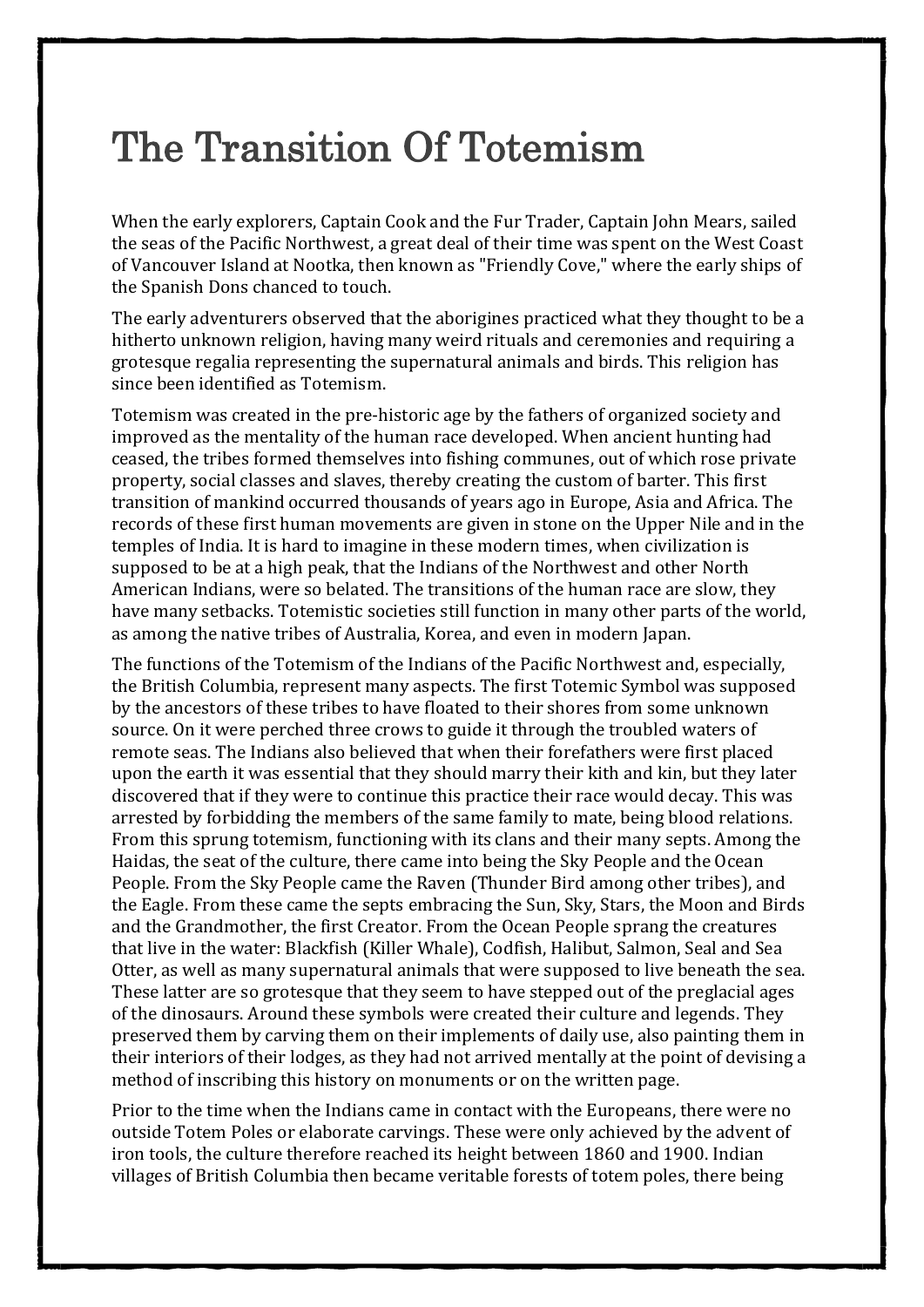# The Transition Of Totemism

When the early explorers, Captain Cook and the Fur Trader, Captain John Mears, sailed the seas of the Pacific Northwest, a great deal of their time was spent on the West Coast of Vancouver Island at Nootka, then known as "Friendly Cove," where the early ships of the Spanish Dons chanced to touch.

The early adventurers observed that the aborigines practiced what they thought to be a hitherto unknown religion, having many weird rituals and ceremonies and requiring a grotesque regalia representing the supernatural animals and birds. This religion has since been identified as Totemism.

Totemism was created in the pre-historic age by the fathers of organized society and improved as the mentality of the human race developed. When ancient hunting had ceased, the tribes formed themselves into fishing communes, out of which rose private property, social classes and slaves, thereby creating the custom of barter. This first transition of mankind occurred thousands of years ago in Europe, Asia and Africa. The records of these first human movements are given in stone on the Upper Nile and in the temples of India. It is hard to imagine in these modern times, when civilization is supposed to be at a high peak, that the Indians of the Northwest and other North American Indians, were so belated. The transitions of the human race are slow, they have many setbacks. Totemistic societies still function in many other parts of the world, as among the native tribes of Australia, Korea, and even in modern Japan.

The functions of the Totemism of the Indians of the Pacific Northwest and, especially, the British Columbia, represent many aspects. The first Totemic Symbol was supposed by the ancestors of these tribes to have floated to their shores from some unknown source. On it were perched three crows to guide it through the troubled waters of remote seas. The Indians also believed that when their forefathers were first placed upon the earth it was essential that they should marry their kith and kin, but they later discovered that if they were to continue this practice their race would decay. This was arrested by forbidding the members of the same family to mate, being blood relations. From this sprung totemism, functioning with its clans and their many septs. Among the Haidas, the seat of the culture, there came into being the Sky People and the Ocean People. From the Sky People came the Raven (Thunder Bird among other tribes), and the Eagle. From these came the septs embracing the Sun, Sky, Stars, the Moon and Birds and the Grandmother, the first Creator. From the Ocean People sprang the creatures that live in the water: Blackfish (Killer Whale), Codfish, Halibut, Salmon, Seal and Sea Otter, as well as many supernatural animals that were supposed to live beneath the sea. These latter are so grotesque that they seem to have stepped out of the preglacial ages of the dinosaurs. Around these symbols were created their culture and legends. They preserved them by carving them on their implements of daily use, also painting them in their interiors of their lodges, as they had not arrived mentally at the point of devising a method of inscribing this history on monuments or on the written page.

Prior to the time when the Indians came in contact with the Europeans, there were no outside Totem Poles or elaborate carvings. These were only achieved by the advent of iron tools, the culture therefore reached its height between 1860 and 1900. Indian villages of British Columbia then became veritable forests of totem poles, there being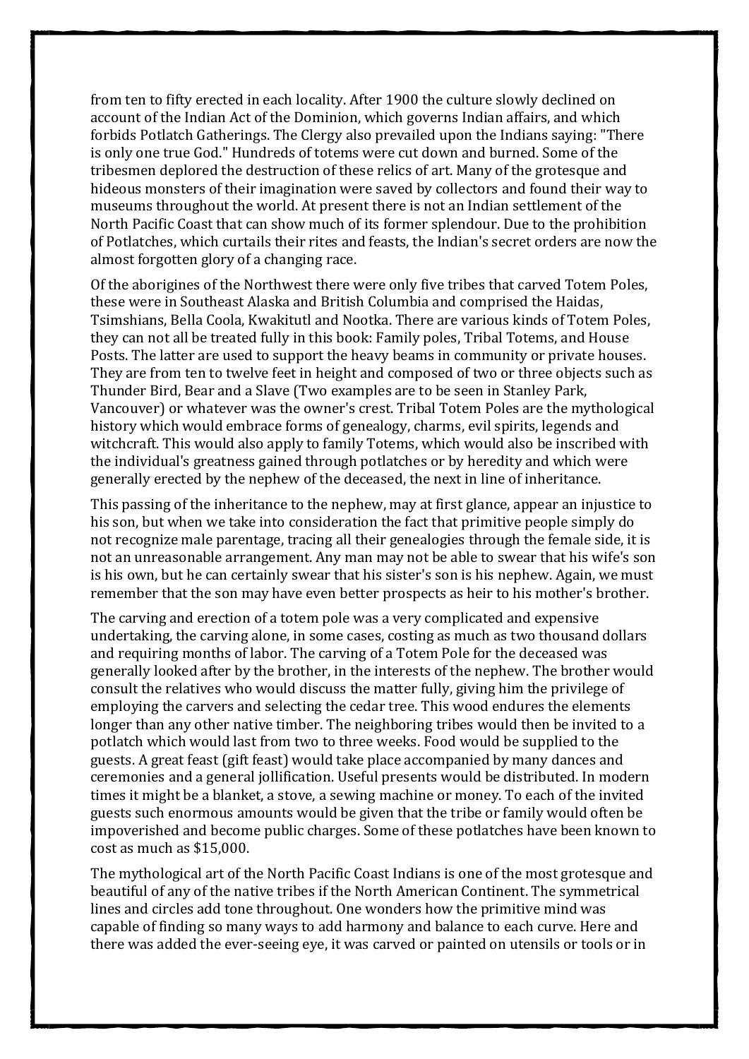from ten to fifty erected in each locality. After 1900 the culture slowly declined on account of the Indian Act of the Dominion, which governs Indian affairs, and which forbids Potlatch Gatherings. The Clergy also prevailed upon the Indians saying: "There is only one true God." Hundreds of totems were cut down and burned. Some of the tribesmen deplored the destruction of these relics of art. Many of the grotesque and hideous monsters of their imagination were saved by collectors and found their way to museums throughout the world. At present there is not an Indian settlement of the North Pacific Coast that can show much of its former splendour. Due to the prohibition of Potlatches, which curtails their rites and feasts, the Indian's secret orders are now the almost forgotten glory of a changing race.

Of the aborigines of the Northwest there were only five tribes that carved Totem Poles, these were in Southeast Alaska and British Columbia and comprised the Haidas, Tsimshians, Bella Coola, Kwakitutl and Nootka. There are various kinds of Totem Poles, they can not all be treated fully in this book: Family poles, Tribal Totems, and House Posts. The latter are used to support the heavy beams in community or private houses. They are from ten to twelve feet in height and composed of two or three objects such as Thunder Bird, Bear and a Slave (Two examples are to be seen in Stanley Park, Vancouver) or whatever was the owner's crest. Tribal Totem Poles are the mythological history which would embrace forms of genealogy, charms, evil spirits, legends and witchcraft. This would also apply to family Totems, which would also be inscribed with the individual's greatness gained through potlatches or by heredity and which were generally erected by the nephew of the deceased, the next in line of inheritance.

This passing of the inheritance to the nephew, may at first glance, appear an injustice to his son, but when we take into consideration the fact that primitive people simply do not recognize male parentage, tracing all their genealogies through the female side, it is not an unreasonable arrangement. Any man may not be able to swear that his wife's son is his own, but he can certainly swear that his sister's son is his nephew. Again, we must remember that the son may have even better prospects as heir to his mother's brother.

The carving and erection of a totem pole was a very complicated and expensive undertaking, the carving alone, in some cases, costing as much as two thousand dollars and requiring months of labor. The carving of a Totem Pole for the deceased was generally looked after by the brother, in the interests of the nephew. The brother would consult the relatives who would discuss the matter fully, giving him the privilege of employing the carvers and selecting the cedar tree. This wood endures the elements longer than any other native timber. The neighboring tribes would then be invited to a potlatch which would last from two to three weeks. Food would be supplied to the guests. A great feast (gift feast) would take place accompanied by many dances and ceremonies and a general jollification. Useful presents would be distributed. In modern times it might be a blanket, a stove, a sewing machine or money. To each of the invited guests such enormous amounts would be given that the tribe or family would often be impoverished and become public charges. Some of these potlatches have been known to cost as much as $15,000.

The mythological art of the North Pacific Coast Indians is one of the most grotesque and beautiful of any of the native tribes if the North American Continent. The symmetrical lines and circles add tone throughout. One wonders how the primitive mind was capable of finding so many ways to add harmony and balance to each curve. Here and there was added the ever-seeing eye, it was carved or painted on utensils or tools or in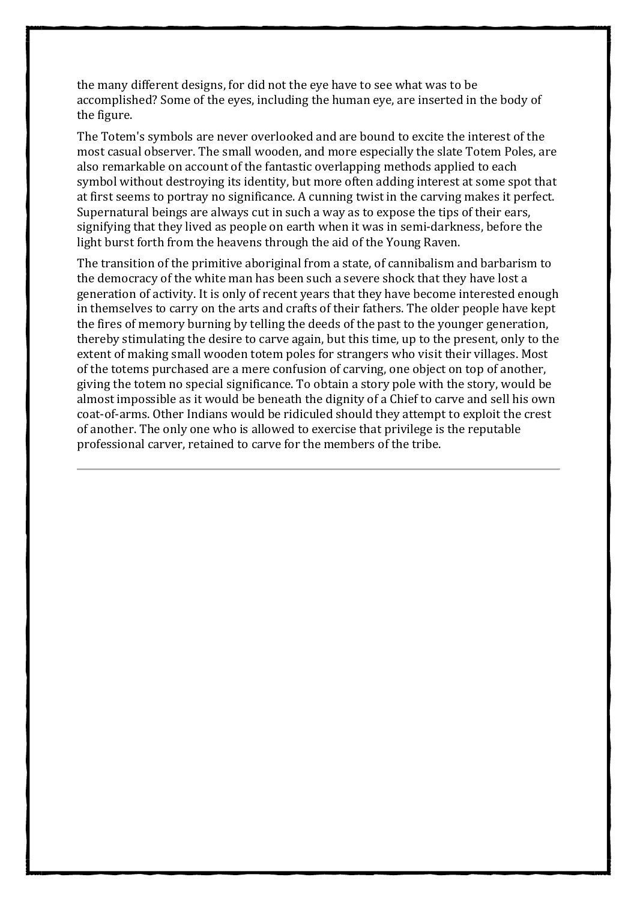the many different designs, for did not the eye have to see what was to be accomplished? Some of the eyes, including the human eye, are inserted in the body of the figure.

The Totem's symbols are never overlooked and are bound to excite the interest of the most casual observer. The small wooden, and more especially the slate Totem Poles, are also remarkable on account of the fantastic overlapping methods applied to each symbol without destroying its identity, but more often adding interest at some spot that at first seems to portray no significance. A cunning twist in the carving makes it perfect. Supernatural beings are always cut in such a way as to expose the tips of their ears, signifying that they lived as people on earth when it was in semi-darkness, before the light burst forth from the heavens through the aid of the Young Raven.

The transition of the primitive aboriginal from a state, of cannibalism and barbarism to the democracy of the white man has been such a severe shock that they have lost a generation of activity. It is only of recent years that they have become interested enough in themselves to carry on the arts and crafts of their fathers. The older people have kept the fires of memory burning by telling the deeds of the past to the younger generation, thereby stimulating the desire to carve again, but this time, up to the present, only to the extent of making small wooden totem poles for strangers who visit their villages. Most of the totems purchased are a mere confusion of carving, one object on top of another, giving the totem no special significance. To obtain a story pole with the story, would be almost impossible as it would be beneath the dignity of a Chief to carve and sell his own coat-of-arms. Other Indians would be ridiculed should they attempt to exploit the crest of another. The only one who is allowed to exercise that privilege is the reputable professional carver, retained to carve for the members of the tribe.

---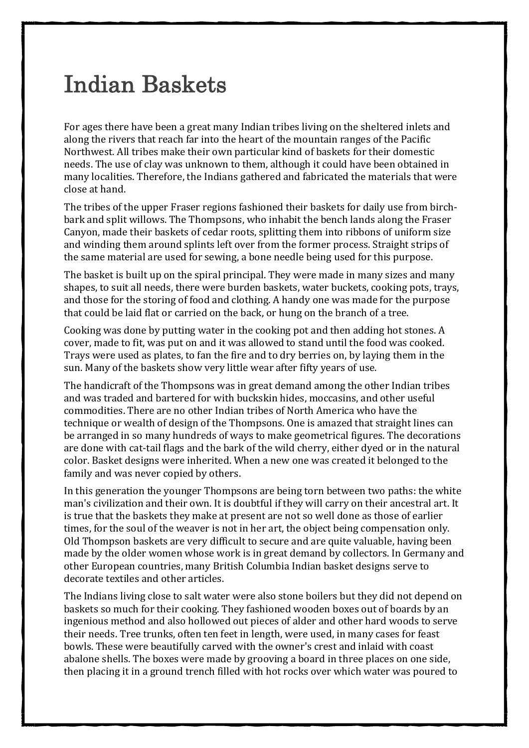# Indian Baskets

For ages there have been a great many Indian tribes living on the sheltered inlets and along the rivers that reach far into the heart of the mountain ranges of the Pacific Northwest. All tribes make their own particular kind of baskets for their domestic needs. The use of clay was unknown to them, although it could have been obtained in many localities. Therefore, the Indians gathered and fabricated the materials that were close at hand.

The tribes of the upper Fraser regions fashioned their baskets for daily use from birch-bark and split willows. The Thompsons, who inhabit the bench lands along the Fraser Canyon, made their baskets of cedar roots, splitting them into ribbons of uniform size and winding them around splints left over from the former process. Straight strips of the same material are used for sewing, a bone needle being used for this purpose.

The basket is built up on the spiral principal. They were made in many sizes and many shapes, to suit all needs, there were burden baskets, water buckets, cooking pots, trays, and those for the storing of food and clothing. A handy one was made for the purpose that could be laid flat or carried on the back, or hung on the branch of a tree.

Cooking was done by putting water in the cooking pot and then adding hot stones. A cover, made to fit, was put on and it was allowed to stand until the food was cooked. Trays were used as plates, to fan the fire and to dry berries on, by laying them in the sun. Many of the baskets show very little wear after fifty years of use.

The handicraft of the Thompsons was in great demand among the other Indian tribes and was traded and bartered for with buckskin hides, moccasins, and other useful commodities. There are no other Indian tribes of North America who have the technique or wealth of design of the Thompsons. One is amazed that straight lines can be arranged in so many hundreds of ways to make geometrical figures. The decorations are done with cat-tail flags and the bark of the wild cherry, either dyed or in the natural color. Basket designs were inherited. When a new one was created it belonged to the family and was never copied by others.

In this generation the younger Thompsons are being torn between two paths: the white man's civilization and their own. It is doubtful if they will carry on their ancestral art. It is true that the baskets they make at present are not so well done as those of earlier times, for the soul of the weaver is not in her art, the object being compensation only. Old Thompson baskets are very difficult to secure and are quite valuable, having been made by the older women whose work is in great demand by collectors. In Germany and other European countries, many British Columbia Indian basket designs serve to decorate textiles and other articles.

The Indians living close to salt water were also stone boilers but they did not depend on baskets so much for their cooking. They fashioned wooden boxes out of boards by an ingenious method and also hollowed out pieces of alder and other hard woods to serve their needs. Tree trunks, often ten feet in length, were used, in many cases for feast bowls. These were beautifully carved with the owner's crest and inlaid with coast abalone shells. The boxes were made by grooving a board in three places on one side, then placing it in a ground trench filled with hot rocks over which water was poured to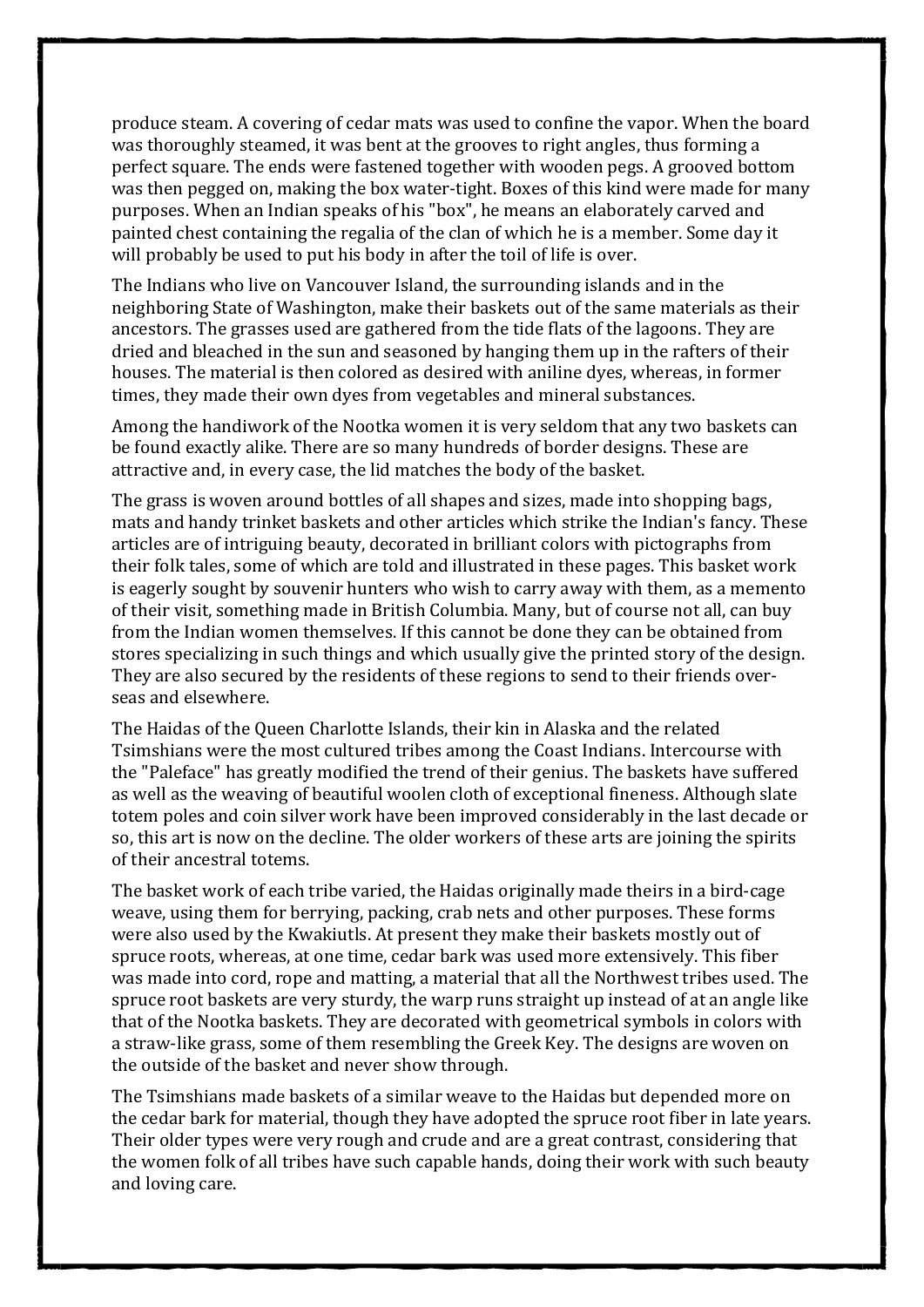produce steam. A covering of cedar mats was used to confine the vapor. When the board was thoroughly steamed, it was bent at the grooves to right angles, thus forming a perfect square. The ends were fastened together with wooden pegs. A grooved bottom was then pegged on, making the box water-tight. Boxes of this kind were made for many purposes. When an Indian speaks of his "box", he means an elaborately carved and painted chest containing the regalia of the clan of which he is a member. Some day it will probably be used to put his body in after the toil of life is over.

The Indians who live on Vancouver Island, the surrounding islands and in the neighboring State of Washington, make their baskets out of the same materials as their ancestors. The grasses used are gathered from the tide flats of the lagoons. They are dried and bleached in the sun and seasoned by hanging them up in the rafters of their houses. The material is then colored as desired with aniline dyes, whereas, in former times, they made their own dyes from vegetables and mineral substances.

Among the handiwork of the Nootka women it is very seldom that any two baskets can be found exactly alike. There are so many hundreds of border designs. These are attractive and, in every case, the lid matches the body of the basket.

The grass is woven around bottles of all shapes and sizes, made into shopping bags, mats and handy trinket baskets and other articles which strike the Indian's fancy. These articles are of intriguing beauty, decorated in brilliant colors with pictographs from their folk tales, some of which are told and illustrated in these pages. This basket work is eagerly sought by souvenir hunters who wish to carry away with them, as a memento of their visit, something made in British Columbia. Many, but of course not all, can buy from the Indian women themselves. If this cannot be done they can be obtained from stores specializing in such things and which usually give the printed story of the design. They are also secured by the residents of these regions to send to their friends overseas and elsewhere.

The Haidas of the Queen Charlotte Islands, their kin in Alaska and the related Tsimshians were the most cultured tribes among the Coast Indians. Intercourse with the "Paleface" has greatly modified the trend of their genius. The baskets have suffered as well as the weaving of beautiful woolen cloth of exceptional fineness. Although slate totem poles and coin silver work have been improved considerably in the last decade or so, this art is now on the decline. The older workers of these arts are joining the spirits of their ancestral totems.

The basket work of each tribe varied, the Haidas originally made theirs in a bird-cage weave, using them for berrying, packing, crab nets and other purposes. These forms were also used by the Kwakiutls. At present they make their baskets mostly out of spruce roots, whereas, at one time, cedar bark was used more extensively. This fiber was made into cord, rope and matting, a material that all the Northwest tribes used. The spruce root baskets are very sturdy, the warp runs straight up instead of at an angle like that of the Nootka baskets. They are decorated with geometrical symbols in colors with a straw-like grass, some of them resembling the Greek Key. The designs are woven on the outside of the basket and never show through.

The Tsimshians made baskets of a similar weave to the Haidas but depended more on the cedar bark for material, though they have adopted the spruce root fiber in late years. Their older types were very rough and crude and are a great contrast, considering that the women folk of all tribes have such capable hands, doing their work with such beauty and loving care.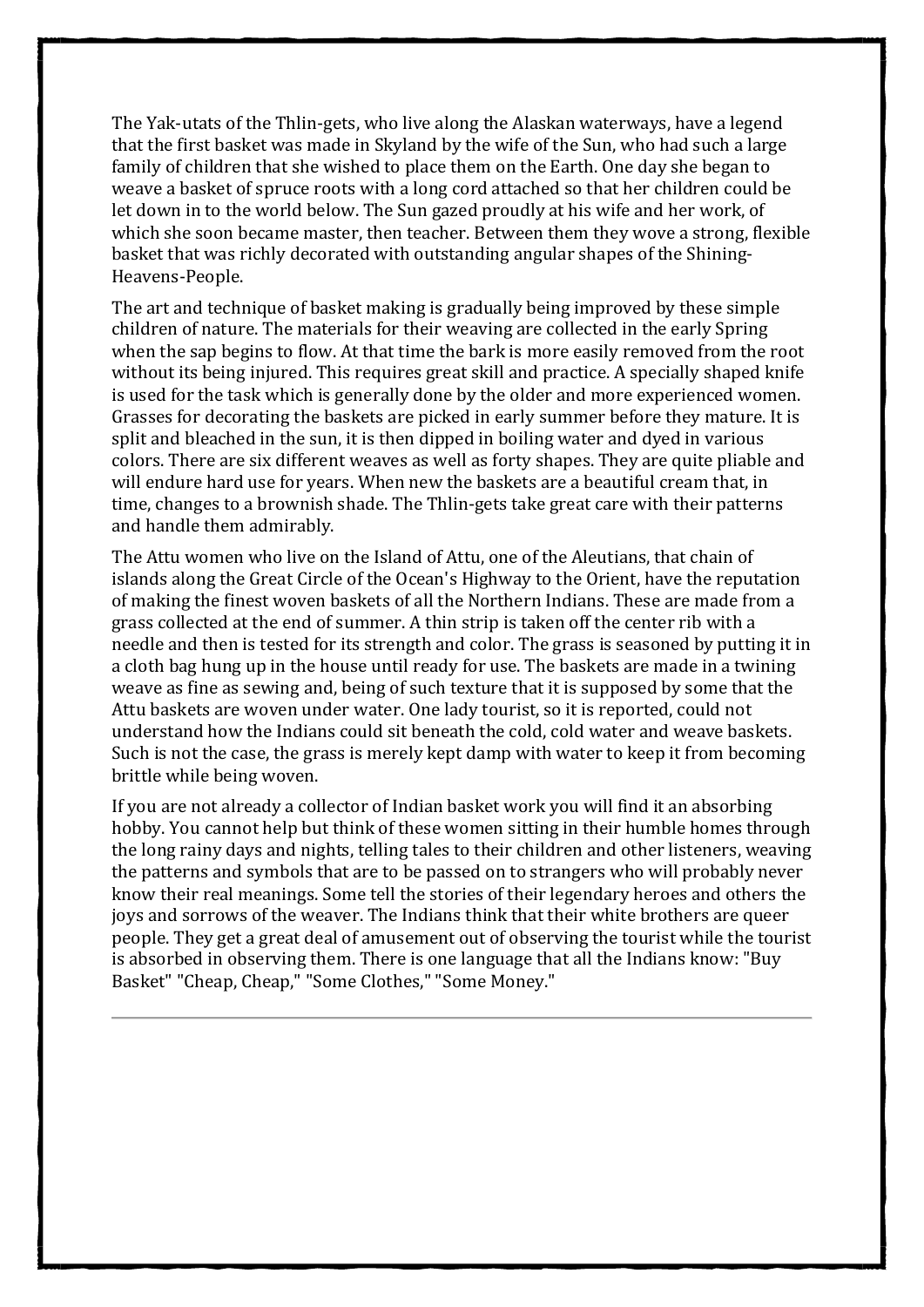The Yak-utats of the Thlin-gets, who live along the Alaskan waterways, have a legend that the first basket was made in Skyland by the wife of the Sun, who had such a large family of children that she wished to place them on the Earth. One day she began to weave a basket of spruce roots with a long cord attached so that her children could be let down in to the world below. The Sun gazed proudly at his wife and her work, of which she soon became master, then teacher. Between them they wove a strong, flexible basket that was richly decorated with outstanding angular shapes of the Shining-Heavens-People.

The art and technique of basket making is gradually being improved by these simple children of nature. The materials for their weaving are collected in the early Spring when the sap begins to flow. At that time the bark is more easily removed from the root without its being injured. This requires great skill and practice. A specially shaped knife is used for the task which is generally done by the older and more experienced women. Grasses for decorating the baskets are picked in early summer before they mature. It is split and bleached in the sun, it is then dipped in boiling water and dyed in various colors. There are six different weaves as well as forty shapes. They are quite pliable and will endure hard use for years. When new the baskets are a beautiful cream that, in time, changes to a brownish shade. The Thlin-gets take great care with their patterns and handle them admirably.

The Attu women who live on the Island of Attu, one of the Aleutians, that chain of islands along the Great Circle of the Ocean's Highway to the Orient, have the reputation of making the finest woven baskets of all the Northern Indians. These are made from a grass collected at the end of summer. A thin strip is taken off the center rib with a needle and then is tested for its strength and color. The grass is seasoned by putting it in a cloth bag hung up in the house until ready for use. The baskets are made in a twining weave as fine as sewing and, being of such texture that it is supposed by some that the Attu baskets are woven under water. One lady tourist, so it is reported, could not understand how the Indians could sit beneath the cold, cold water and weave baskets. Such is not the case, the grass is merely kept damp with water to keep it from becoming brittle while being woven.

If you are not already a collector of Indian basket work you will find it an absorbing hobby. You cannot help but think of these women sitting in their humble homes through the long rainy days and nights, telling tales to their children and other listeners, weaving the patterns and symbols that are to be passed on to strangers who will probably never know their real meanings. Some tell the stories of their legendary heroes and others the joys and sorrows of the weaver. The Indians think that their white brothers are queer people. They get a great deal of amusement out of observing the tourist while the tourist is absorbed in observing them. There is one language that all the Indians know: "Buy Basket" "Cheap, Cheap," "Some Clothes," "Some Money."

---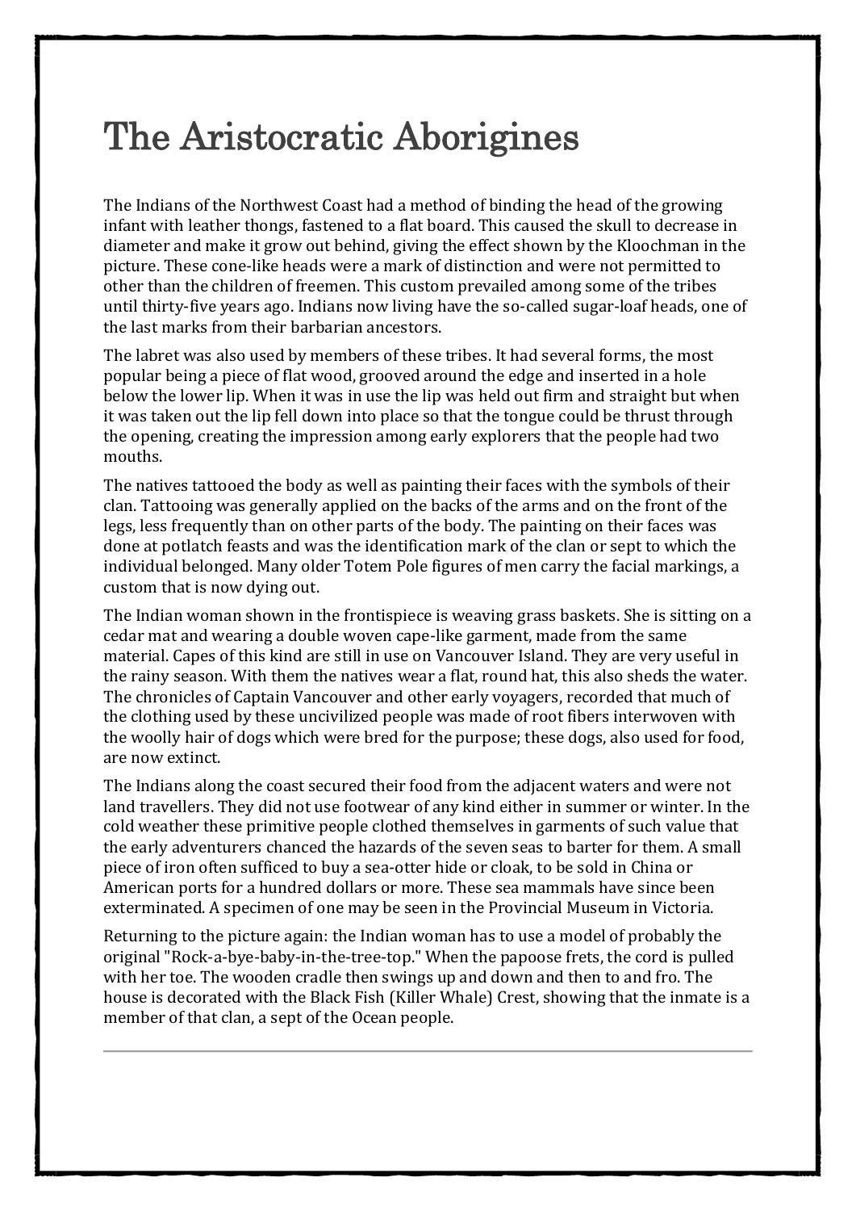# The Aristocratic Aborigines

The Indians of the Northwest Coast had a method of binding the head of the growing infant with leather thongs, fastened to a flat board. This caused the skull to decrease in diameter and make it grow out behind, giving the effect shown by the Kloochman in the picture. These cone-like heads were a mark of distinction and were not permitted to other than the children of freemen. This custom prevailed among some of the tribes until thirty-five years ago. Indians now living have the so-called sugar-loaf heads, one of the last marks from their barbarian ancestors.

The labret was also used by members of these tribes. It had several forms, the most popular being a piece of flat wood, grooved around the edge and inserted in a hole below the lower lip. When it was in use the lip was held out firm and straight but when it was taken out the lip fell down into place so that the tongue could be thrust through the opening, creating the impression among early explorers that the people had two mouths.

The natives tattooed the body as well as painting their faces with the symbols of their clan. Tattooing was generally applied on the backs of the arms and on the front of the legs, less frequently than on other parts of the body. The painting on their faces was done at potlatch feasts and was the identification mark of the clan or sept to which the individual belonged. Many older Totem Pole figures of men carry the facial markings, a custom that is now dying out.

The Indian woman shown in the frontispiece is weaving grass baskets. She is sitting on a cedar mat and wearing a double woven cape-like garment, made from the same material. Capes of this kind are still in use on Vancouver Island. They are very useful in the rainy season. With them the natives wear a flat, round hat, this also sheds the water. The chronicles of Captain Vancouver and other early voyagers, recorded that much of the clothing used by these uncivilized people was made of root fibers interwoven with the woolly hair of dogs which were bred for the purpose; these dogs, also used for food, are now extinct.

The Indians along the coast secured their food from the adjacent waters and were not land travellers. They did not use footwear of any kind either in summer or winter. In the cold weather these primitive people clothed themselves in garments of such value that the early adventurers chanced the hazards of the seven seas to barter for them. A small piece of iron often sufficed to buy a sea-otter hide or cloak, to be sold in China or American ports for a hundred dollars or more. These sea mammals have since been exterminated. A specimen of one may be seen in the Provincial Museum in Victoria.

Returning to the picture again: the Indian woman has to use a model of probably the original "Rock-a-bye-baby-in-the-tree-top." When the papoose frets, the cord is pulled with her toe. The wooden cradle then swings up and down and then to and fro. The house is decorated with the Black Fish (Killer Whale) Crest, showing that the inmate is a member of that clan, a sept of the Ocean people.

---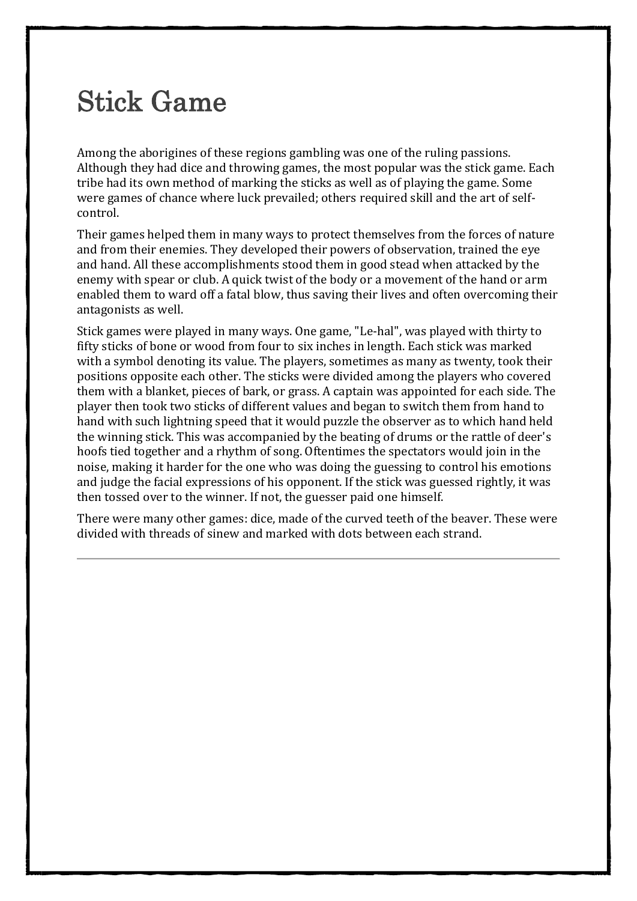# Stick Game

Among the aborigines of these regions gambling was one of the ruling passions. Although they had dice and throwing games, the most popular was the stick game. Each tribe had its own method of marking the sticks as well as of playing the game. Some were games of chance where luck prevailed; others required skill and the art of self-control.

Their games helped them in many ways to protect themselves from the forces of nature and from their enemies. They developed their powers of observation, trained the eye and hand. All these accomplishments stood them in good stead when attacked by the enemy with spear or club. A quick twist of the body or a movement of the hand or arm enabled them to ward off a fatal blow, thus saving their lives and often overcoming their antagonists as well.

Stick games were played in many ways. One game, "Le-hal", was played with thirty to fifty sticks of bone or wood from four to six inches in length. Each stick was marked with a symbol denoting its value. The players, sometimes as many as twenty, took their positions opposite each other. The sticks were divided among the players who covered them with a blanket, pieces of bark, or grass. A captain was appointed for each side. The player then took two sticks of different values and began to switch them from hand to hand with such lightning speed that it would puzzle the observer as to which hand held the winning stick. This was accompanied by the beating of drums or the rattle of deer's hoofs tied together and a rhythm of song. Oftentimes the spectators would join in the noise, making it harder for the one who was doing the guessing to control his emotions and judge the facial expressions of his opponent. If the stick was guessed rightly, it was then tossed over to the winner. If not, the guesser paid one himself.

There were many other games: dice, made of the curved teeth of the beaver. These were divided with threads of sinew and marked with dots between each strand.

---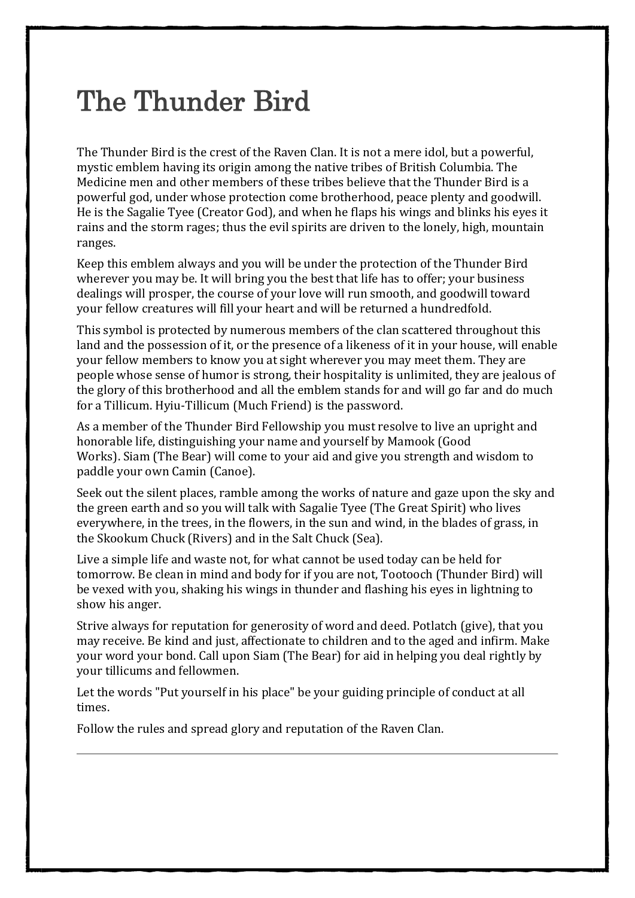# The Thunder Bird

The Thunder Bird is the crest of the Raven Clan. It is not a mere idol, but a powerful, mystic emblem having its origin among the native tribes of British Columbia. The Medicine men and other members of these tribes believe that the Thunder Bird is a powerful god, under whose protection come brotherhood, peace plenty and goodwill. He is the Sagalie Tyee (Creator God), and when he flaps his wings and blinks his eyes it rains and the storm rages; thus the evil spirits are driven to the lonely, high, mountain ranges.

Keep this emblem always and you will be under the protection of the Thunder Bird wherever you may be. It will bring you the best that life has to offer; your business dealings will prosper, the course of your love will run smooth, and goodwill toward your fellow creatures will fill your heart and will be returned a hundredfold.

This symbol is protected by numerous members of the clan scattered throughout this land and the possession of it, or the presence of a likeness of it in your house, will enable your fellow members to know you at sight wherever you may meet them. They are people whose sense of humor is strong, their hospitality is unlimited, they are jealous of the glory of this brotherhood and all the emblem stands for and will go far and do much for a Tillicum. Hyiu-Tillicum (Much Friend) is the password.

As a member of the Thunder Bird Fellowship you must resolve to live an upright and honorable life, distinguishing your name and yourself by Mamook (Good Works). Siam (The Bear) will come to your aid and give you strength and wisdom to paddle your own Camin (Canoe).

Seek out the silent places, ramble among the works of nature and gaze upon the sky and the green earth and so you will talk with Sagalie Tyee (The Great Spirit) who lives everywhere, in the trees, in the flowers, in the sun and wind, in the blades of grass, in the Skookum Chuck (Rivers) and in the Salt Chuck (Sea).

Live a simple life and waste not, for what cannot be used today can be held for tomorrow. Be clean in mind and body for if you are not, Tootooch (Thunder Bird) will be vexed with you, shaking his wings in thunder and flashing his eyes in lightning to show his anger.

Strive always for reputation for generosity of word and deed. Potlatch (give), that you may receive. Be kind and just, affectionate to children and to the aged and infirm. Make your word your bond. Call upon Siam (The Bear) for aid in helping you deal rightly by your tillicums and fellowmen.

Let the words "Put yourself in his place" be your guiding principle of conduct at all times.

Follow the rules and spread glory and reputation of the Raven Clan.

---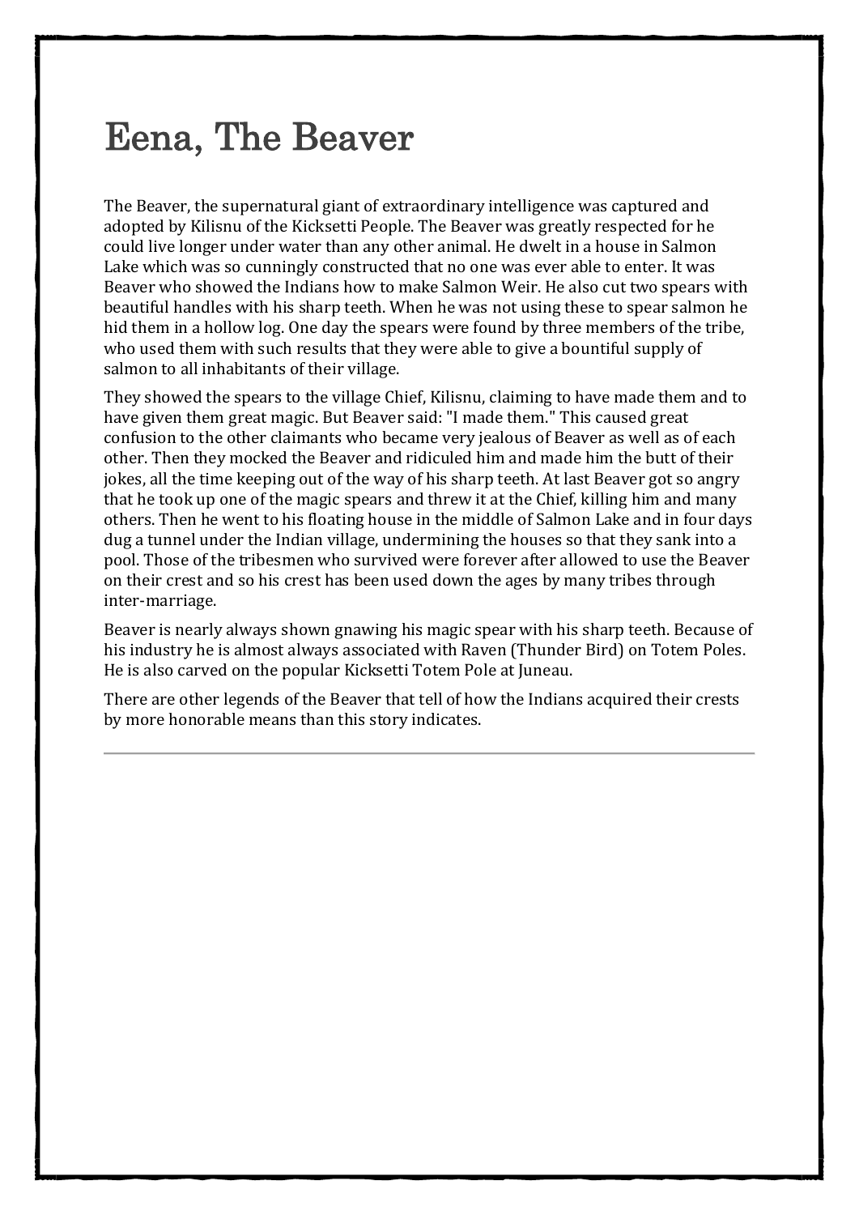# Eena, The Beaver

The Beaver, the supernatural giant of extraordinary intelligence was captured and adopted by Kilisnu of the Kicksetti People. The Beaver was greatly respected for he could live longer under water than any other animal. He dwelt in a house in Salmon Lake which was so cunningly constructed that no one was ever able to enter. It was Beaver who showed the Indians how to make Salmon Weir. He also cut two spears with beautiful handles with his sharp teeth. When he was not using these to spear salmon he hid them in a hollow log. One day the spears were found by three members of the tribe, who used them with such results that they were able to give a bountiful supply of salmon to all inhabitants of their village.

They showed the spears to the village Chief, Kilisnu, claiming to have made them and to have given them great magic. But Beaver said: "I made them." This caused great confusion to the other claimants who became very jealous of Beaver as well as of each other. Then they mocked the Beaver and ridiculed him and made him the butt of their jokes, all the time keeping out of the way of his sharp teeth. At last Beaver got so angry that he took up one of the magic spears and threw it at the Chief, killing him and many others. Then he went to his floating house in the middle of Salmon Lake and in four days dug a tunnel under the Indian village, undermining the houses so that they sank into a pool. Those of the tribesmen who survived were forever after allowed to use the Beaver on their crest and so his crest has been used down the ages by many tribes through inter-marriage.

Beaver is nearly always shown gnawing his magic spear with his sharp teeth. Because of his industry he is almost always associated with Raven (Thunder Bird) on Totem Poles. He is also carved on the popular Kicksetti Totem Pole at Juneau.

There are other legends of the Beaver that tell of how the Indians acquired their crests by more honorable means than this story indicates.

---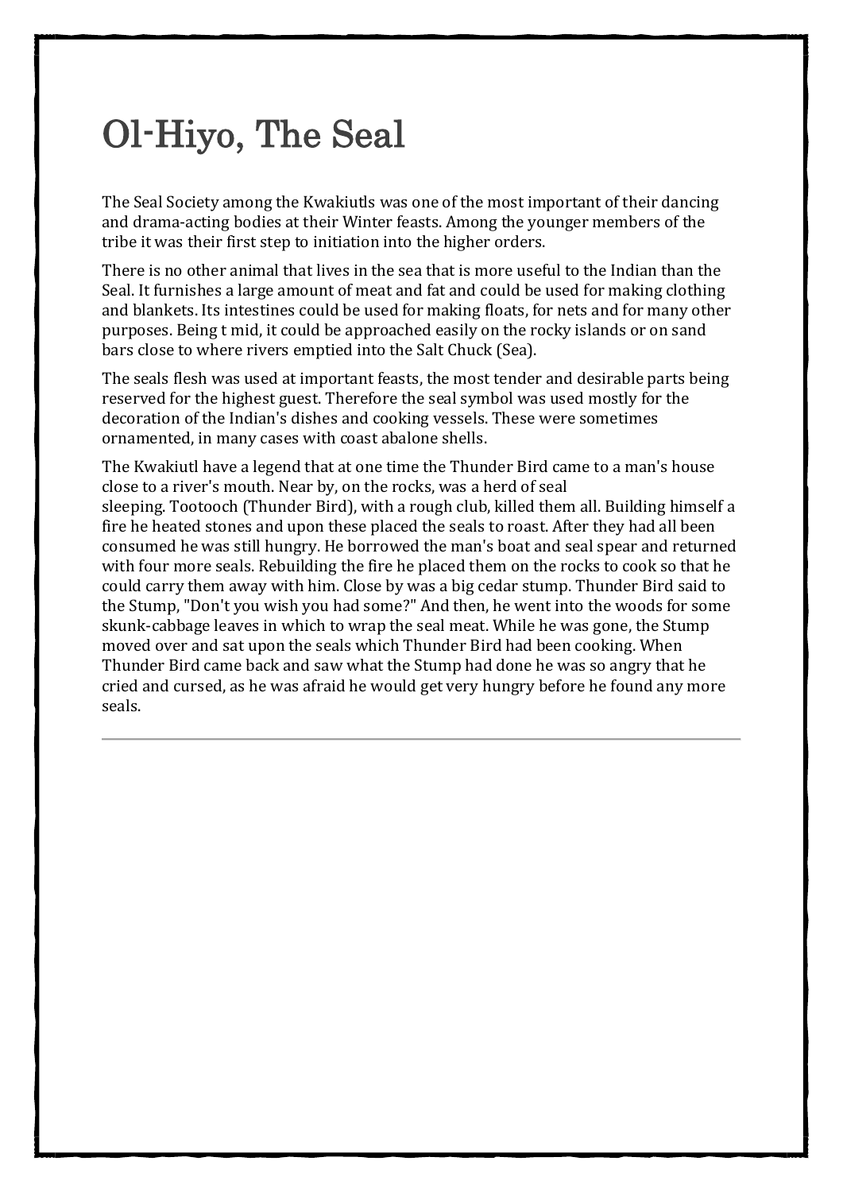# Ol-Hiyo, The Seal

The Seal Society among the Kwakiutls was one of the most important of their dancing and drama-acting bodies at their Winter feasts. Among the younger members of the tribe it was their first step to initiation into the higher orders.

There is no other animal that lives in the sea that is more useful to the Indian than the Seal. It furnishes a large amount of meat and fat and could be used for making clothing and blankets. Its intestines could be used for making floats, for nets and for many other purposes. Being t mid, it could be approached easily on the rocky islands or on sand bars close to where rivers emptied into the Salt Chuck (Sea).

The seals flesh was used at important feasts, the most tender and desirable parts being reserved for the highest guest. Therefore the seal symbol was used mostly for the decoration of the Indian's dishes and cooking vessels. These were sometimes ornamented, in many cases with coast abalone shells.

The Kwakiutl have a legend that at one time the Thunder Bird came to a man's house close to a river's mouth. Near by, on the rocks, was a herd of seal sleeping. Tootooch (Thunder Bird), with a rough club, killed them all. Building himself a fire he heated stones and upon these placed the seals to roast. After they had all been consumed he was still hungry. He borrowed the man's boat and seal spear and returned with four more seals. Rebuilding the fire he placed them on the rocks to cook so that he could carry them away with him. Close by was a big cedar stump. Thunder Bird said to the Stump, "Don't you wish you had some?" And then, he went into the woods for some skunk-cabbage leaves in which to wrap the seal meat. While he was gone, the Stump moved over and sat upon the seals which Thunder Bird had been cooking. When Thunder Bird came back and saw what the Stump had done he was so angry that he cried and cursed, as he was afraid he would get very hungry before he found any more seals.

---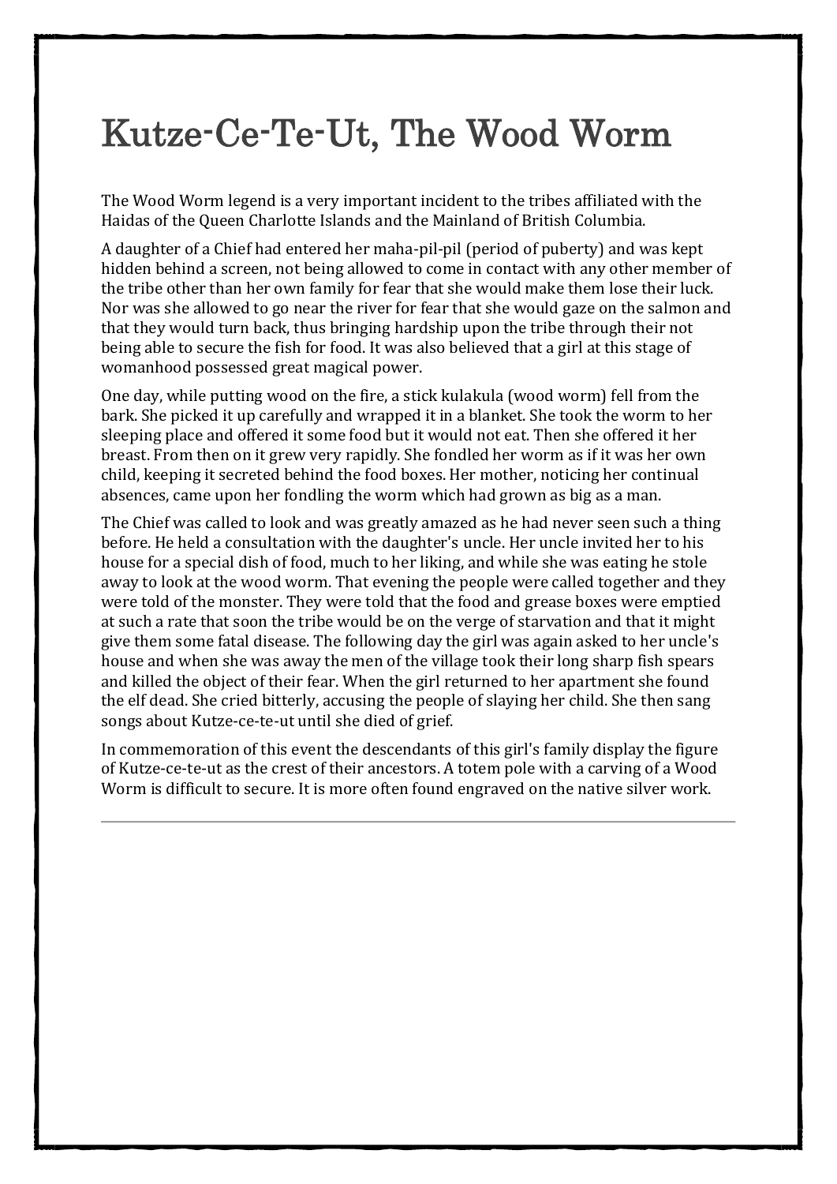# Kutze-Ce-Te-Ut, The Wood Worm

The Wood Worm legend is a very important incident to the tribes affiliated with the Haidas of the Queen Charlotte Islands and the Mainland of British Columbia.

A daughter of a Chief had entered her maha-pil-pil (period of puberty) and was kept hidden behind a screen, not being allowed to come in contact with any other member of the tribe other than her own family for fear that she would make them lose their luck. Nor was she allowed to go near the river for fear that she would gaze on the salmon and that they would turn back, thus bringing hardship upon the tribe through their not being able to secure the fish for food. It was also believed that a girl at this stage of womanhood possessed great magical power.

One day, while putting wood on the fire, a stick kulakula (wood worm) fell from the bark. She picked it up carefully and wrapped it in a blanket. She took the worm to her sleeping place and offered it some food but it would not eat. Then she offered it her breast. From then on it grew very rapidly. She fondled her worm as if it was her own child, keeping it secreted behind the food boxes. Her mother, noticing her continual absences, came upon her fondling the worm which had grown as big as a man.

The Chief was called to look and was greatly amazed as he had never seen such a thing before. He held a consultation with the daughter's uncle. Her uncle invited her to his house for a special dish of food, much to her liking, and while she was eating he stole away to look at the wood worm. That evening the people were called together and they were told of the monster. They were told that the food and grease boxes were emptied at such a rate that soon the tribe would be on the verge of starvation and that it might give them some fatal disease. The following day the girl was again asked to her uncle's house and when she was away the men of the village took their long sharp fish spears and killed the object of their fear. When the girl returned to her apartment she found the elf dead. She cried bitterly, accusing the people of slaying her child. She then sang songs about Kutze-ce-te-ut until she died of grief.

In commemoration of this event the descendants of this girl's family display the figure of Kutze-ce-te-ut as the crest of their ancestors. A totem pole with a carving of a Wood Worm is difficult to secure. It is more often found engraved on the native silver work.

---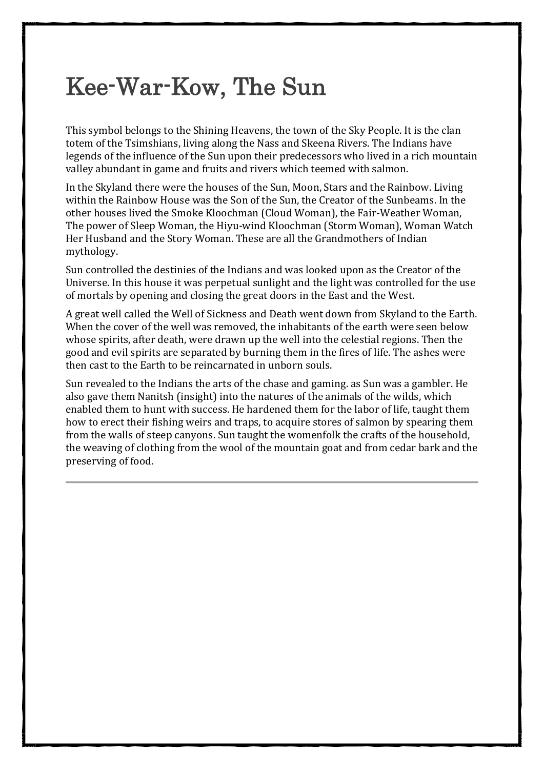# Kee-War-Kow, The Sun

This symbol belongs to the Shining Heavens, the town of the Sky People. It is the clan totem of the Tsimshians, living along the Nass and Skeena Rivers. The Indians have legends of the influence of the Sun upon their predecessors who lived in a rich mountain valley abundant in game and fruits and rivers which teemed with salmon.

In the Skyland there were the houses of the Sun, Moon, Stars and the Rainbow. Living within the Rainbow House was the Son of the Sun, the Creator of the Sunbeams. In the other houses lived the Smoke Kloochman (Cloud Woman), the Fair-Weather Woman, The power of Sleep Woman, the Hiyu-wind Kloochman (Storm Woman), Woman Watch Her Husband and the Story Woman. These are all the Grandmothers of Indian mythology.

Sun controlled the destinies of the Indians and was looked upon as the Creator of the Universe. In this house it was perpetual sunlight and the light was controlled for the use of mortals by opening and closing the great doors in the East and the West.

A great well called the Well of Sickness and Death went down from Skyland to the Earth. When the cover of the well was removed, the inhabitants of the earth were seen below whose spirits, after death, were drawn up the well into the celestial regions. Then the good and evil spirits are separated by burning them in the fires of life. The ashes were then cast to the Earth to be reincarnated in unborn souls.

Sun revealed to the Indians the arts of the chase and gaming. as Sun was a gambler. He also gave them Nanitsh (insight) into the natures of the animals of the wilds, which enabled them to hunt with success. He hardened them for the labor of life, taught them how to erect their fishing weirs and traps, to acquire stores of salmon by spearing them from the walls of steep canyons. Sun taught the womenfolk the crafts of the household, the weaving of clothing from the wool of the mountain goat and from cedar bark and the preserving of food.

---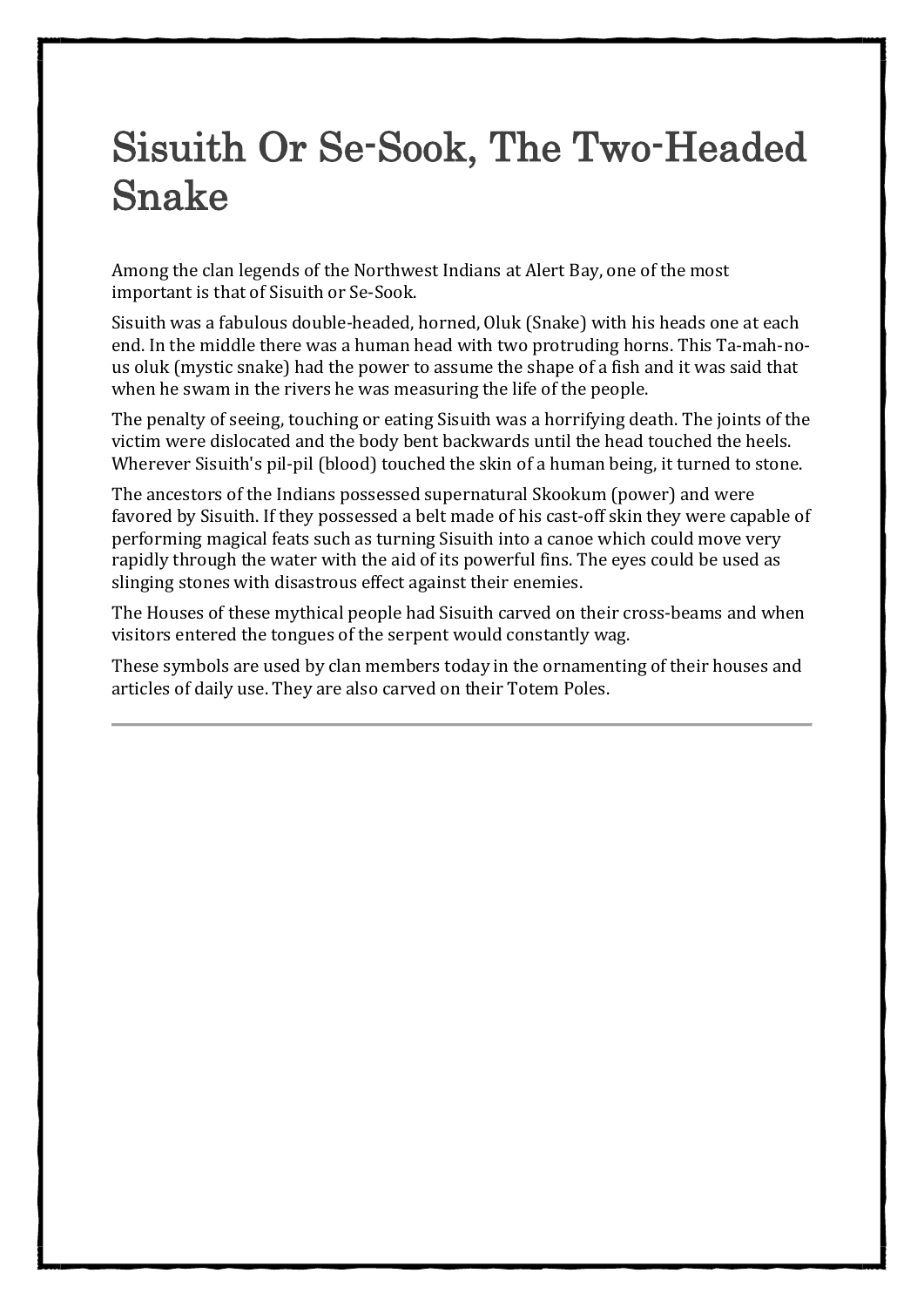# Sisuith Or Se-Sook, The Two-Headed Snake

Among the clan legends of the Northwest Indians at Alert Bay, one of the most important is that of Sisuith or Se-Sook.

Sisuith was a fabulous double-headed, horned, Oluk (Snake) with his heads one at each end. In the middle there was a human head with two protruding horns. This Ta-mah-no-us oluk (mystic snake) had the power to assume the shape of a fish and it was said that when he swam in the rivers he was measuring the life of the people.

The penalty of seeing, touching or eating Sisuith was a horrifying death. The joints of the victim were dislocated and the body bent backwards until the head touched the heels. Wherever Sisuith's pil-pil (blood) touched the skin of a human being, it turned to stone.

The ancestors of the Indians possessed supernatural Skookum (power) and were favored by Sisuith. If they possessed a belt made of his cast-off skin they were capable of performing magical feats such as turning Sisuith into a canoe which could move very rapidly through the water with the aid of its powerful fins. The eyes could be used as slinging stones with disastrous effect against their enemies.

The Houses of these mythical people had Sisuith carved on their cross-beams and when visitors entered the tongues of the serpent would constantly wag.

These symbols are used by clan members today in the ornamenting of their houses and articles of daily use. They are also carved on their Totem Poles.

---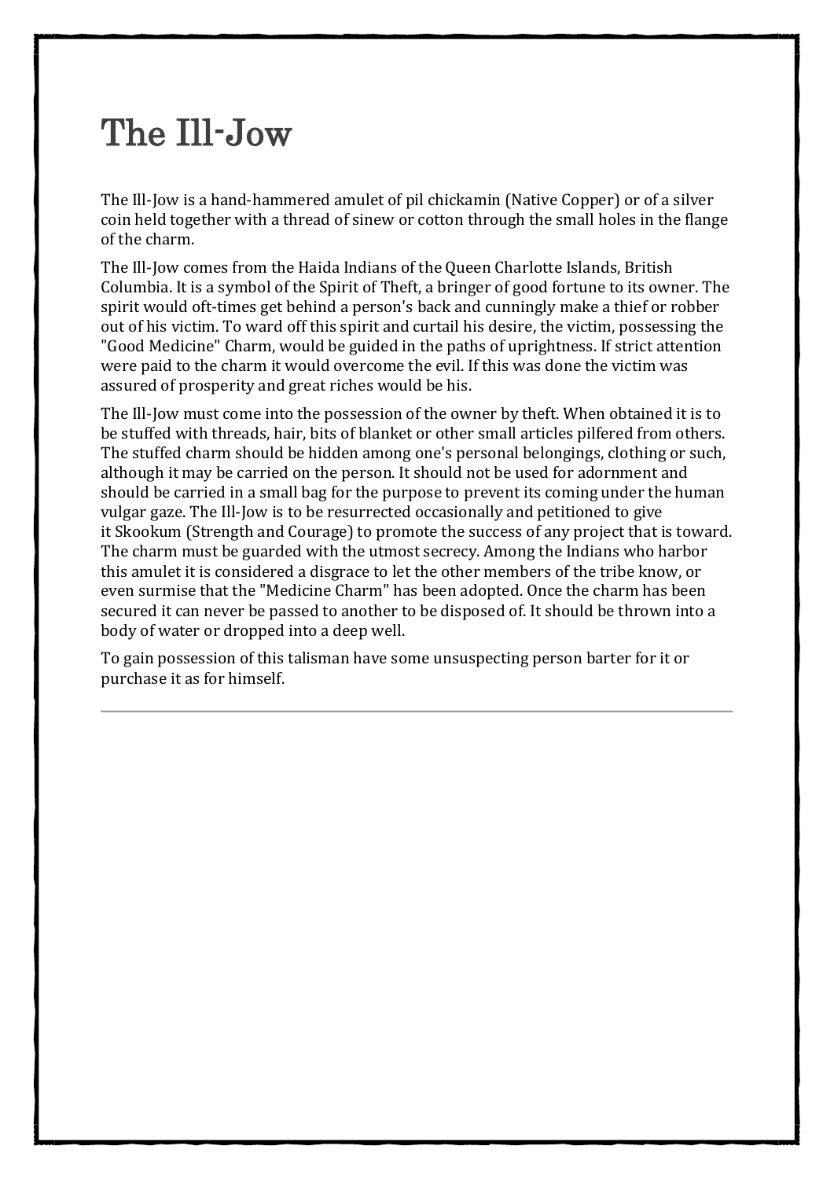# The Ill-Jow

The Ill-Jow is a hand-hammered amulet of pil chickamin (Native Copper) or of a silver coin held together with a thread of sinew or cotton through the small holes in the flange of the charm.

The Ill-Jow comes from the Haida Indians of the Queen Charlotte Islands, British Columbia. It is a symbol of the Spirit of Theft, a bringer of good fortune to its owner. The spirit would oft-times get behind a person's back and cunningly make a thief or robber out of his victim. To ward off this spirit and curtail his desire, the victim, possessing the "Good Medicine" Charm, would be guided in the paths of uprightness. If strict attention were paid to the charm it would overcome the evil. If this was done the victim was assured of prosperity and great riches would be his.

The Ill-Jow must come into the possession of the owner by theft. When obtained it is to be stuffed with threads, hair, bits of blanket or other small articles pilfered from others. The stuffed charm should be hidden among one's personal belongings, clothing or such, although it may be carried on the person. It should not be used for adornment and should be carried in a small bag for the purpose to prevent its coming under the human vulgar gaze. The Ill-Jow is to be resurrected occasionally and petitioned to give it Skookum (Strength and Courage) to promote the success of any project that is toward. The charm must be guarded with the utmost secrecy. Among the Indians who harbor this amulet it is considered a disgrace to let the other members of the tribe know, or even surmise that the "Medicine Charm" has been adopted. Once the charm has been secured it can never be passed to another to be disposed of. It should be thrown into a body of water or dropped into a deep well.

To gain possession of this talisman have some unsuspecting person barter for it or purchase it as for himself.

---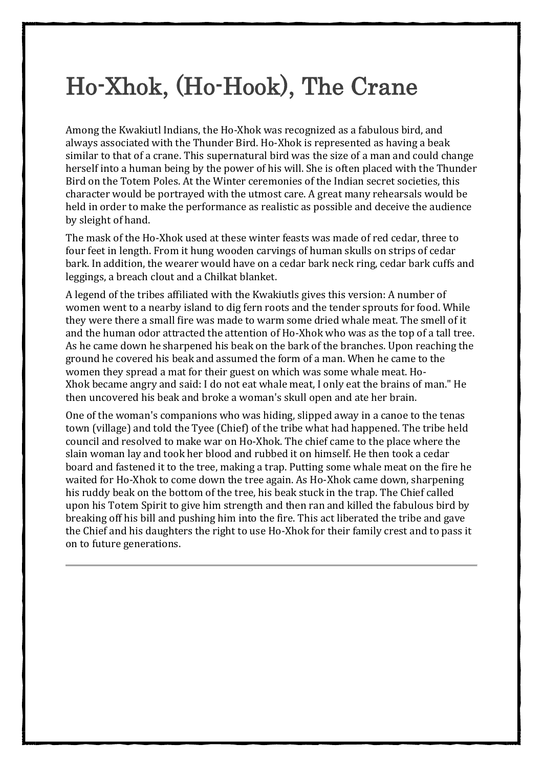# Ho-Xhok, (Ho-Hook), The Crane

Among the Kwakiutl Indians, the Ho-Xhok was recognized as a fabulous bird, and always associated with the Thunder Bird. Ho-Xhok is represented as having a beak similar to that of a crane. This supernatural bird was the size of a man and could change herself into a human being by the power of his will. She is often placed with the Thunder Bird on the Totem Poles. At the Winter ceremonies of the Indian secret societies, this character would be portrayed with the utmost care. A great many rehearsals would be held in order to make the performance as realistic as possible and deceive the audience by sleight of hand.

The mask of the Ho-Xhok used at these winter feasts was made of red cedar, three to four feet in length. From it hung wooden carvings of human skulls on strips of cedar bark. In addition, the wearer would have on a cedar bark neck ring, cedar bark cuffs and leggings, a breach clout and a Chilkat blanket.

A legend of the tribes affiliated with the Kwakiutls gives this version: A number of women went to a nearby island to dig fern roots and the tender sprouts for food. While they were there a small fire was made to warm some dried whale meat. The smell of it and the human odor attracted the attention of Ho-Xhok who was as the top of a tall tree. As he came down he sharpened his beak on the bark of the branches. Upon reaching the ground he covered his beak and assumed the form of a man. When he came to the women they spread a mat for their guest on which was some whale meat. Ho-Xhok became angry and said: I do not eat whale meat, I only eat the brains of man." He then uncovered his beak and broke a woman's skull open and ate her brain.

One of the woman's companions who was hiding, slipped away in a canoe to the tenas town (village) and told the Tyee (Chief) of the tribe what had happened. The tribe held council and resolved to make war on Ho-Xhok. The chief came to the place where the slain woman lay and took her blood and rubbed it on himself. He then took a cedar board and fastened it to the tree, making a trap. Putting some whale meat on the fire he waited for Ho-Xhok to come down the tree again. As Ho-Xhok came down, sharpening his ruddy beak on the bottom of the tree, his beak stuck in the trap. The Chief called upon his Totem Spirit to give him strength and then ran and killed the fabulous bird by breaking off his bill and pushing him into the fire. This act liberated the tribe and gave the Chief and his daughters the right to use Ho-Xhok for their family crest and to pass it on to future generations.

---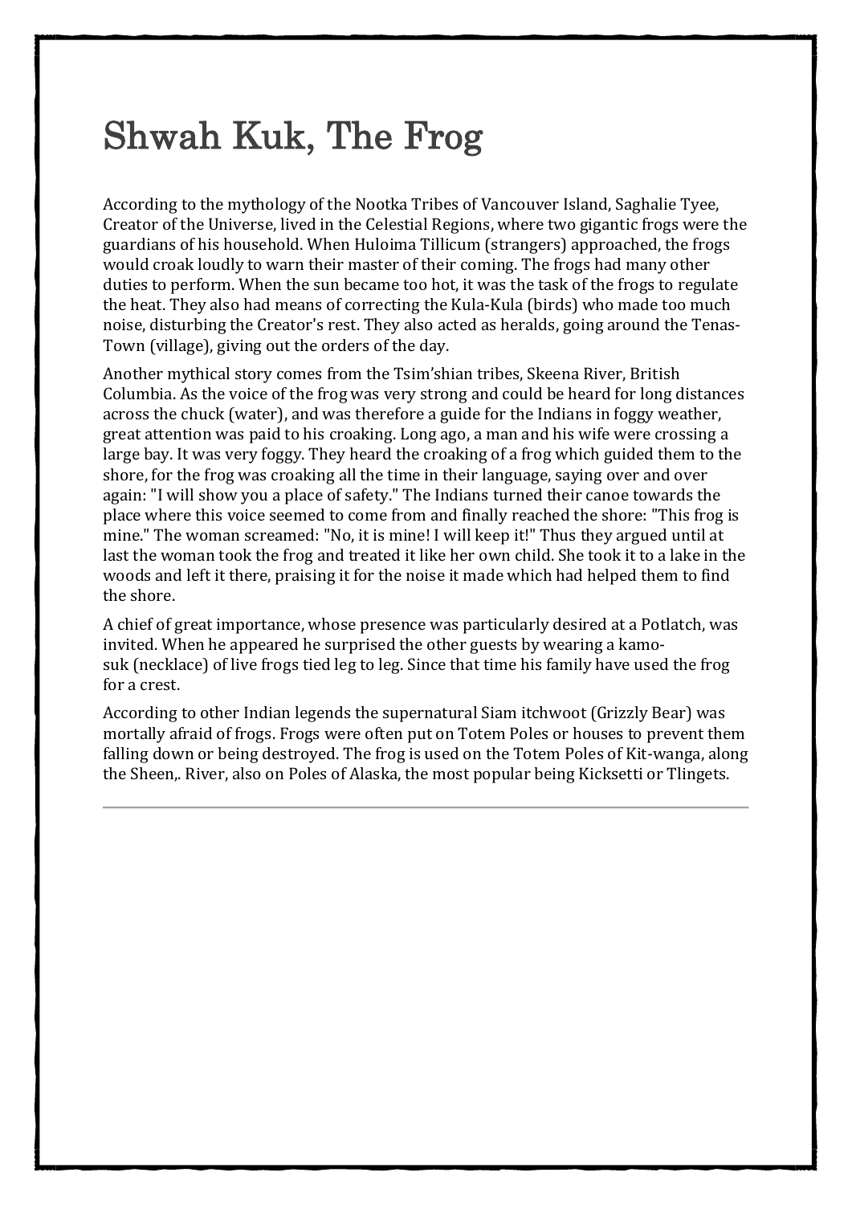# Shwah Kuk, The Frog

According to the mythology of the Nootka Tribes of Vancouver Island, Saghalie Tyee, Creator of the Universe, lived in the Celestial Regions, where two gigantic frogs were the guardians of his household. When Huloima Tillicum (strangers) approached, the frogs would croak loudly to warn their master of their coming. The frogs had many other duties to perform. When the sun became too hot, it was the task of the frogs to regulate the heat. They also had means of correcting the Kula-Kula (birds) who made too much noise, disturbing the Creator's rest. They also acted as heralds, going around the Tenas-Town (village), giving out the orders of the day.

Another mythical story comes from the Tsim'shian tribes, Skeena River, British Columbia. As the voice of the frog was very strong and could be heard for long distances across the chuck (water), and was therefore a guide for the Indians in foggy weather, great attention was paid to his croaking. Long ago, a man and his wife were crossing a large bay. It was very foggy. They heard the croaking of a frog which guided them to the shore, for the frog was croaking all the time in their language, saying over and over again: "I will show you a place of safety." The Indians turned their canoe towards the place where this voice seemed to come from and finally reached the shore: "This frog is mine." The woman screamed: "No, it is mine! I will keep it!" Thus they argued until at last the woman took the frog and treated it like her own child. She took it to a lake in the woods and left it there, praising it for the noise it made which had helped them to find the shore.

A chief of great importance, whose presence was particularly desired at a Potlatch, was invited. When he appeared he surprised the other guests by wearing a kamo-suk (necklace) of live frogs tied leg to leg. Since that time his family have used the frog for a crest.

According to other Indian legends the supernatural Siam itchwoot (Grizzly Bear) was mortally afraid of frogs. Frogs were often put on Totem Poles or houses to prevent them falling down or being destroyed. The frog is used on the Totem Poles of Kit-wanga, along the Sheen,. River, also on Poles of Alaska, the most popular being Kicksetti or Tlingets.

---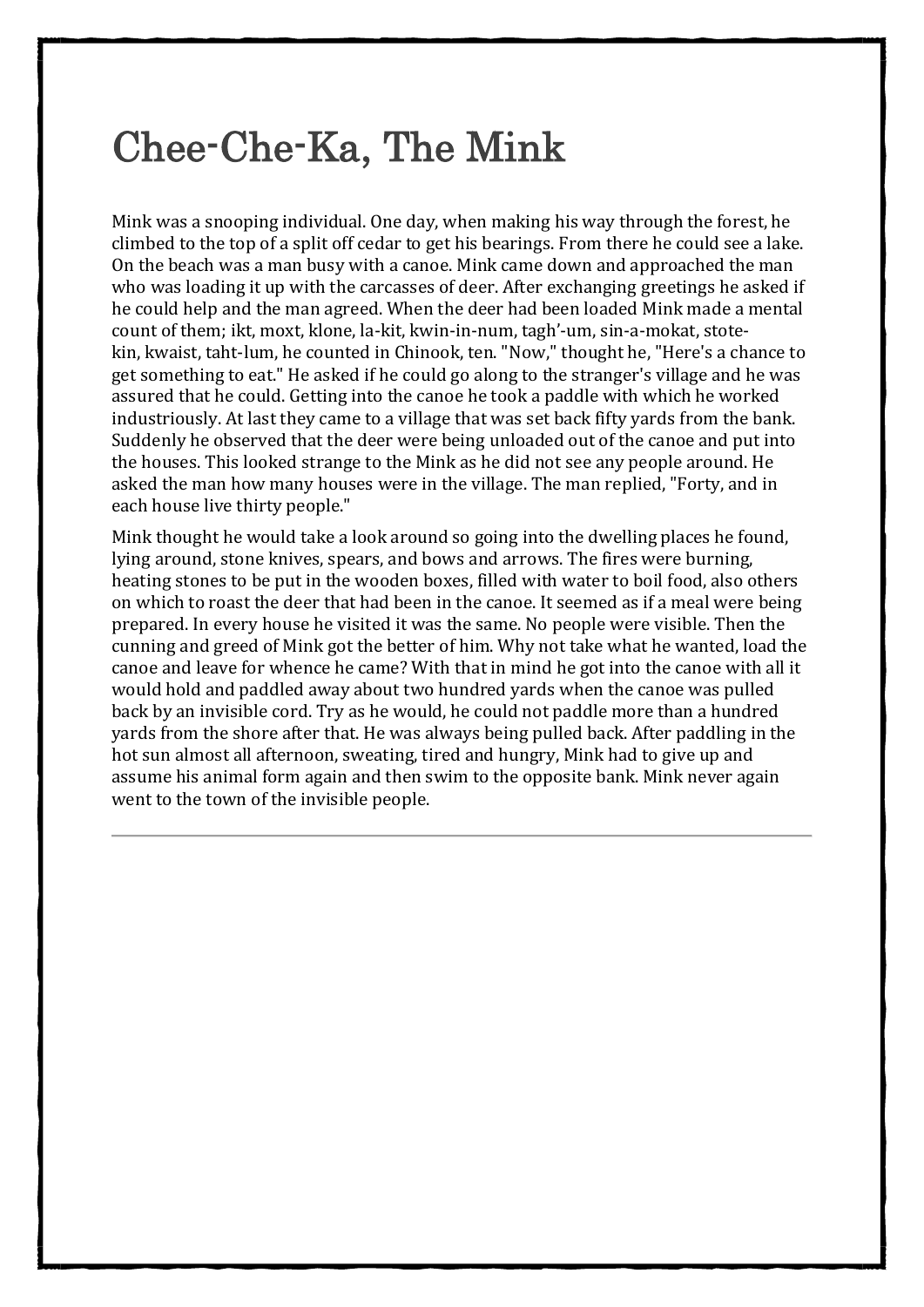# Chee-Che-Ka, The Mink

Mink was a snooping individual. One day, when making his way through the forest, he climbed to the top of a split off cedar to get his bearings. From there he could see a lake. On the beach was a man busy with a canoe. Mink came down and approached the man who was loading it up with the carcasses of deer. After exchanging greetings he asked if he could help and the man agreed. When the deer had been loaded Mink made a mental count of them; ikt, moxt, klone, la-kit, kwin-in-num, tagh'-um, sin-a-mokat, stote-kin, kwaist, taht-lum, he counted in Chinook, ten. "Now," thought he, "Here's a chance to get something to eat." He asked if he could go along to the stranger's village and he was assured that he could. Getting into the canoe he took a paddle with which he worked industriously. At last they came to a village that was set back fifty yards from the bank. Suddenly he observed that the deer were being unloaded out of the canoe and put into the houses. This looked strange to the Mink as he did not see any people around. He asked the man how many houses were in the village. The man replied, "Forty, and in each house live thirty people."

Mink thought he would take a look around so going into the dwelling places he found, lying around, stone knives, spears, and bows and arrows. The fires were burning, heating stones to be put in the wooden boxes, filled with water to boil food, also others on which to roast the deer that had been in the canoe. It seemed as if a meal were being prepared. In every house he visited it was the same. No people were visible. Then the cunning and greed of Mink got the better of him. Why not take what he wanted, load the canoe and leave for whence he came? With that in mind he got into the canoe with all it would hold and paddled away about two hundred yards when the canoe was pulled back by an invisible cord. Try as he would, he could not paddle more than a hundred yards from the shore after that. He was always being pulled back. After paddling in the hot sun almost all afternoon, sweating, tired and hungry, Mink had to give up and assume his animal form again and then swim to the opposite bank. Mink never again went to the town of the invisible people.

---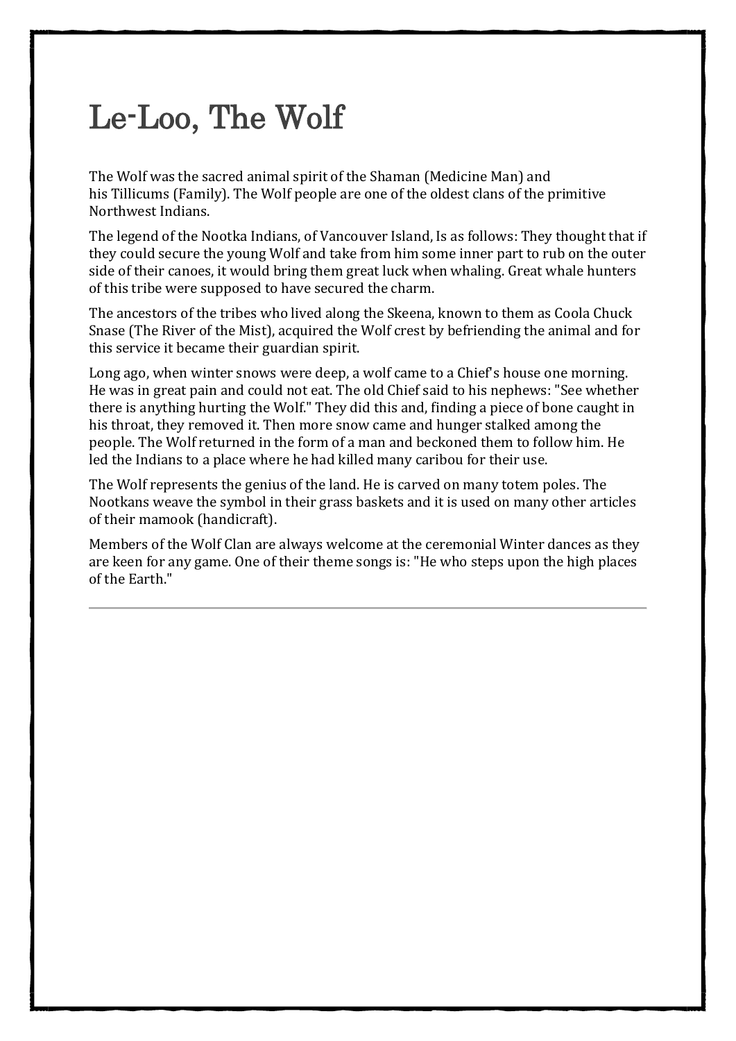# Le-Loo, The Wolf

The Wolf was the sacred animal spirit of the Shaman (Medicine Man) and his Tillicums (Family). The Wolf people are one of the oldest clans of the primitive Northwest Indians.

The legend of the Nootka Indians, of Vancouver Island, Is as follows: They thought that if they could secure the young Wolf and take from him some inner part to rub on the outer side of their canoes, it would bring them great luck when whaling. Great whale hunters of this tribe were supposed to have secured the charm.

The ancestors of the tribes who lived along the Skeena, known to them as Coola Chuck Snase (The River of the Mist), acquired the Wolf crest by befriending the animal and for this service it became their guardian spirit.

Long ago, when winter snows were deep, a wolf came to a Chief's house one morning. He was in great pain and could not eat. The old Chief said to his nephews: "See whether there is anything hurting the Wolf." They did this and, finding a piece of bone caught in his throat, they removed it. Then more snow came and hunger stalked among the people. The Wolf returned in the form of a man and beckoned them to follow him. He led the Indians to a place where he had killed many caribou for their use.

The Wolf represents the genius of the land. He is carved on many totem poles. The Nootkans weave the symbol in their grass baskets and it is used on many other articles of their mamook (handicraft).

Members of the Wolf Clan are always welcome at the ceremonial Winter dances as they are keen for any game. One of their theme songs is: "He who steps upon the high places of the Earth."

---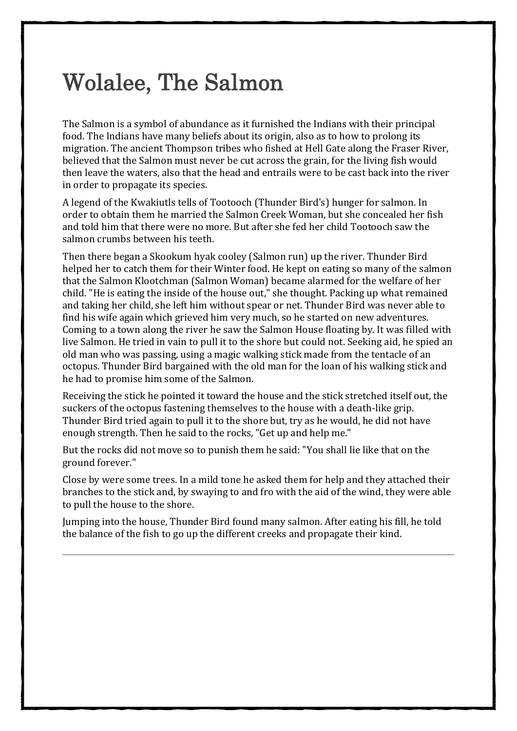# Wolalee, The Salmon

The Salmon is a symbol of abundance as it furnished the Indians with their principal food. The Indians have many beliefs about its origin, also as to how to prolong its migration. The ancient Thompson tribes who fished at Hell Gate along the Fraser River, believed that the Salmon must never be cut across the grain, for the living fish would then leave the waters, also that the head and entrails were to be cast back into the river in order to propagate its species.

A legend of the Kwakiutls tells of Tootooch (Thunder Bird's) hunger for salmon. In order to obtain them he married the Salmon Creek Woman, but she concealed her fish and told him that there were no more. But after she fed her child Tootooch saw the salmon crumbs between his teeth.

Then there began a Skookum hyak cooley (Salmon run) up the river. Thunder Bird helped her to catch them for their Winter food. He kept on eating so many of the salmon that the Salmon Klootchman (Salmon Woman) became alarmed for the welfare of her child. "He is eating the inside of the house out," she thought. Packing up what remained and taking her child, she left him without spear or net. Thunder Bird was never able to find his wife again which grieved him very much, so he started on new adventures. Coming to a town along the river he saw the Salmon House floating by. It was filled with live Salmon. He tried in vain to pull it to the shore but could not. Seeking aid, he spied an old man who was passing, using a magic walking stick made from the tentacle of an octopus. Thunder Bird bargained with the old man for the loan of his walking stick and he had to promise him some of the Salmon.

Receiving the stick he pointed it toward the house and the stick stretched itself out, the suckers of the octopus fastening themselves to the house with a death-like grip. Thunder Bird tried again to pull it to the shore but, try as he would, he did not have enough strength. Then he said to the rocks, "Get up and help me."

But the rocks did not move so to punish them he said: "You shall lie like that on the ground forever."

Close by were some trees. In a mild tone he asked them for help and they attached their branches to the stick and, by swaying to and fro with the aid of the wind, they were able to pull the house to the shore.

Jumping into the house, Thunder Bird found many salmon. After eating his fill, he told the balance of the fish to go up the different creeks and propagate their kind.

---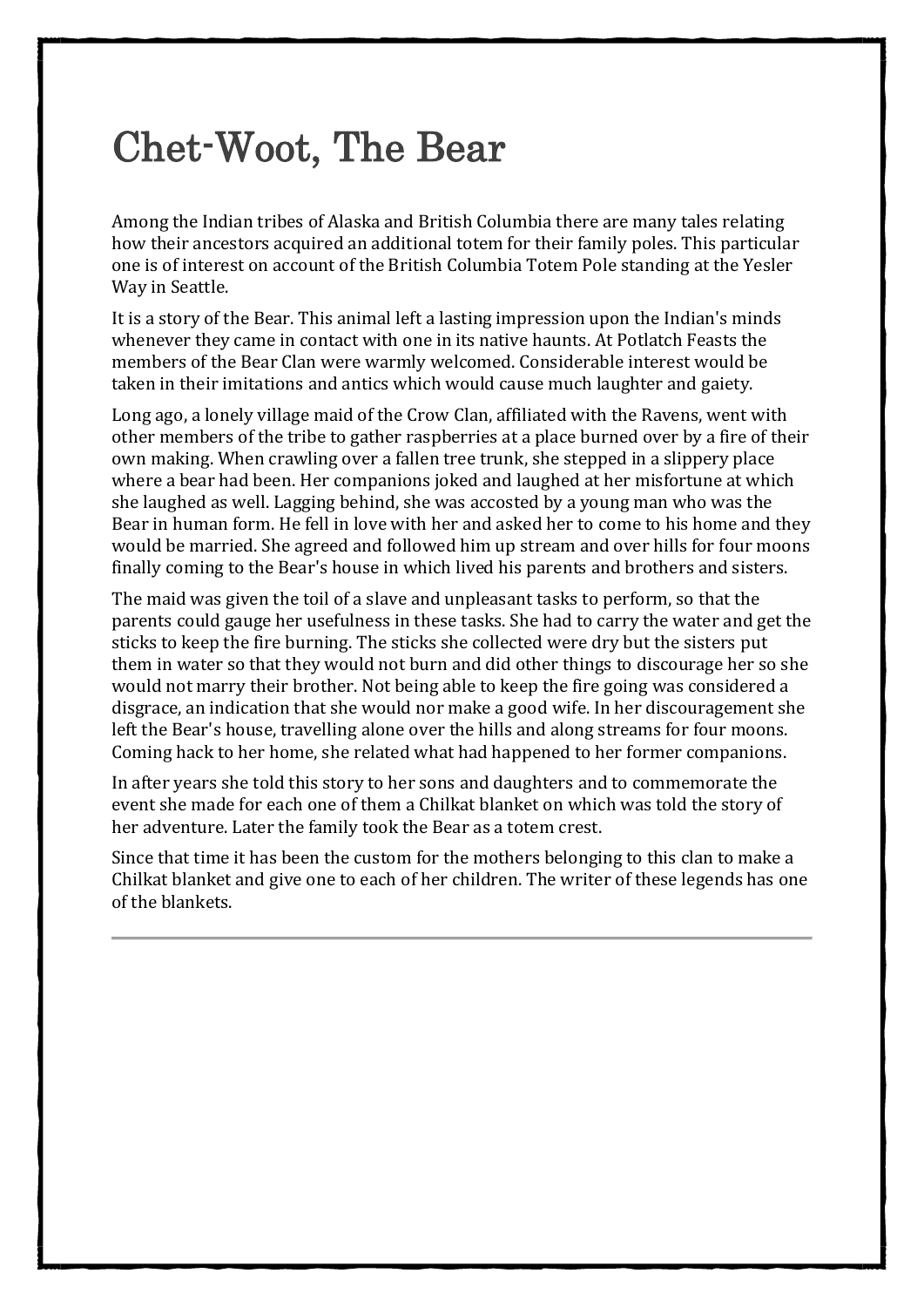# Chet-Woot, The Bear

Among the Indian tribes of Alaska and British Columbia there are many tales relating how their ancestors acquired an additional totem for their family poles. This particular one is of interest on account of the British Columbia Totem Pole standing at the Yesler Way in Seattle.

It is a story of the Bear. This animal left a lasting impression upon the Indian's minds whenever they came in contact with one in its native haunts. At Potlatch Feasts the members of the Bear Clan were warmly welcomed. Considerable interest would be taken in their imitations and antics which would cause much laughter and gaiety.

Long ago, a lonely village maid of the Crow Clan, affiliated with the Ravens, went with other members of the tribe to gather raspberries at a place burned over by a fire of their own making. When crawling over a fallen tree trunk, she stepped in a slippery place where a bear had been. Her companions joked and laughed at her misfortune at which she laughed as well. Lagging behind, she was accosted by a young man who was the Bear in human form. He fell in love with her and asked her to come to his home and they would be married. She agreed and followed him up stream and over hills for four moons finally coming to the Bear's house in which lived his parents and brothers and sisters.

The maid was given the toil of a slave and unpleasant tasks to perform, so that the parents could gauge her usefulness in these tasks. She had to carry the water and get the sticks to keep the fire burning. The sticks she collected were dry but the sisters put them in water so that they would not burn and did other things to discourage her so she would not marry their brother. Not being able to keep the fire going was considered a disgrace, an indication that she would nor make a good wife. In her discouragement she left the Bear's house, travelling alone over the hills and along streams for four moons. Coming hack to her home, she related what had happened to her former companions.

In after years she told this story to her sons and daughters and to commemorate the event she made for each one of them a Chilkat blanket on which was told the story of her adventure. Later the family took the Bear as a totem crest.

Since that time it has been the custom for the mothers belonging to this clan to make a Chilkat blanket and give one to each of her children. The writer of these legends has one of the blankets.

---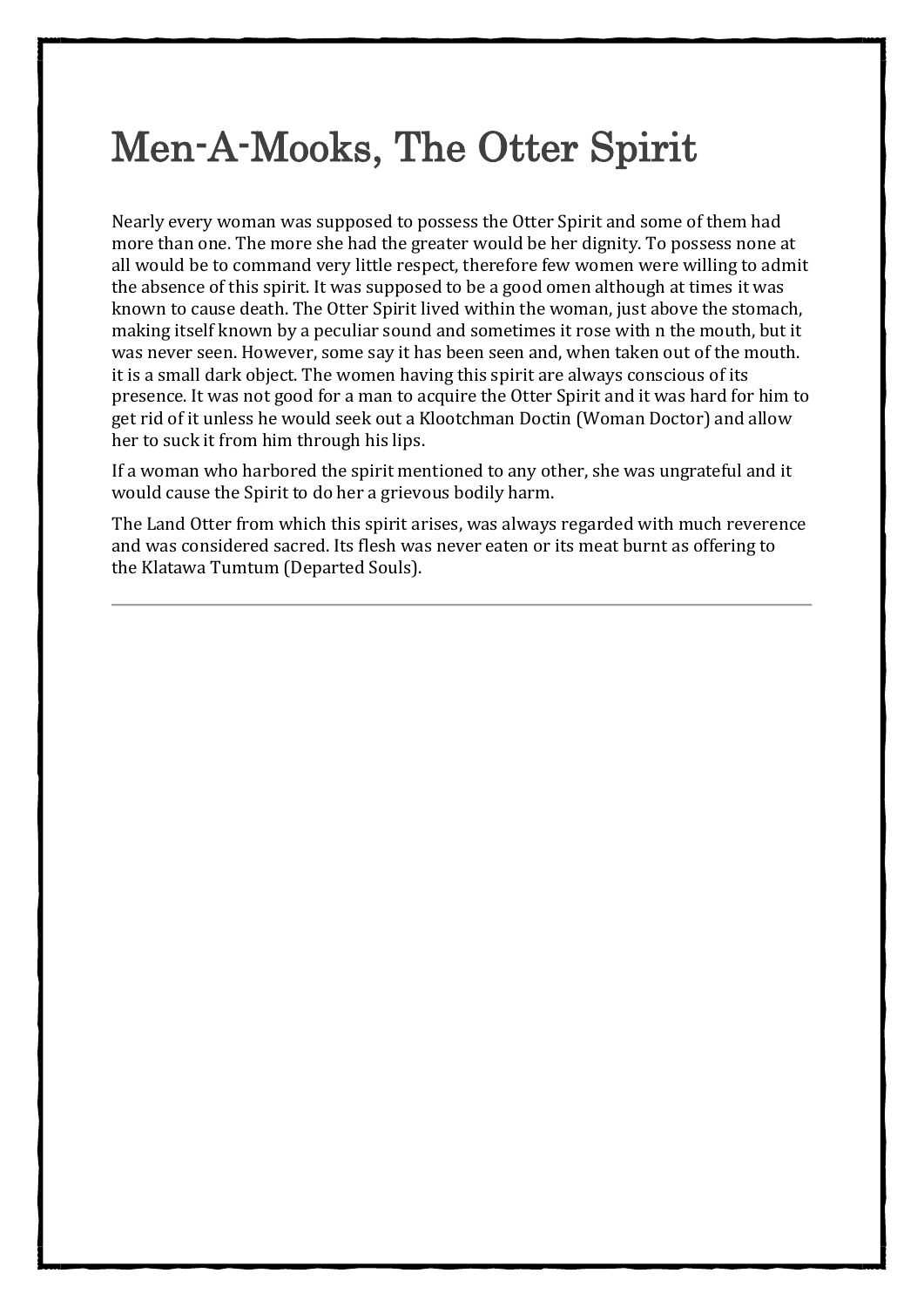# Men-A-Mooks, The Otter Spirit

Nearly every woman was supposed to possess the Otter Spirit and some of them had more than one. The more she had the greater would be her dignity. To possess none at all would be to command very little respect, therefore few women were willing to admit the absence of this spirit. It was supposed to be a good omen although at times it was known to cause death. The Otter Spirit lived within the woman, just above the stomach, making itself known by a peculiar sound and sometimes it rose with n the mouth, but it was never seen. However, some say it has been seen and, when taken out of the mouth. it is a small dark object. The women having this spirit are always conscious of its presence. It was not good for a man to acquire the Otter Spirit and it was hard for him to get rid of it unless he would seek out a Klootchman Doctin (Woman Doctor) and allow her to suck it from him through his lips.

If a woman who harbored the spirit mentioned to any other, she was ungrateful and it would cause the Spirit to do her a grievous bodily harm.

The Land Otter from which this spirit arises, was always regarded with much reverence and was considered sacred. Its flesh was never eaten or its meat burnt as offering to the Klatawa Tumtum (Departed Souls).

---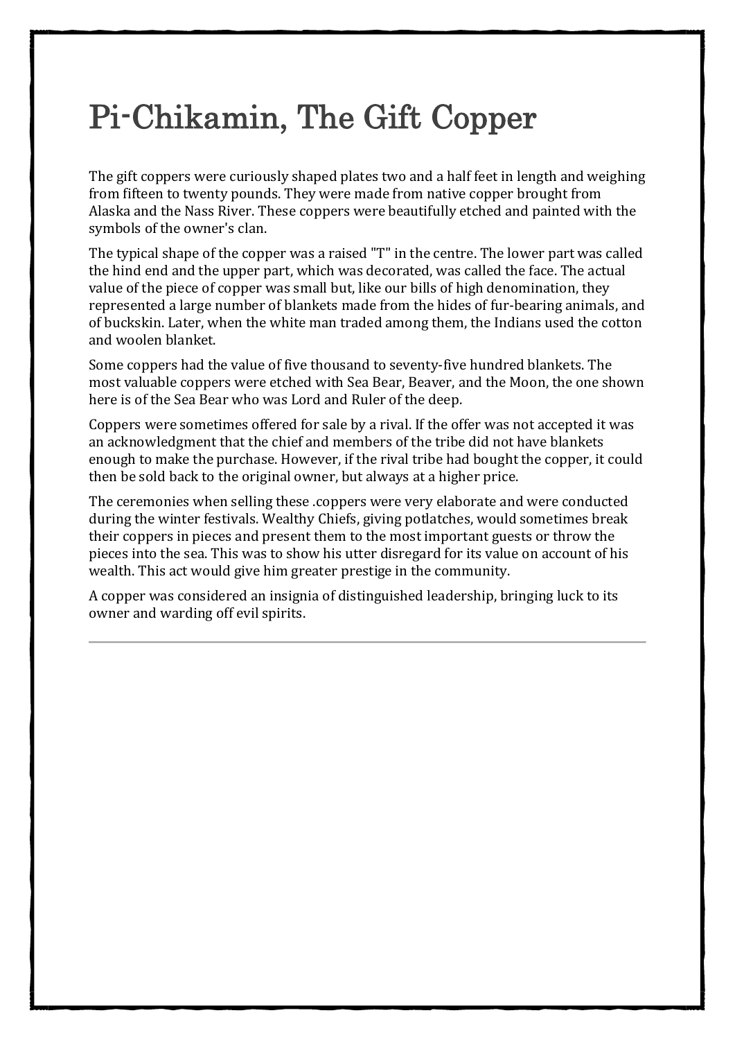# Pi-Chikamin, The Gift Copper

The gift coppers were curiously shaped plates two and a half feet in length and weighing from fifteen to twenty pounds. They were made from native copper brought from Alaska and the Nass River. These coppers were beautifully etched and painted with the symbols of the owner's clan.

The typical shape of the copper was a raised "T" in the centre. The lower part was called the hind end and the upper part, which was decorated, was called the face. The actual value of the piece of copper was small but, like our bills of high denomination, they represented a large number of blankets made from the hides of fur-bearing animals, and of buckskin. Later, when the white man traded among them, the Indians used the cotton and woolen blanket.

Some coppers had the value of five thousand to seventy-five hundred blankets. The most valuable coppers were etched with Sea Bear, Beaver, and the Moon, the one shown here is of the Sea Bear who was Lord and Ruler of the deep.

Coppers were sometimes offered for sale by a rival. If the offer was not accepted it was an acknowledgment that the chief and members of the tribe did not have blankets enough to make the purchase. However, if the rival tribe had bought the copper, it could then be sold back to the original owner, but always at a higher price.

The ceremonies when selling these .coppers were very elaborate and were conducted during the winter festivals. Wealthy Chiefs, giving potlatches, would sometimes break their coppers in pieces and present them to the most important guests or throw the pieces into the sea. This was to show his utter disregard for its value on account of his wealth. This act would give him greater prestige in the community.

A copper was considered an insignia of distinguished leadership, bringing luck to its owner and warding off evil spirits.

---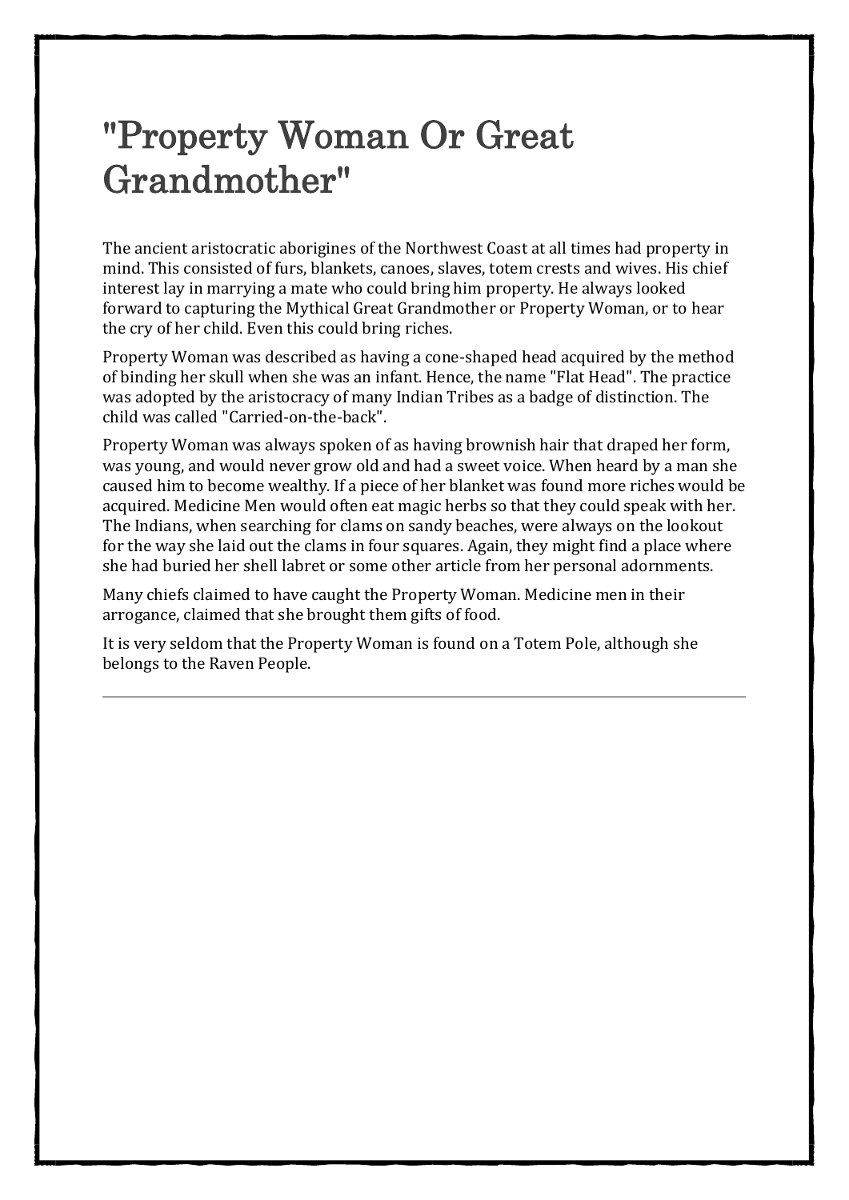# "Property Woman Or Great Grandmother"

The ancient aristocratic aborigines of the Northwest Coast at all times had property in mind. This consisted of furs, blankets, canoes, slaves, totem crests and wives. His chief interest lay in marrying a mate who could bring him property. He always looked forward to capturing the Mythical Great Grandmother or Property Woman, or to hear the cry of her child. Even this could bring riches.

Property Woman was described as having a cone-shaped head acquired by the method of binding her skull when she was an infant. Hence, the name "Flat Head". The practice was adopted by the aristocracy of many Indian Tribes as a badge of distinction. The child was called "Carried-on-the-back".

Property Woman was always spoken of as having brownish hair that draped her form, was young, and would never grow old and had a sweet voice. When heard by a man she caused him to become wealthy. If a piece of her blanket was found more riches would be acquired. Medicine Men would often eat magic herbs so that they could speak with her. The Indians, when searching for clams on sandy beaches, were always on the lookout for the way she laid out the clams in four squares. Again, they might find a place where she had buried her shell labret or some other article from her personal adornments.

Many chiefs claimed to have caught the Property Woman. Medicine men in their arrogance, claimed that she brought them gifts of food.

It is very seldom that the Property Woman is found on a Totem Pole, although she belongs to the Raven People.

---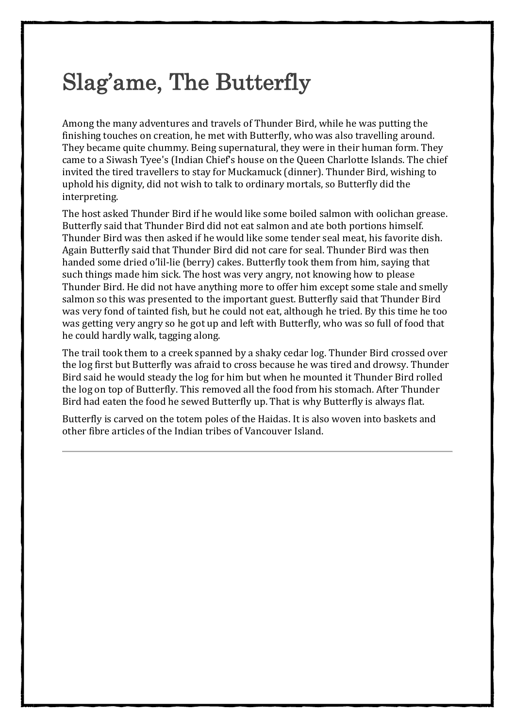# Slag'ame, The Butterfly

Among the many adventures and travels of Thunder Bird, while he was putting the finishing touches on creation, he met with Butterfly, who was also travelling around. They became quite chummy. Being supernatural, they were in their human form. They came to a Siwash Tyee's (Indian Chief's house on the Queen Charlotte Islands. The chief invited the tired travellers to stay for Muckamuck (dinner). Thunder Bird, wishing to uphold his dignity, did not wish to talk to ordinary mortals, so Butterfly did the interpreting.

The host asked Thunder Bird if he would like some boiled salmon with oolichan grease. Butterfly said that Thunder Bird did not eat salmon and ate both portions himself. Thunder Bird was then asked if he would like some tender seal meat, his favorite dish. Again Butterfly said that Thunder Bird did not care for seal. Thunder Bird was then handed some dried o'lil-lie (berry) cakes. Butterfly took them from him, saying that such things made him sick. The host was very angry, not knowing how to please Thunder Bird. He did not have anything more to offer him except some stale and smelly salmon so this was presented to the important guest. Butterfly said that Thunder Bird was very fond of tainted fish, but he could not eat, although he tried. By this time he too was getting very angry so he got up and left with Butterfly, who was so full of food that he could hardly walk, tagging along.

The trail took them to a creek spanned by a shaky cedar log. Thunder Bird crossed over the log first but Butterfly was afraid to cross because he was tired and drowsy. Thunder Bird said he would steady the log for him but when he mounted it Thunder Bird rolled the log on top of Butterfly. This removed all the food from his stomach. After Thunder Bird had eaten the food he sewed Butterfly up. That is why Butterfly is always flat.

Butterfly is carved on the totem poles of the Haidas. It is also woven into baskets and other fibre articles of the Indian tribes of Vancouver Island.

---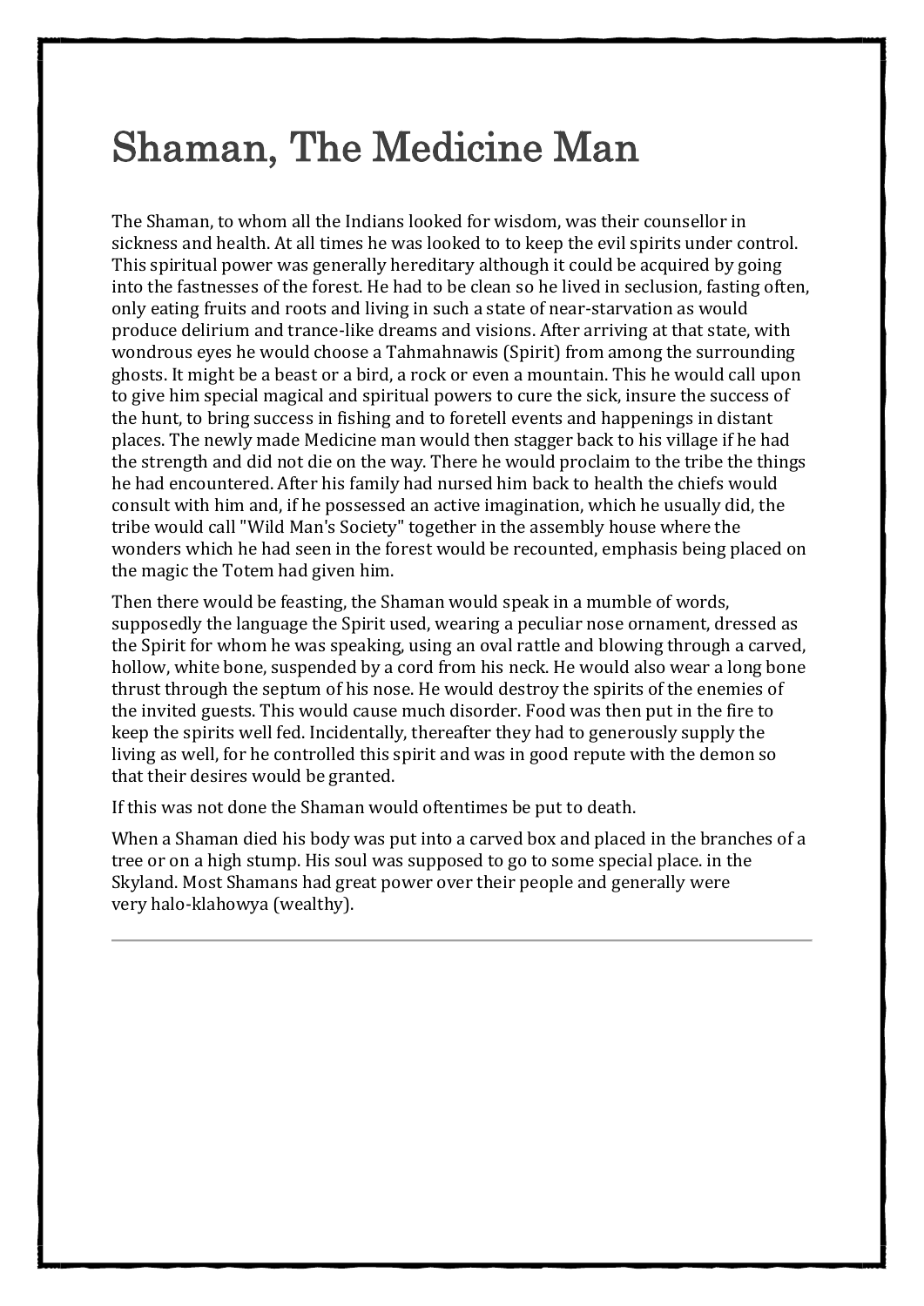# Shaman, The Medicine Man

The Shaman, to whom all the Indians looked for wisdom, was their counsellor in sickness and health. At all times he was looked to to keep the evil spirits under control. This spiritual power was generally hereditary although it could be acquired by going into the fastnesses of the forest. He had to be clean so he lived in seclusion, fasting often, only eating fruits and roots and living in such a state of near-starvation as would produce delirium and trance-like dreams and visions. After arriving at that state, with wondrous eyes he would choose a Tahmahnawis (Spirit) from among the surrounding ghosts. It might be a beast or a bird, a rock or even a mountain. This he would call upon to give him special magical and spiritual powers to cure the sick, insure the success of the hunt, to bring success in fishing and to foretell events and happenings in distant places. The newly made Medicine man would then stagger back to his village if he had the strength and did not die on the way. There he would proclaim to the tribe the things he had encountered. After his family had nursed him back to health the chiefs would consult with him and, if he possessed an active imagination, which he usually did, the tribe would call "Wild Man's Society" together in the assembly house where the wonders which he had seen in the forest would be recounted, emphasis being placed on the magic the Totem had given him.

Then there would be feasting, the Shaman would speak in a mumble of words, supposedly the language the Spirit used, wearing a peculiar nose ornament, dressed as the Spirit for whom he was speaking, using an oval rattle and blowing through a carved, hollow, white bone, suspended by a cord from his neck. He would also wear a long bone thrust through the septum of his nose. He would destroy the spirits of the enemies of the invited guests. This would cause much disorder. Food was then put in the fire to keep the spirits well fed. Incidentally, thereafter they had to generously supply the living as well, for he controlled this spirit and was in good repute with the demon so that their desires would be granted.

If this was not done the Shaman would oftentimes be put to death.

When a Shaman died his body was put into a carved box and placed in the branches of a tree or on a high stump. His soul was supposed to go to some special place. in the Skyland. Most Shamans had great power over their people and generally were very halo-klahowya (wealthy).

---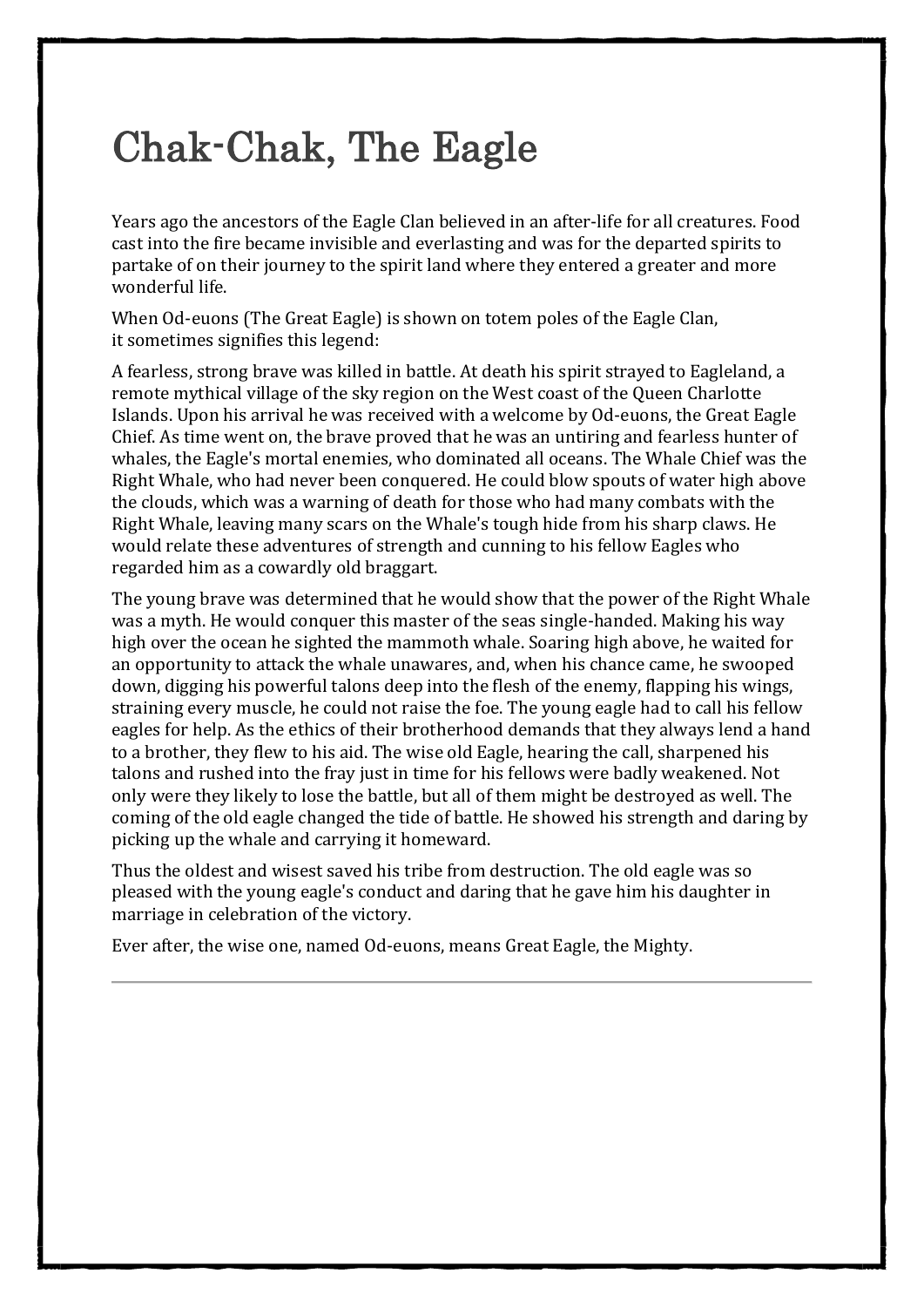# Chak-Chak, The Eagle

Years ago the ancestors of the Eagle Clan believed in an after-life for all creatures. Food cast into the fire became invisible and everlasting and was for the departed spirits to partake of on their journey to the spirit land where they entered a greater and more wonderful life.

When Od-euons (The Great Eagle) is shown on totem poles of the Eagle Clan, it sometimes signifies this legend:

A fearless, strong brave was killed in battle. At death his spirit strayed to Eagleland, a remote mythical village of the sky region on the West coast of the Queen Charlotte Islands. Upon his arrival he was received with a welcome by Od-euons, the Great Eagle Chief. As time went on, the brave proved that he was an untiring and fearless hunter of whales, the Eagle's mortal enemies, who dominated all oceans. The Whale Chief was the Right Whale, who had never been conquered. He could blow spouts of water high above the clouds, which was a warning of death for those who had many combats with the Right Whale, leaving many scars on the Whale's tough hide from his sharp claws. He would relate these adventures of strength and cunning to his fellow Eagles who regarded him as a cowardly old braggart.

The young brave was determined that he would show that the power of the Right Whale was a myth. He would conquer this master of the seas single-handed. Making his way high over the ocean he sighted the mammoth whale. Soaring high above, he waited for an opportunity to attack the whale unawares, and, when his chance came, he swooped down, digging his powerful talons deep into the flesh of the enemy, flapping his wings, straining every muscle, he could not raise the foe. The young eagle had to call his fellow eagles for help. As the ethics of their brotherhood demands that they always lend a hand to a brother, they flew to his aid. The wise old Eagle, hearing the call, sharpened his talons and rushed into the fray just in time for his fellows were badly weakened. Not only were they likely to lose the battle, but all of them might be destroyed as well. The coming of the old eagle changed the tide of battle. He showed his strength and daring by picking up the whale and carrying it homeward.

Thus the oldest and wisest saved his tribe from destruction. The old eagle was so pleased with the young eagle's conduct and daring that he gave him his daughter in marriage in celebration of the victory.

Ever after, the wise one, named Od-euons, means Great Eagle, the Mighty.

---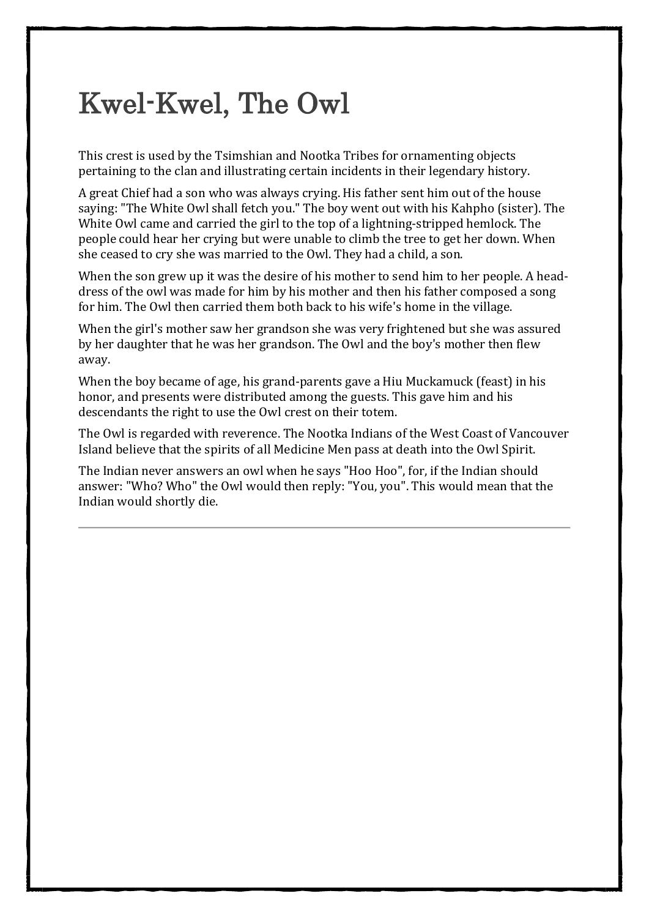# Kwel-Kwel, The Owl

This crest is used by the Tsimshian and Nootka Tribes for ornamenting objects pertaining to the clan and illustrating certain incidents in their legendary history.

A great Chief had a son who was always crying. His father sent him out of the house saying: "The White Owl shall fetch you." The boy went out with his Kahpho (sister). The White Owl came and carried the girl to the top of a lightning-stripped hemlock. The people could hear her crying but were unable to climb the tree to get her down. When she ceased to cry she was married to the Owl. They had a child, a son.

When the son grew up it was the desire of his mother to send him to her people. A head-dress of the owl was made for him by his mother and then his father composed a song for him. The Owl then carried them both back to his wife's home in the village.

When the girl's mother saw her grandson she was very frightened but she was assured by her daughter that he was her grandson. The Owl and the boy's mother then flew away.

When the boy became of age, his grand-parents gave a Hiu Muckamuck (feast) in his honor, and presents were distributed among the guests. This gave him and his descendants the right to use the Owl crest on their totem.

The Owl is regarded with reverence. The Nootka Indians of the West Coast of Vancouver Island believe that the spirits of all Medicine Men pass at death into the Owl Spirit.

The Indian never answers an owl when he says "Hoo Hoo", for, if the Indian should answer: "Who? Who" the Owl would then reply: "You, you". This would mean that the Indian would shortly die.

---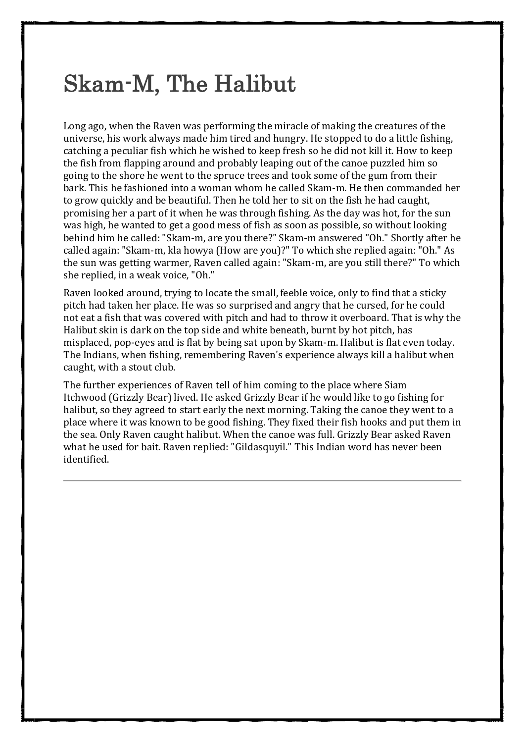# Skam-M, The Halibut

Long ago, when the Raven was performing the miracle of making the creatures of the universe, his work always made him tired and hungry. He stopped to do a little fishing, catching a peculiar fish which he wished to keep fresh so he did not kill it. How to keep the fish from flapping around and probably leaping out of the canoe puzzled him so going to the shore he went to the spruce trees and took some of the gum from their bark. This he fashioned into a woman whom he called Skam-m. He then commanded her to grow quickly and be beautiful. Then he told her to sit on the fish he had caught, promising her a part of it when he was through fishing. As the day was hot, for the sun was high, he wanted to get a good mess of fish as soon as possible, so without looking behind him he called: "Skam-m, are you there?" Skam-m answered "Oh." Shortly after he called again: "Skam-m, kla howya (How are you)?" To which she replied again: "Oh." As the sun was getting warmer, Raven called again: "Skam-m, are you still there?" To which she replied, in a weak voice, "Oh."

Raven looked around, trying to locate the small, feeble voice, only to find that a sticky pitch had taken her place. He was so surprised and angry that he cursed, for he could not eat a fish that was covered with pitch and had to throw it overboard. That is why the Halibut skin is dark on the top side and white beneath, burnt by hot pitch, has misplaced, pop-eyes and is flat by being sat upon by Skam-m. Halibut is flat even today. The Indians, when fishing, remembering Raven's experience always kill a halibut when caught, with a stout club.

The further experiences of Raven tell of him coming to the place where Siam Itchwood (Grizzly Bear) lived. He asked Grizzly Bear if he would like to go fishing for halibut, so they agreed to start early the next morning. Taking the canoe they went to a place where it was known to be good fishing. They fixed their fish hooks and put them in the sea. Only Raven caught halibut. When the canoe was full. Grizzly Bear asked Raven what he used for bait. Raven replied: "Gildasquyil." This Indian word has never been identified.

---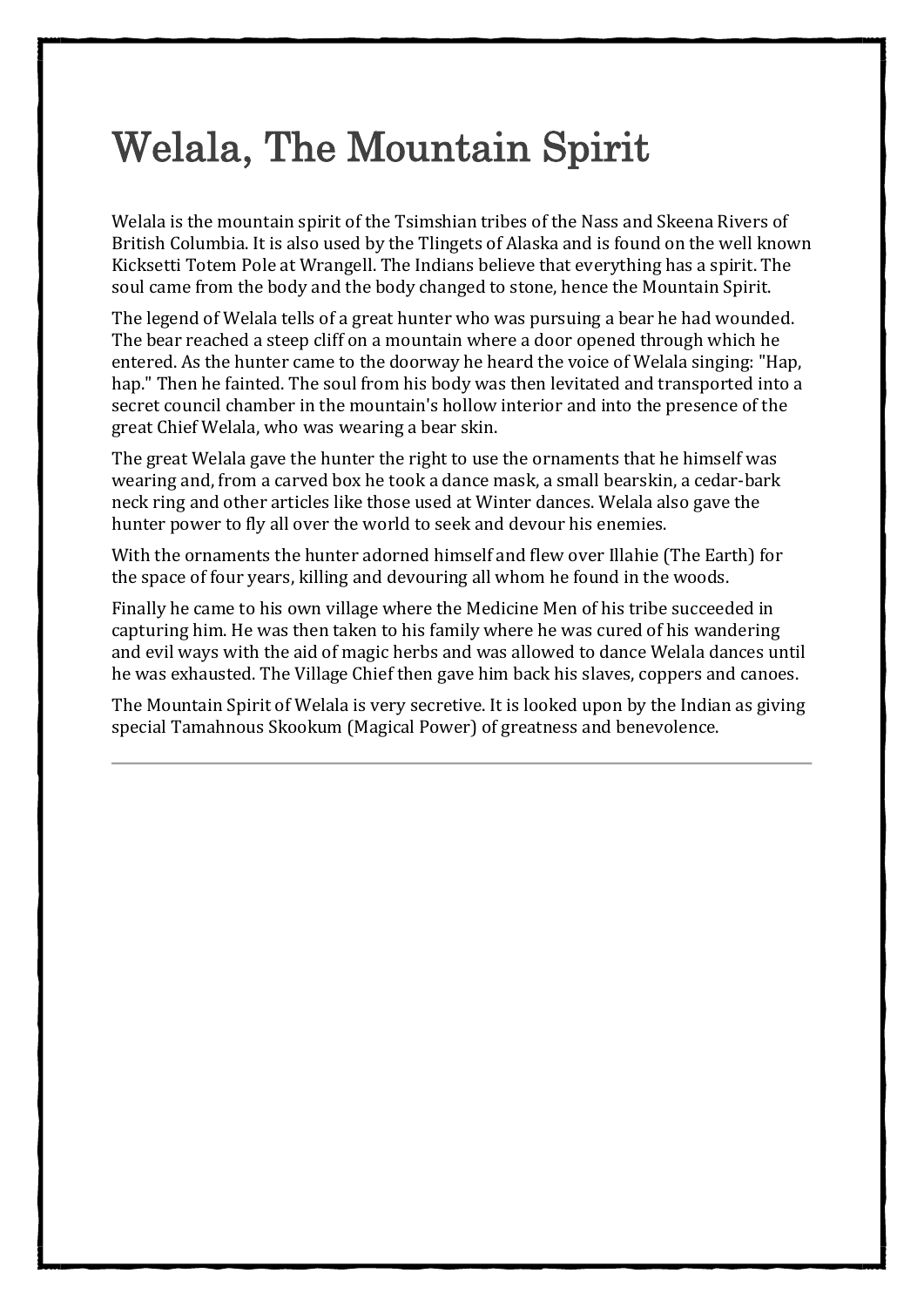# Welala, The Mountain Spirit

Welala is the mountain spirit of the Tsimshian tribes of the Nass and Skeena Rivers of British Columbia. It is also used by the Tlingets of Alaska and is found on the well known Kicksetti Totem Pole at Wrangell. The Indians believe that everything has a spirit. The soul came from the body and the body changed to stone, hence the Mountain Spirit.

The legend of Welala tells of a great hunter who was pursuing a bear he had wounded. The bear reached a steep cliff on a mountain where a door opened through which he entered. As the hunter came to the doorway he heard the voice of Welala singing: "Hap, hap." Then he fainted. The soul from his body was then levitated and transported into a secret council chamber in the mountain's hollow interior and into the presence of the great Chief Welala, who was wearing a bear skin.

The great Welala gave the hunter the right to use the ornaments that he himself was wearing and, from a carved box he took a dance mask, a small bearskin, a cedar-bark neck ring and other articles like those used at Winter dances. Welala also gave the hunter power to fly all over the world to seek and devour his enemies.

With the ornaments the hunter adorned himself and flew over Illahie (The Earth) for the space of four years, killing and devouring all whom he found in the woods.

Finally he came to his own village where the Medicine Men of his tribe succeeded in capturing him. He was then taken to his family where he was cured of his wandering and evil ways with the aid of magic herbs and was allowed to dance Welala dances until he was exhausted. The Village Chief then gave him back his slaves, coppers and canoes.

The Mountain Spirit of Welala is very secretive. It is looked upon by the Indian as giving special Tamahnous Skookum (Magical Power) of greatness and benevolence.

---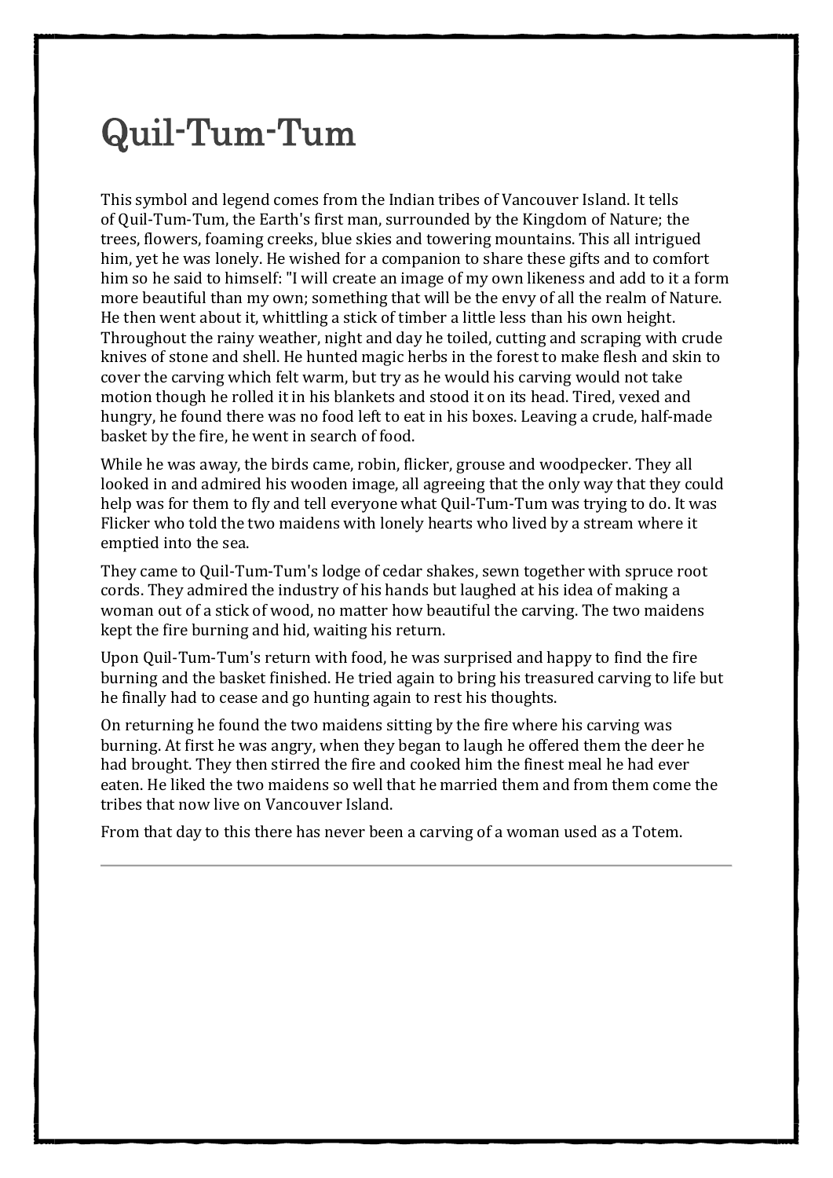# Quil-Tum-Tum

This symbol and legend comes from the Indian tribes of Vancouver Island. It tells of Quil-Tum-Tum, the Earth's first man, surrounded by the Kingdom of Nature; the trees, flowers, foaming creeks, blue skies and towering mountains. This all intrigued him, yet he was lonely. He wished for a companion to share these gifts and to comfort him so he said to himself: "I will create an image of my own likeness and add to it a form more beautiful than my own; something that will be the envy of all the realm of Nature. He then went about it, whittling a stick of timber a little less than his own height. Throughout the rainy weather, night and day he toiled, cutting and scraping with crude knives of stone and shell. He hunted magic herbs in the forest to make flesh and skin to cover the carving which felt warm, but try as he would his carving would not take motion though he rolled it in his blankets and stood it on its head. Tired, vexed and hungry, he found there was no food left to eat in his boxes. Leaving a crude, half-made basket by the fire, he went in search of food.

While he was away, the birds came, robin, flicker, grouse and woodpecker. They all looked in and admired his wooden image, all agreeing that the only way that they could help was for them to fly and tell everyone what Quil-Tum-Tum was trying to do. It was Flicker who told the two maidens with lonely hearts who lived by a stream where it emptied into the sea.

They came to Quil-Tum-Tum's lodge of cedar shakes, sewn together with spruce root cords. They admired the industry of his hands but laughed at his idea of making a woman out of a stick of wood, no matter how beautiful the carving. The two maidens kept the fire burning and hid, waiting his return.

Upon Quil-Tum-Tum's return with food, he was surprised and happy to find the fire burning and the basket finished. He tried again to bring his treasured carving to life but he finally had to cease and go hunting again to rest his thoughts.

On returning he found the two maidens sitting by the fire where his carving was burning. At first he was angry, when they began to laugh he offered them the deer he had brought. They then stirred the fire and cooked him the finest meal he had ever eaten. He liked the two maidens so well that he married them and from them come the tribes that now live on Vancouver Island.

From that day to this there has never been a carving of a woman used as a Totem.

---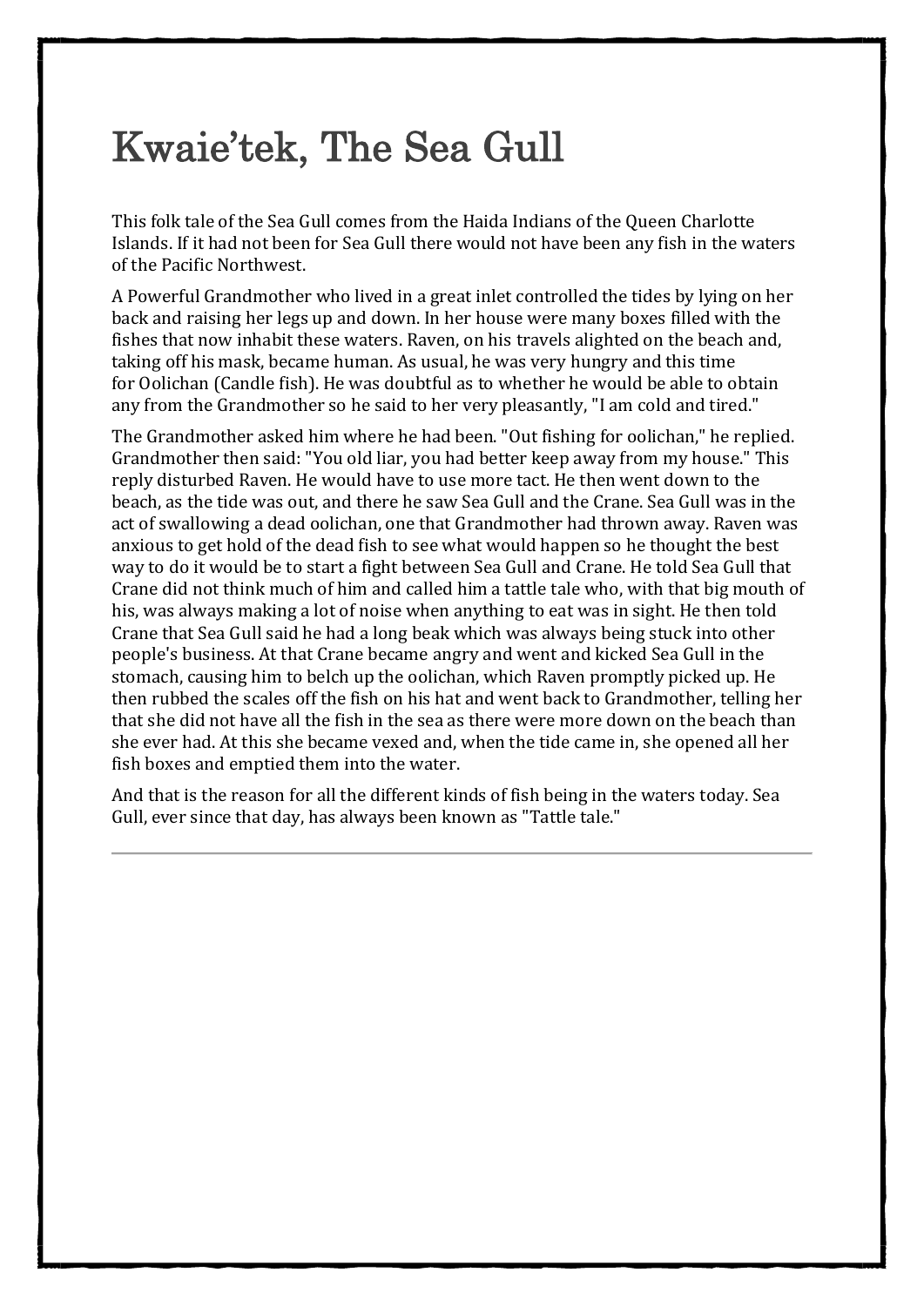# Kwaie'tek, The Sea Gull

This folk tale of the Sea Gull comes from the Haida Indians of the Queen Charlotte Islands. If it had not been for Sea Gull there would not have been any fish in the waters of the Pacific Northwest.

A Powerful Grandmother who lived in a great inlet controlled the tides by lying on her back and raising her legs up and down. In her house were many boxes filled with the fishes that now inhabit these waters. Raven, on his travels alighted on the beach and, taking off his mask, became human. As usual, he was very hungry and this time for Oolichan (Candle fish). He was doubtful as to whether he would be able to obtain any from the Grandmother so he said to her very pleasantly, "I am cold and tired."

The Grandmother asked him where he had been. "Out fishing for oolichan," he replied. Grandmother then said: "You old liar, you had better keep away from my house." This reply disturbed Raven. He would have to use more tact. He then went down to the beach, as the tide was out, and there he saw Sea Gull and the Crane. Sea Gull was in the act of swallowing a dead oolichan, one that Grandmother had thrown away. Raven was anxious to get hold of the dead fish to see what would happen so he thought the best way to do it would be to start a fight between Sea Gull and Crane. He told Sea Gull that Crane did not think much of him and called him a tattle tale who, with that big mouth of his, was always making a lot of noise when anything to eat was in sight. He then told Crane that Sea Gull said he had a long beak which was always being stuck into other people's business. At that Crane became angry and went and kicked Sea Gull in the stomach, causing him to belch up the oolichan, which Raven promptly picked up. He then rubbed the scales off the fish on his hat and went back to Grandmother, telling her that she did not have all the fish in the sea as there were more down on the beach than she ever had. At this she became vexed and, when the tide came in, she opened all her fish boxes and emptied them into the water.

And that is the reason for all the different kinds of fish being in the waters today. Sea Gull, ever since that day, has always been known as "Tattle tale."

---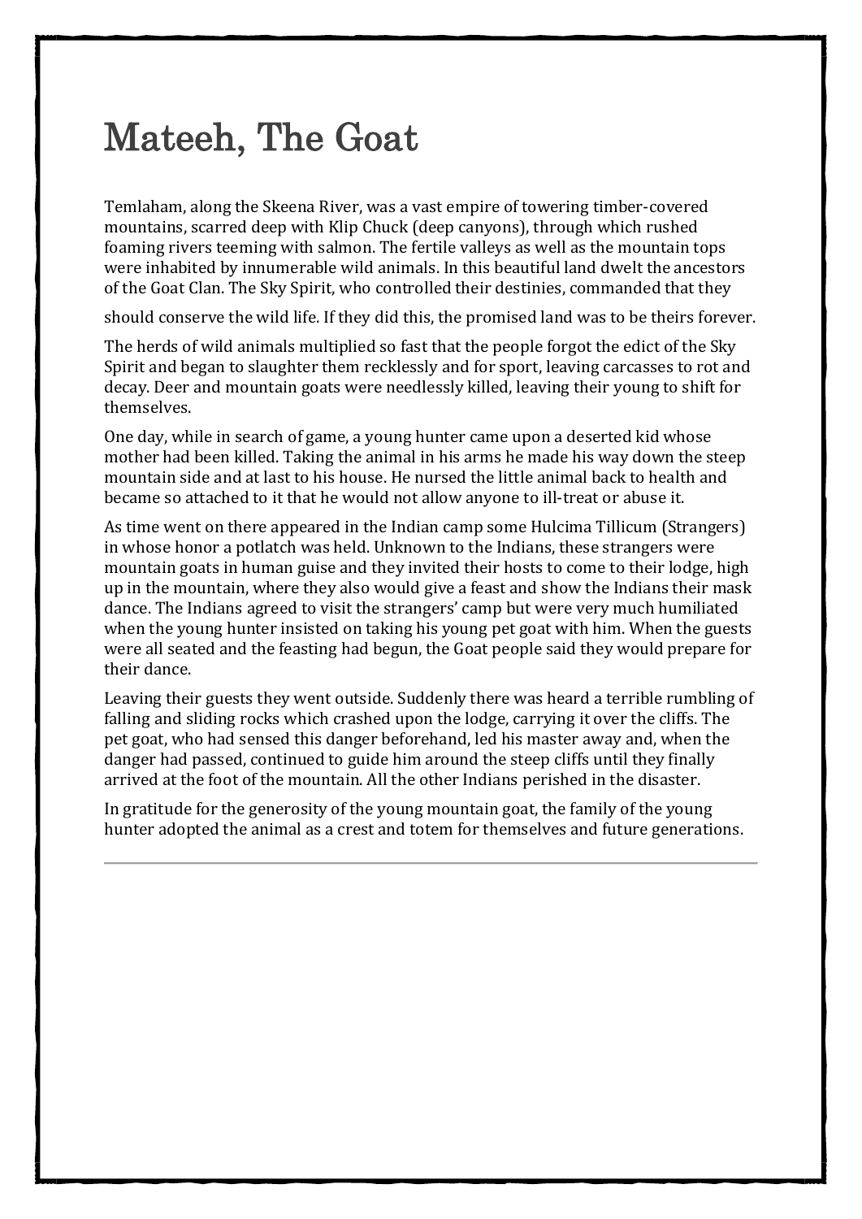# Mateeh, The Goat

Temlaham, along the Skeena River, was a vast empire of towering timber-covered mountains, scarred deep with Klip Chuck (deep canyons), through which rushed foaming rivers teeming with salmon. The fertile valleys as well as the mountain tops were inhabited by innumerable wild animals. In this beautiful land dwelt the ancestors of the Goat Clan. The Sky Spirit, who controlled their destinies, commanded that they should conserve the wild life. If they did this, the promised land was to be theirs forever.

The herds of wild animals multiplied so fast that the people forgot the edict of the Sky Spirit and began to slaughter them recklessly and for sport, leaving carcasses to rot and decay. Deer and mountain goats were needlessly killed, leaving their young to shift for themselves.

One day, while in search of game, a young hunter came upon a deserted kid whose mother had been killed. Taking the animal in his arms he made his way down the steep mountain side and at last to his house. He nursed the little animal back to health and became so attached to it that he would not allow anyone to ill-treat or abuse it.

As time went on there appeared in the Indian camp some Hulcima Tillicum (Strangers) in whose honor a potlatch was held. Unknown to the Indians, these strangers were mountain goats in human guise and they invited their hosts to come to their lodge, high up in the mountain, where they also would give a feast and show the Indians their mask dance. The Indians agreed to visit the strangers' camp but were very much humiliated when the young hunter insisted on taking his young pet goat with him. When the guests were all seated and the feasting had begun, the Goat people said they would prepare for their dance.

Leaving their guests they went outside. Suddenly there was heard a terrible rumbling of falling and sliding rocks which crashed upon the lodge, carrying it over the cliffs. The pet goat, who had sensed this danger beforehand, led his master away and, when the danger had passed, continued to guide him around the steep cliffs until they finally arrived at the foot of the mountain. All the other Indians perished in the disaster.

In gratitude for the generosity of the young mountain goat, the family of the young hunter adopted the animal as a crest and totem for themselves and future generations.

---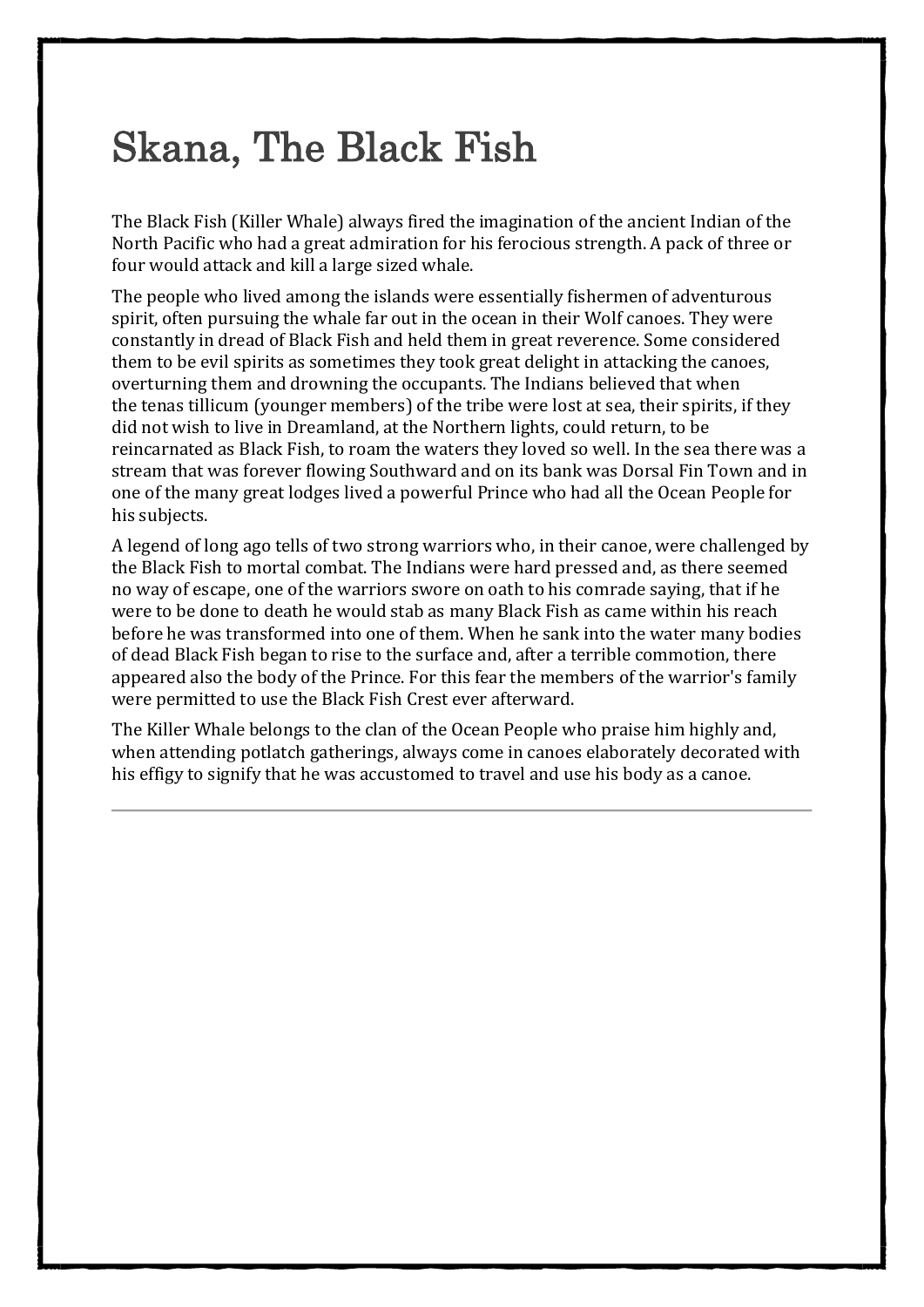# Skana, The Black Fish

The Black Fish (Killer Whale) always fired the imagination of the ancient Indian of the North Pacific who had a great admiration for his ferocious strength. A pack of three or four would attack and kill a large sized whale.

The people who lived among the islands were essentially fishermen of adventurous spirit, often pursuing the whale far out in the ocean in their Wolf canoes. They were constantly in dread of Black Fish and held them in great reverence. Some considered them to be evil spirits as sometimes they took great delight in attacking the canoes, overturning them and drowning the occupants. The Indians believed that when the tenas tillicum (younger members) of the tribe were lost at sea, their spirits, if they did not wish to live in Dreamland, at the Northern lights, could return, to be reincarnated as Black Fish, to roam the waters they loved so well. In the sea there was a stream that was forever flowing Southward and on its bank was Dorsal Fin Town and in one of the many great lodges lived a powerful Prince who had all the Ocean People for his subjects.

A legend of long ago tells of two strong warriors who, in their canoe, were challenged by the Black Fish to mortal combat. The Indians were hard pressed and, as there seemed no way of escape, one of the warriors swore on oath to his comrade saying, that if he were to be done to death he would stab as many Black Fish as came within his reach before he was transformed into one of them. When he sank into the water many bodies of dead Black Fish began to rise to the surface and, after a terrible commotion, there appeared also the body of the Prince. For this fear the members of the warrior's family were permitted to use the Black Fish Crest ever afterward.

The Killer Whale belongs to the clan of the Ocean People who praise him highly and, when attending potlatch gatherings, always come in canoes elaborately decorated with his effigy to signify that he was accustomed to travel and use his body as a canoe.

---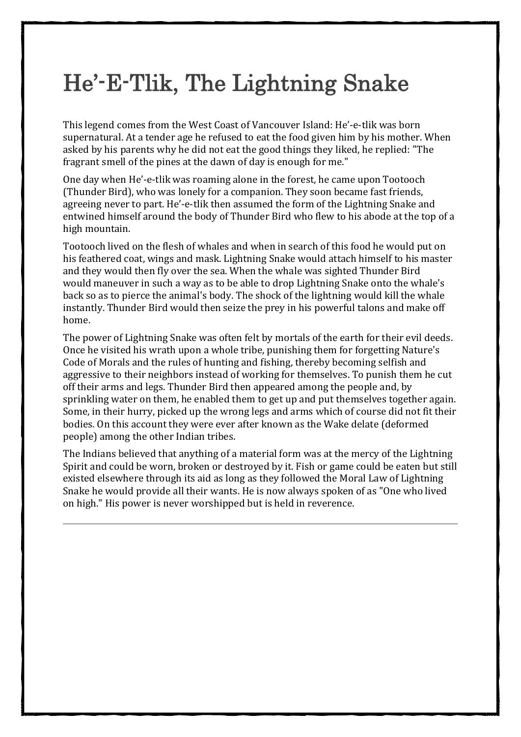# He’-E-Tlik, The Lightning Snake

This legend comes from the West Coast of Vancouver Island: He’-e-tlik was born supernatural. At a tender age he refused to eat the food given him by his mother. When asked by his parents why he did not eat the good things they liked, he replied: "The fragrant smell of the pines at the dawn of day is enough for me."

One day when He’-e-tlik was roaming alone in the forest, he came upon Tootooch (Thunder Bird), who was lonely for a companion. They soon became fast friends, agreeing never to part. He’-e-tlik then assumed the form of the Lightning Snake and entwined himself around the body of Thunder Bird who flew to his abode at the top of a high mountain.

Tootooch lived on the flesh of whales and when in search of this food he would put on his feathered coat, wings and mask. Lightning Snake would attach himself to his master and they would then fly over the sea. When the whale was sighted Thunder Bird would maneuver in such a way as to be able to drop Lightning Snake onto the whale's back so as to pierce the animal's body. The shock of the lightning would kill the whale instantly. Thunder Bird would then seize the prey in his powerful talons and make off home.

The power of Lightning Snake was often felt by mortals of the earth for their evil deeds. Once he visited his wrath upon a whole tribe, punishing them for forgetting Nature's Code of Morals and the rules of hunting and fishing, thereby becoming selfish and aggressive to their neighbors instead of working for themselves. To punish them he cut off their arms and legs. Thunder Bird then appeared among the people and, by sprinkling water on them, he enabled them to get up and put themselves together again. Some, in their hurry, picked up the wrong legs and arms which of course did not fit their bodies. On this account they were ever after known as the Wake delate (deformed people) among the other Indian tribes.

The Indians believed that anything of a material form was at the mercy of the Lightning Spirit and could be worn, broken or destroyed by it. Fish or game could be eaten but still existed elsewhere through its aid as long as they followed the Moral Law of Lightning Snake he would provide all their wants. He is now always spoken of as "One who lived on high." His power is never worshipped but is held in reverence.

---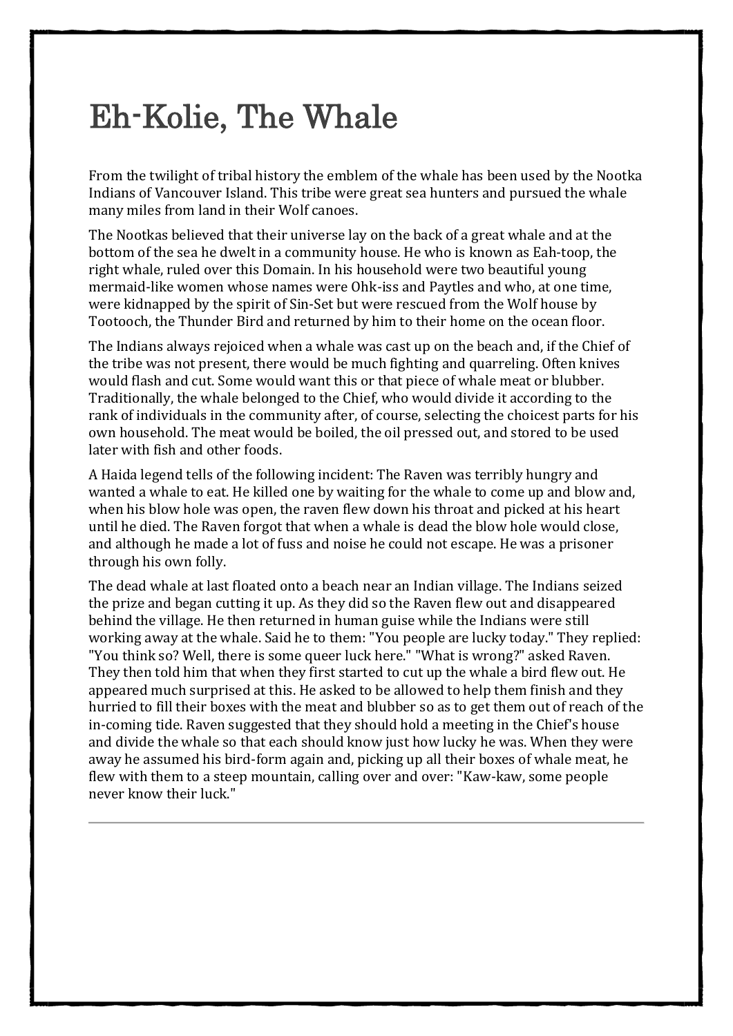# Eh-Kolie, The Whale

From the twilight of tribal history the emblem of the whale has been used by the Nootka Indians of Vancouver Island. This tribe were great sea hunters and pursued the whale many miles from land in their Wolf canoes.

The Nootkas believed that their universe lay on the back of a great whale and at the bottom of the sea he dwelt in a community house. He who is known as Eah-toop, the right whale, ruled over this Domain. In his household were two beautiful young mermaid-like women whose names were Ohk-iss and Paytles and who, at one time, were kidnapped by the spirit of Sin-Set but were rescued from the Wolf house by Tootooch, the Thunder Bird and returned by him to their home on the ocean floor.

The Indians always rejoiced when a whale was cast up on the beach and, if the Chief of the tribe was not present, there would be much fighting and quarreling. Often knives would flash and cut. Some would want this or that piece of whale meat or blubber. Traditionally, the whale belonged to the Chief, who would divide it according to the rank of individuals in the community after, of course, selecting the choicest parts for his own household. The meat would be boiled, the oil pressed out, and stored to be used later with fish and other foods.

A Haida legend tells of the following incident: The Raven was terribly hungry and wanted a whale to eat. He killed one by waiting for the whale to come up and blow and, when his blow hole was open, the raven flew down his throat and picked at his heart until he died. The Raven forgot that when a whale is dead the blow hole would close, and although he made a lot of fuss and noise he could not escape. He was a prisoner through his own folly.

The dead whale at last floated onto a beach near an Indian village. The Indians seized the prize and began cutting it up. As they did so the Raven flew out and disappeared behind the village. He then returned in human guise while the Indians were still working away at the whale. Said he to them: "You people are lucky today." They replied: "You think so? Well, there is some queer luck here." "What is wrong?" asked Raven. They then told him that when they first started to cut up the whale a bird flew out. He appeared much surprised at this. He asked to be allowed to help them finish and they hurried to fill their boxes with the meat and blubber so as to get them out of reach of the in-coming tide. Raven suggested that they should hold a meeting in the Chief's house and divide the whale so that each should know just how lucky he was. When they were away he assumed his bird-form again and, picking up all their boxes of whale meat, he flew with them to a steep mountain, calling over and over: "Kaw-kaw, some people never know their luck."

---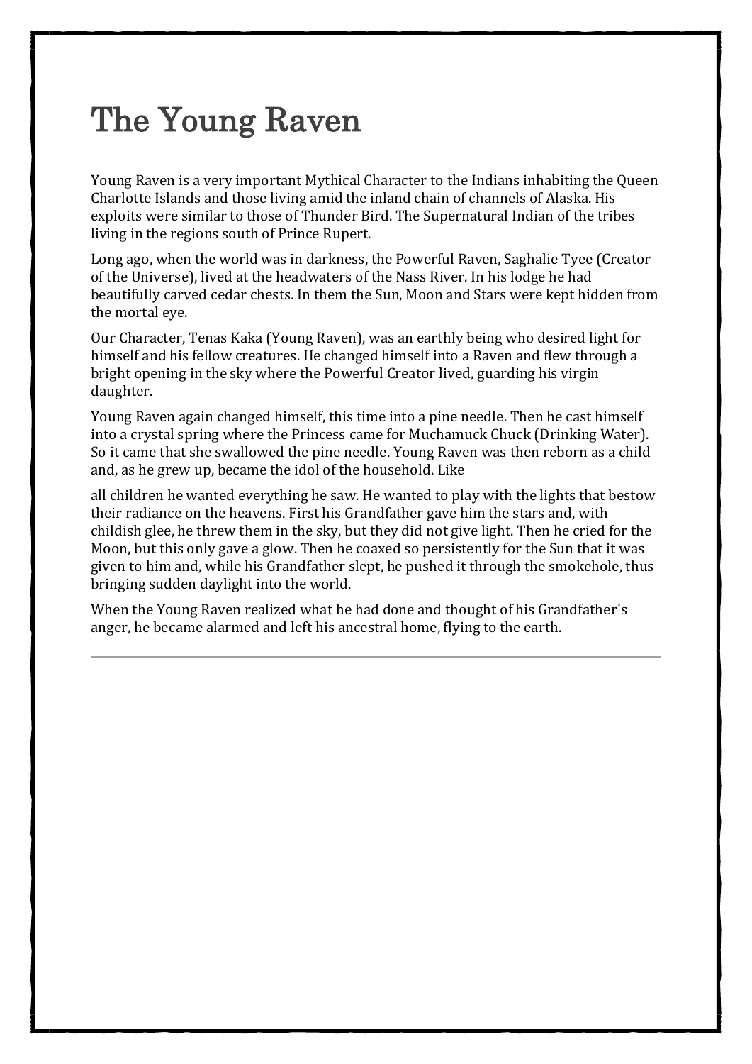# The Young Raven

Young Raven is a very important Mythical Character to the Indians inhabiting the Queen Charlotte Islands and those living amid the inland chain of channels of Alaska. His exploits were similar to those of Thunder Bird. The Supernatural Indian of the tribes living in the regions south of Prince Rupert.

Long ago, when the world was in darkness, the Powerful Raven, Saghalie Tyee (Creator of the Universe), lived at the headwaters of the Nass River. In his lodge he had beautifully carved cedar chests. In them the Sun, Moon and Stars were kept hidden from the mortal eye.

Our Character, Tenas Kaka (Young Raven), was an earthly being who desired light for himself and his fellow creatures. He changed himself into a Raven and flew through a bright opening in the sky where the Powerful Creator lived, guarding his virgin daughter.

Young Raven again changed himself, this time into a pine needle. Then he cast himself into a crystal spring where the Princess came for Muchamuck Chuck (Drinking Water). So it came that she swallowed the pine needle. Young Raven was then reborn as a child and, as he grew up, became the idol of the household. Like all children he wanted everything he saw. He wanted to play with the lights that bestow their radiance on the heavens. First his Grandfather gave him the stars and, with childish glee, he threw them in the sky, but they did not give light. Then he cried for the Moon, but this only gave a glow. Then he coaxed so persistently for the Sun that it was given to him and, while his Grandfather slept, he pushed it through the smokehole, thus bringing sudden daylight into the world.

When the Young Raven realized what he had done and thought of his Grandfather's anger, he became alarmed and left his ancestral home, flying to the earth.

---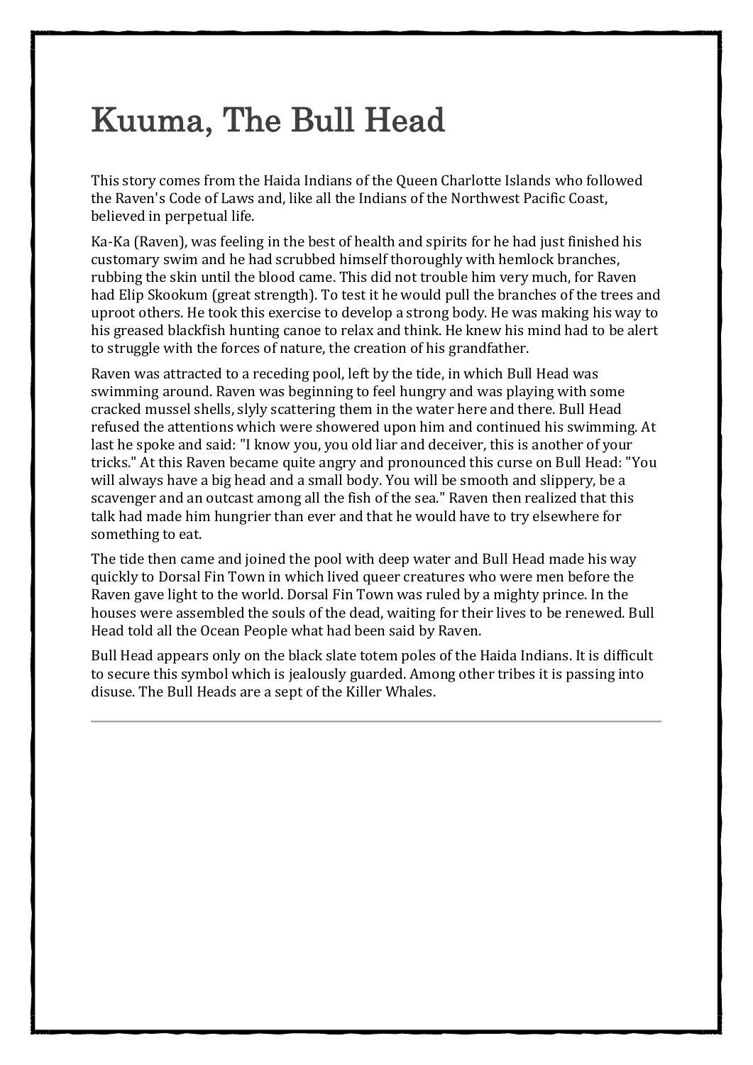# Kuuma, The Bull Head

This story comes from the Haida Indians of the Queen Charlotte Islands who followed the Raven's Code of Laws and, like all the Indians of the Northwest Pacific Coast, believed in perpetual life.

Ka-Ka (Raven), was feeling in the best of health and spirits for he had just finished his customary swim and he had scrubbed himself thoroughly with hemlock branches, rubbing the skin until the blood came. This did not trouble him very much, for Raven had Elip Skookum (great strength). To test it he would pull the branches of the trees and uproot others. He took this exercise to develop a strong body. He was making his way to his greased blackfish hunting canoe to relax and think. He knew his mind had to be alert to struggle with the forces of nature, the creation of his grandfather.

Raven was attracted to a receding pool, left by the tide, in which Bull Head was swimming around. Raven was beginning to feel hungry and was playing with some cracked mussel shells, slyly scattering them in the water here and there. Bull Head refused the attentions which were showered upon him and continued his swimming. At last he spoke and said: "I know you, you old liar and deceiver, this is another of your tricks." At this Raven became quite angry and pronounced this curse on Bull Head: "You will always have a big head and a small body. You will be smooth and slippery, be a scavenger and an outcast among all the fish of the sea." Raven then realized that this talk had made him hungrier than ever and that he would have to try elsewhere for something to eat.

The tide then came and joined the pool with deep water and Bull Head made his way quickly to Dorsal Fin Town in which lived queer creatures who were men before the Raven gave light to the world. Dorsal Fin Town was ruled by a mighty prince. In the houses were assembled the souls of the dead, waiting for their lives to be renewed. Bull Head told all the Ocean People what had been said by Raven.

Bull Head appears only on the black slate totem poles of the Haida Indians. It is difficult to secure this symbol which is jealously guarded. Among other tribes it is passing into disuse. The Bull Heads are a sept of the Killer Whales.

---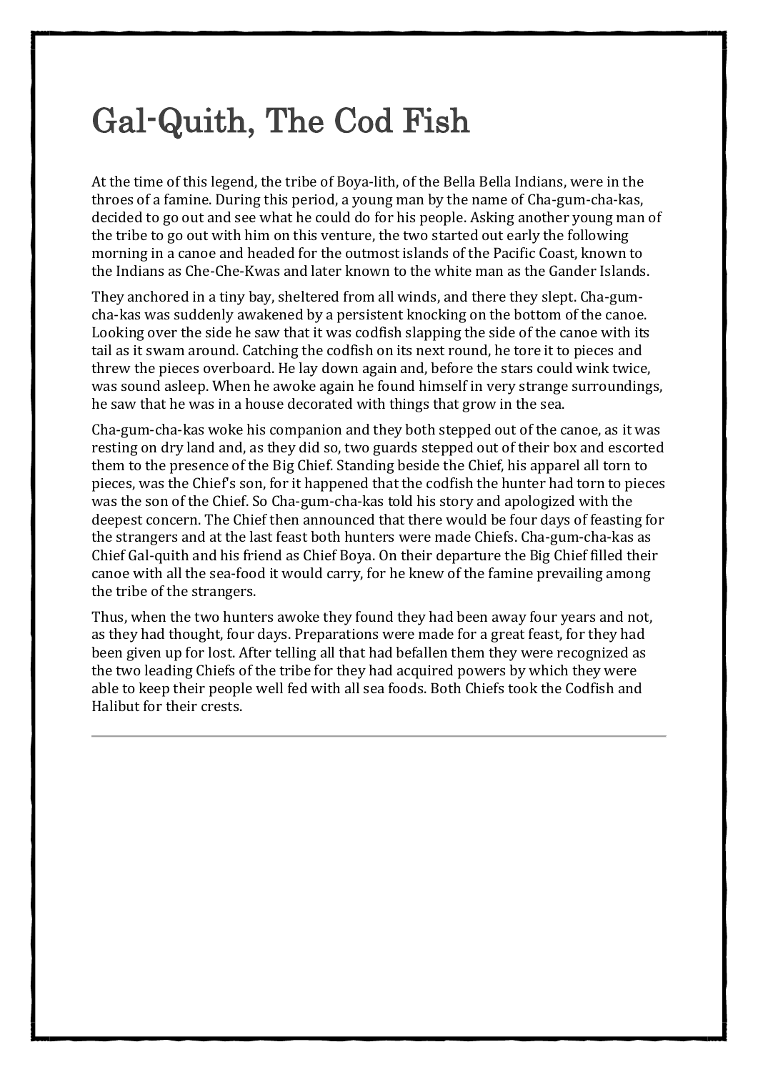# Gal-Quith, The Cod Fish

At the time of this legend, the tribe of Boya-lith, of the Bella Bella Indians, were in the throes of a famine. During this period, a young man by the name of Cha-gum-cha-kas, decided to go out and see what he could do for his people. Asking another young man of the tribe to go out with him on this venture, the two started out early the following morning in a canoe and headed for the outmost islands of the Pacific Coast, known to the Indians as Che-Che-Kwas and later known to the white man as the Gander Islands.

They anchored in a tiny bay, sheltered from all winds, and there they slept. Cha-gum-cha-kas was suddenly awakened by a persistent knocking on the bottom of the canoe. Looking over the side he saw that it was codfish slapping the side of the canoe with its tail as it swam around. Catching the codfish on its next round, he tore it to pieces and threw the pieces overboard. He lay down again and, before the stars could wink twice, was sound asleep. When he awoke again he found himself in very strange surroundings, he saw that he was in a house decorated with things that grow in the sea.

Cha-gum-cha-kas woke his companion and they both stepped out of the canoe, as it was resting on dry land and, as they did so, two guards stepped out of their box and escorted them to the presence of the Big Chief. Standing beside the Chief, his apparel all torn to pieces, was the Chief's son, for it happened that the codfish the hunter had torn to pieces was the son of the Chief. So Cha-gum-cha-kas told his story and apologized with the deepest concern. The Chief then announced that there would be four days of feasting for the strangers and at the last feast both hunters were made Chiefs. Cha-gum-cha-kas as Chief Gal-quith and his friend as Chief Boya. On their departure the Big Chief filled their canoe with all the sea-food it would carry, for he knew of the famine prevailing among the tribe of the strangers.

Thus, when the two hunters awoke they found they had been away four years and not, as they had thought, four days. Preparations were made for a great feast, for they had been given up for lost. After telling all that had befallen them they were recognized as the two leading Chiefs of the tribe for they had acquired powers by which they were able to keep their people well fed with all sea foods. Both Chiefs took the Codfish and Halibut for their crests.

---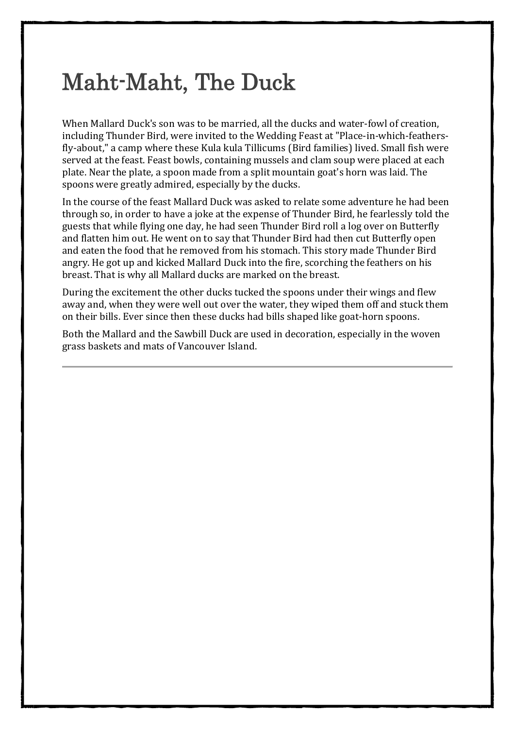# Maht-Maht, The Duck

When Mallard Duck's son was to be married, all the ducks and water-fowl of creation, including Thunder Bird, were invited to the Wedding Feast at "Place-in-which-feathers-fly-about," a camp where these Kula kula Tillicums (Bird families) lived. Small fish were served at the feast. Feast bowls, containing mussels and clam soup were placed at each plate. Near the plate, a spoon made from a split mountain goat's horn was laid. The spoons were greatly admired, especially by the ducks.

In the course of the feast Mallard Duck was asked to relate some adventure he had been through so, in order to have a joke at the expense of Thunder Bird, he fearlessly told the guests that while flying one day, he had seen Thunder Bird roll a log over on Butterfly and flatten him out. He went on to say that Thunder Bird had then cut Butterfly open and eaten the food that he removed from his stomach. This story made Thunder Bird angry. He got up and kicked Mallard Duck into the fire, scorching the feathers on his breast. That is why all Mallard ducks are marked on the breast.

During the excitement the other ducks tucked the spoons under their wings and flew away and, when they were well out over the water, they wiped them off and stuck them on their bills. Ever since then these ducks had bills shaped like goat-horn spoons.

Both the Mallard and the Sawbill Duck are used in decoration, especially in the woven grass baskets and mats of Vancouver Island.

---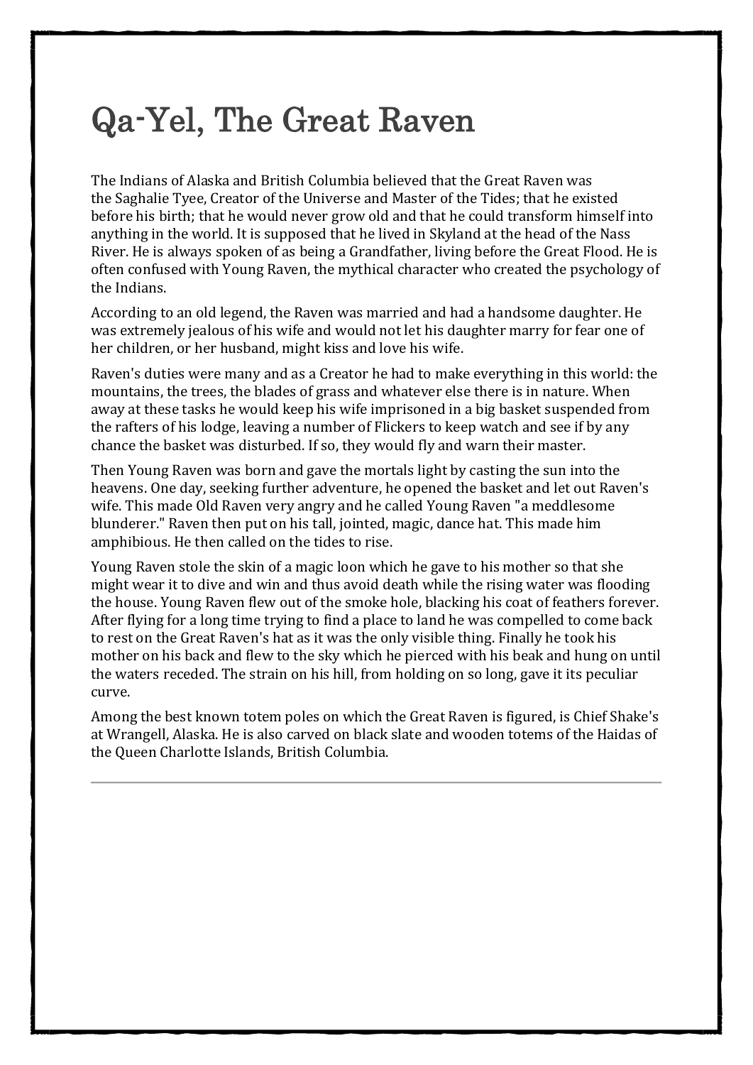# Qa-Yel, The Great Raven

The Indians of Alaska and British Columbia believed that the Great Raven was the Saghalie Tyee, Creator of the Universe and Master of the Tides; that he existed before his birth; that he would never grow old and that he could transform himself into anything in the world. It is supposed that he lived in Skyland at the head of the Nass River. He is always spoken of as being a Grandfather, living before the Great Flood. He is often confused with Young Raven, the mythical character who created the psychology of the Indians.

According to an old legend, the Raven was married and had a handsome daughter. He was extremely jealous of his wife and would not let his daughter marry for fear one of her children, or her husband, might kiss and love his wife.

Raven's duties were many and as a Creator he had to make everything in this world: the mountains, the trees, the blades of grass and whatever else there is in nature. When away at these tasks he would keep his wife imprisoned in a big basket suspended from the rafters of his lodge, leaving a number of Flickers to keep watch and see if by any chance the basket was disturbed. If so, they would fly and warn their master.

Then Young Raven was born and gave the mortals light by casting the sun into the heavens. One day, seeking further adventure, he opened the basket and let out Raven's wife. This made Old Raven very angry and he called Young Raven "a meddlesome blunderer." Raven then put on his tall, jointed, magic, dance hat. This made him amphibious. He then called on the tides to rise.

Young Raven stole the skin of a magic loon which he gave to his mother so that she might wear it to dive and win and thus avoid death while the rising water was flooding the house. Young Raven flew out of the smoke hole, blacking his coat of feathers forever. After flying for a long time trying to find a place to land he was compelled to come back to rest on the Great Raven's hat as it was the only visible thing. Finally he took his mother on his back and flew to the sky which he pierced with his beak and hung on until the waters receded. The strain on his hill, from holding on so long, gave it its peculiar curve.

Among the best known totem poles on which the Great Raven is figured, is Chief Shake's at Wrangell, Alaska. He is also carved on black slate and wooden totems of the Haidas of the Queen Charlotte Islands, British Columbia.

---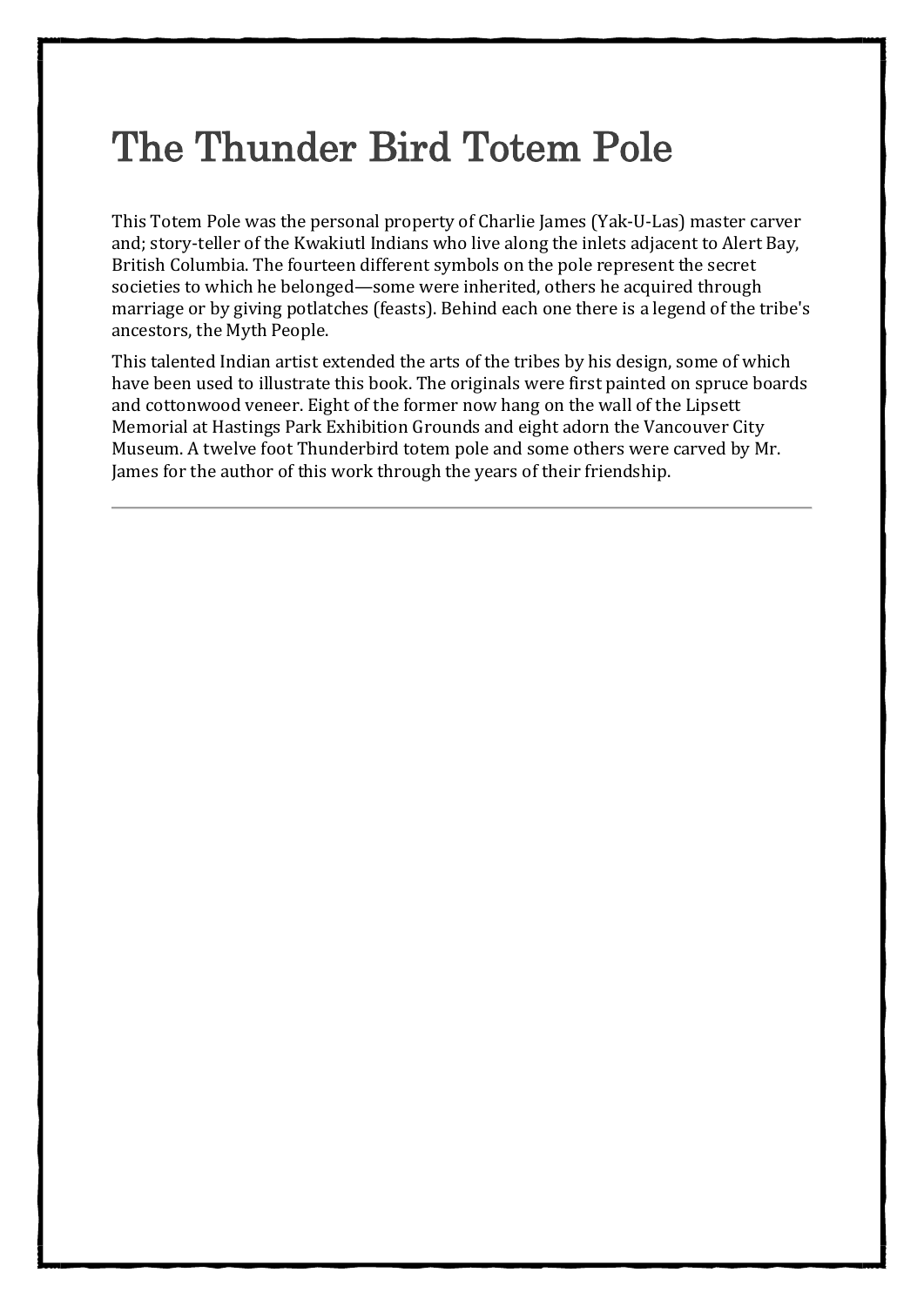# The Thunder Bird Totem Pole

This Totem Pole was the personal property of Charlie James (Yak-U-Las) master carver and; story-teller of the Kwakiutl Indians who live along the inlets adjacent to Alert Bay, British Columbia. The fourteen different symbols on the pole represent the secret societies to which he belonged—some were inherited, others he acquired through marriage or by giving potlatches (feasts). Behind each one there is a legend of the tribe's ancestors, the Myth People.

This talented Indian artist extended the arts of the tribes by his design, some of which have been used to illustrate this book. The originals were first painted on spruce boards and cottonwood veneer. Eight of the former now hang on the wall of the Lipsett Memorial at Hastings Park Exhibition Grounds and eight adorn the Vancouver City Museum. A twelve foot Thunderbird totem pole and some others were carved by Mr. James for the author of this work through the years of their friendship.

---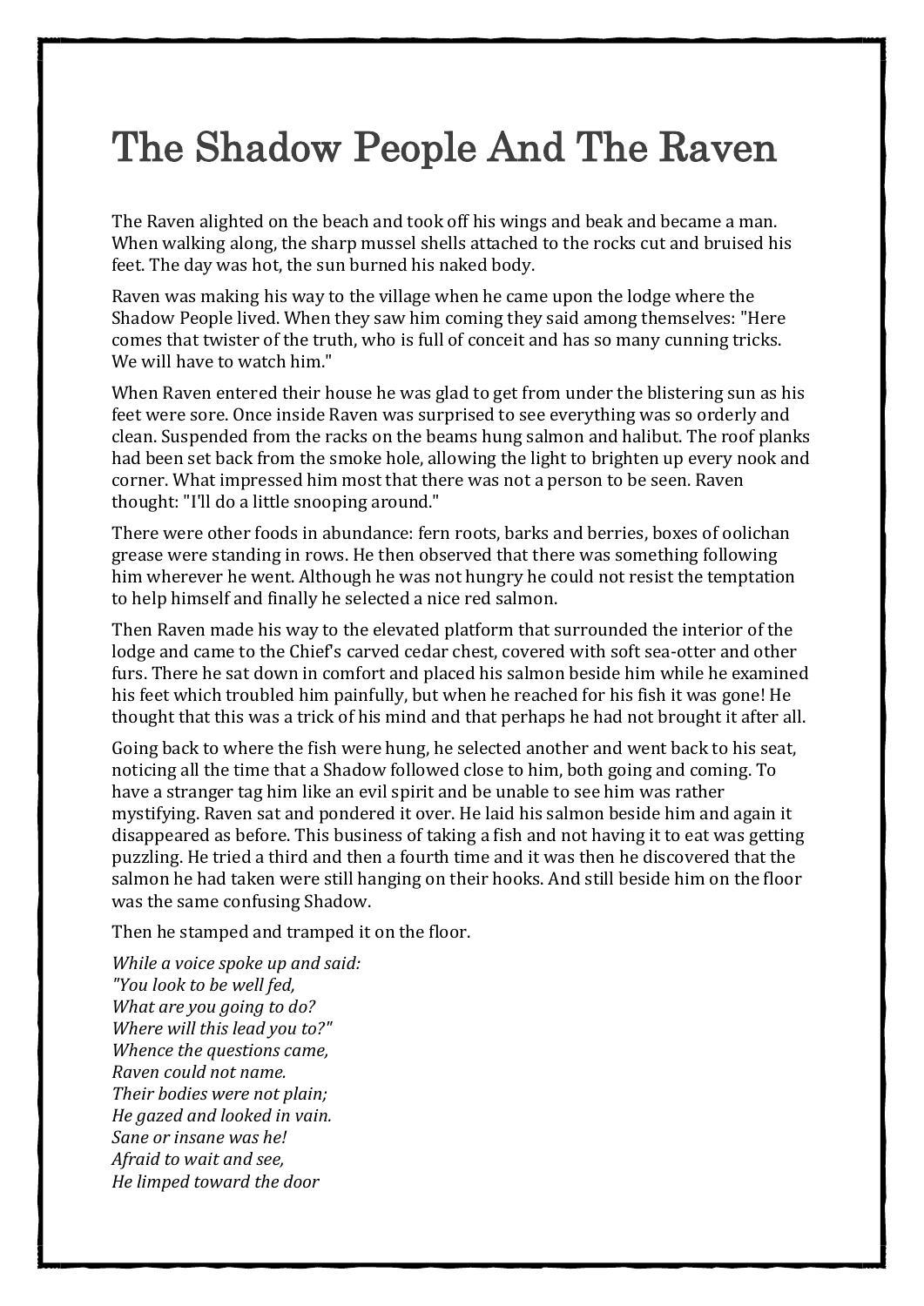# The Shadow People And The Raven

The Raven alighted on the beach and took off his wings and beak and became a man. When walking along, the sharp mussel shells attached to the rocks cut and bruised his feet. The day was hot, the sun burned his naked body.

Raven was making his way to the village when he came upon the lodge where the Shadow People lived. When they saw him coming they said among themselves: "Here comes that twister of the truth, who is full of conceit and has so many cunning tricks. We will have to watch him."

When Raven entered their house he was glad to get from under the blistering sun as his feet were sore. Once inside Raven was surprised to see everything was so orderly and clean. Suspended from the racks on the beams hung salmon and halibut. The roof planks had been set back from the smoke hole, allowing the light to brighten up every nook and corner. What impressed him most that there was not a person to be seen. Raven thought: "I'll do a little snooping around."

There were other foods in abundance: fern roots, barks and berries, boxes of oolichan grease were standing in rows. He then observed that there was something following him wherever he went. Although he was not hungry he could not resist the temptation to help himself and finally he selected a nice red salmon.

Then Raven made his way to the elevated platform that surrounded the interior of the lodge and came to the Chief's carved cedar chest, covered with soft sea-otter and other furs. There he sat down in comfort and placed his salmon beside him while he examined his feet which troubled him painfully, but when he reached for his fish it was gone! He thought that this was a trick of his mind and that perhaps he had not brought it after all.

Going back to where the fish were hung, he selected another and went back to his seat, noticing all the time that a Shadow followed close to him, both going and coming. To have a stranger tag him like an evil spirit and be unable to see him was rather mystifying. Raven sat and pondered it over. He laid his salmon beside him and again it disappeared as before. This business of taking a fish and not having it to eat was getting puzzling. He tried a third and then a fourth time and it was then he discovered that the salmon he had taken were still hanging on their hooks. And still beside him on the floor was the same confusing Shadow.

Then he stamped and tramped it on the floor.

*While a voice spoke up and said:*
*"You look to be well fed,*
*What are you going to do?*
*Where will this lead you to?"*
*Whence the questions came,*
*Raven could not name.*
*Their bodies were not plain;*
*He gazed and looked in vain.*
*Sane or insane was he!*
*Afraid to wait and see,*
*He limped toward the door*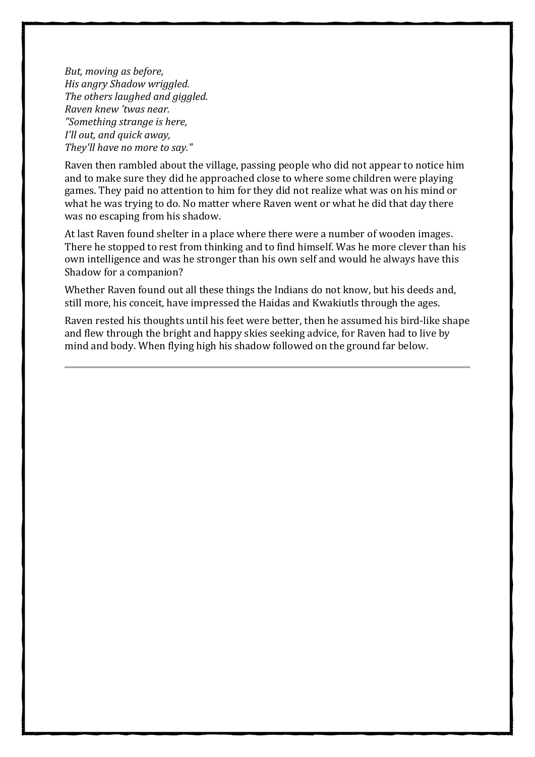*But, moving as before,*
*His angry Shadow wriggled.*
*The others laughed and giggled.*
*Raven knew 'twas near.*
*"Something strange is here,*
*I'll out, and quick away,*
*They'll have no more to say."*

Raven then rambled about the village, passing people who did not appear to notice him and to make sure they did he approached close to where some children were playing games. They paid no attention to him for they did not realize what was on his mind or what he was trying to do. No matter where Raven went or what he did that day there was no escaping from his shadow.

At last Raven found shelter in a place where there were a number of wooden images. There he stopped to rest from thinking and to find himself. Was he more clever than his own intelligence and was he stronger than his own self and would he always have this Shadow for a companion?

Whether Raven found out all these things the Indians do not know, but his deeds and, still more, his conceit, have impressed the Haidas and Kwakiutls through the ages.

Raven rested his thoughts until his feet were better, then he assumed his bird-like shape and flew through the bright and happy skies seeking advice, for Raven had to live by mind and body. When flying high his shadow followed on the ground far below.

---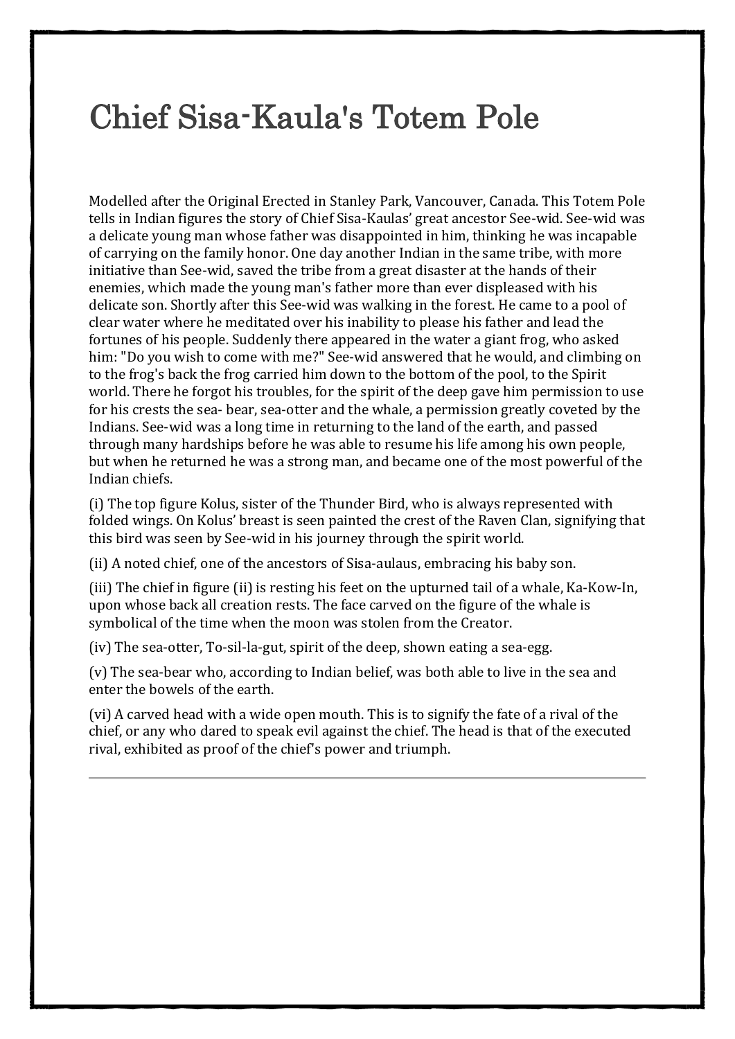# Chief Sisa-Kaula's Totem Pole

Modelled after the Original Erected in Stanley Park, Vancouver, Canada. This Totem Pole tells in Indian figures the story of Chief Sisa-Kaulas' great ancestor See-wid. See-wid was a delicate young man whose father was disappointed in him, thinking he was incapable of carrying on the family honor. One day another Indian in the same tribe, with more initiative than See-wid, saved the tribe from a great disaster at the hands of their enemies, which made the young man's father more than ever displeased with his delicate son. Shortly after this See-wid was walking in the forest. He came to a pool of clear water where he meditated over his inability to please his father and lead the fortunes of his people. Suddenly there appeared in the water a giant frog, who asked him: "Do you wish to come with me?" See-wid answered that he would, and climbing on to the frog's back the frog carried him down to the bottom of the pool, to the Spirit world. There he forgot his troubles, for the spirit of the deep gave him permission to use for his crests the sea- bear, sea-otter and the whale, a permission greatly coveted by the Indians. See-wid was a long time in returning to the land of the earth, and passed through many hardships before he was able to resume his life among his own people, but when he returned he was a strong man, and became one of the most powerful of the Indian chiefs.

(i) The top figure Kolus, sister of the Thunder Bird, who is always represented with folded wings. On Kolus' breast is seen painted the crest of the Raven Clan, signifying that this bird was seen by See-wid in his journey through the spirit world.

(ii) A noted chief, one of the ancestors of Sisa-aulaus, embracing his baby son.

(iii) The chief in figure (ii) is resting his feet on the upturned tail of a whale, Ka-Kow-In, upon whose back all creation rests. The face carved on the figure of the whale is symbolical of the time when the moon was stolen from the Creator.

(iv) The sea-otter, To-sil-la-gut, spirit of the deep, shown eating a sea-egg.

(v) The sea-bear who, according to Indian belief, was both able to live in the sea and enter the bowels of the earth.

(vi) A carved head with a wide open mouth. This is to signify the fate of a rival of the chief, or any who dared to speak evil against the chief. The head is that of the executed rival, exhibited as proof of the chief's power and triumph.

---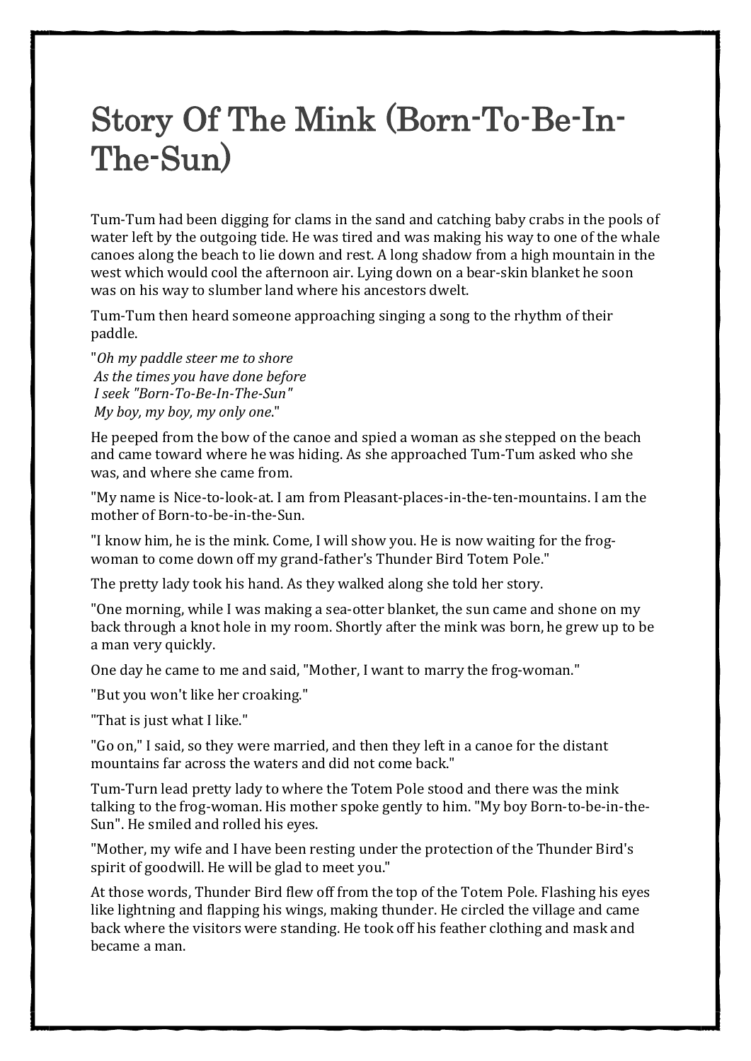# Story Of The Mink (Born-To-Be-In-The-Sun)

Tum-Tum had been digging for clams in the sand and catching baby crabs in the pools of water left by the outgoing tide. He was tired and was making his way to one of the whale canoes along the beach to lie down and rest. A long shadow from a high mountain in the west which would cool the afternoon air. Lying down on a bear-skin blanket he soon was on his way to slumber land where his ancestors dwelt.

Tum-Tum then heard someone approaching singing a song to the rhythm of their paddle.

"*Oh my paddle steer me to shore*
*As the times you have done before*
*I seek "Born-To-Be-In-The-Sun"*
*My boy, my boy, my only one*."

He peeped from the bow of the canoe and spied a woman as she stepped on the beach and came toward where he was hiding. As she approached Tum-Tum asked who she was, and where she came from.

"My name is Nice-to-look-at. I am from Pleasant-places-in-the-ten-mountains. I am the mother of Born-to-be-in-the-Sun.

"I know him, he is the mink. Come, I will show you. He is now waiting for the frog-woman to come down off my grand-father's Thunder Bird Totem Pole."

The pretty lady took his hand. As they walked along she told her story.

"One morning, while I was making a sea-otter blanket, the sun came and shone on my back through a knot hole in my room. Shortly after the mink was born, he grew up to be a man very quickly.

One day he came to me and said, "Mother, I want to marry the frog-woman."

"But you won't like her croaking."

"That is just what I like."

"Go on," I said, so they were married, and then they left in a canoe for the distant mountains far across the waters and did not come back."

Tum-Turn lead pretty lady to where the Totem Pole stood and there was the mink talking to the frog-woman. His mother spoke gently to him. "My boy Born-to-be-in-the-Sun". He smiled and rolled his eyes.

"Mother, my wife and I have been resting under the protection of the Thunder Bird's spirit of goodwill. He will be glad to meet you."

At those words, Thunder Bird flew off from the top of the Totem Pole. Flashing his eyes like lightning and flapping his wings, making thunder. He circled the village and came back where the visitors were standing. He took off his feather clothing and mask and became a man.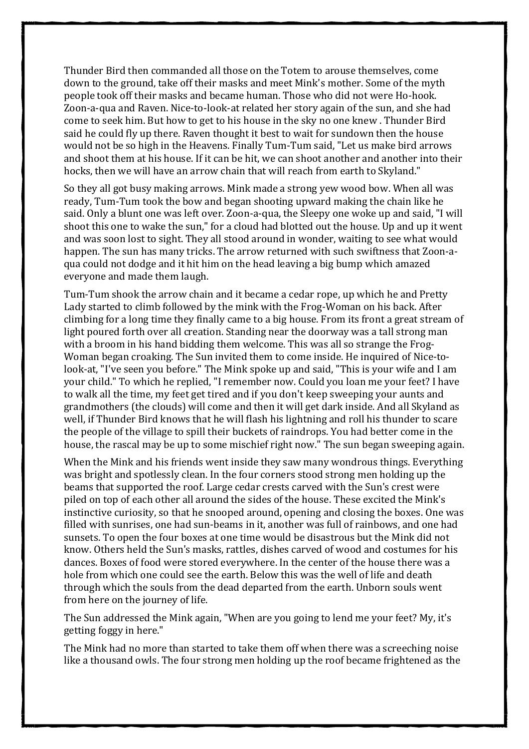Thunder Bird then commanded all those on the Totem to arouse themselves, come down to the ground, take off their masks and meet Mink's mother. Some of the myth people took off their masks and became human. Those who did not were Ho-hook. Zoon-a-qua and Raven. Nice-to-look-at related her story again of the sun, and she had come to seek him. But how to get to his house in the sky no one knew . Thunder Bird said he could fly up there. Raven thought it best to wait for sundown then the house would not be so high in the Heavens. Finally Tum-Tum said, "Let us make bird arrows and shoot them at his house. If it can be hit, we can shoot another and another into their hocks, then we will have an arrow chain that will reach from earth to Skyland."

So they all got busy making arrows. Mink made a strong yew wood bow. When all was ready, Tum-Tum took the bow and began shooting upward making the chain like he said. Only a blunt one was left over. Zoon-a-qua, the Sleepy one woke up and said, "I will shoot this one to wake the sun," for a cloud had blotted out the house. Up and up it went and was soon lost to sight. They all stood around in wonder, waiting to see what would happen. The sun has many tricks. The arrow returned with such swiftness that Zoon-a-qua could not dodge and it hit him on the head leaving a big bump which amazed everyone and made them laugh.

Tum-Tum shook the arrow chain and it became a cedar rope, up which he and Pretty Lady started to climb followed by the mink with the Frog-Woman on his back. After climbing for a long time they finally came to a big house. From its front a great stream of light poured forth over all creation. Standing near the doorway was a tall strong man with a broom in his hand bidding them welcome. This was all so strange the Frog-Woman began croaking. The Sun invited them to come inside. He inquired of Nice-to-look-at, "I've seen you before." The Mink spoke up and said, "This is your wife and I am your child." To which he replied, "I remember now. Could you loan me your feet? I have to walk all the time, my feet get tired and if you don't keep sweeping your aunts and grandmothers (the clouds) will come and then it will get dark inside. And all Skyland as well, if Thunder Bird knows that he will flash his lightning and roll his thunder to scare the people of the village to spill their buckets of raindrops. You had better come in the house, the rascal may be up to some mischief right now." The sun began sweeping again.

When the Mink and his friends went inside they saw many wondrous things. Everything was bright and spotlessly clean. In the four corners stood strong men holding up the beams that supported the roof. Large cedar crests carved with the Sun's crest were piled on top of each other all around the sides of the house. These excited the Mink's instinctive curiosity, so that he snooped around, opening and closing the boxes. One was filled with sunrises, one had sun-beams in it, another was full of rainbows, and one had sunsets. To open the four boxes at one time would be disastrous but the Mink did not know. Others held the Sun's masks, rattles, dishes carved of wood and costumes for his dances. Boxes of food were stored everywhere. In the center of the house there was a hole from which one could see the earth. Below this was the well of life and death through which the souls from the dead departed from the earth. Unborn souls went from here on the journey of life.

The Sun addressed the Mink again, "When are you going to lend me your feet? My, it's getting foggy in here."

The Mink had no more than started to take them off when there was a screeching noise like a thousand owls. The four strong men holding up the roof became frightened as the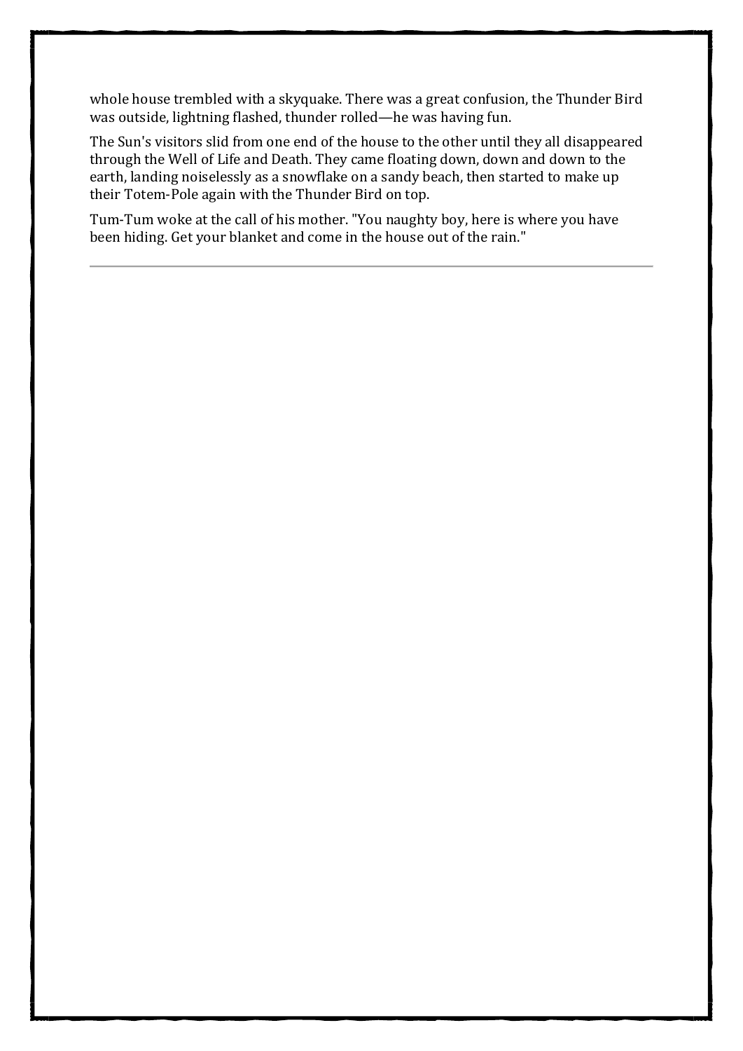whole house trembled with a skyquake. There was a great confusion, the Thunder Bird was outside, lightning flashed, thunder rolled—he was having fun.

The Sun's visitors slid from one end of the house to the other until they all disappeared through the Well of Life and Death. They came floating down, down and down to the earth, landing noiselessly as a snowflake on a sandy beach, then started to make up their Totem-Pole again with the Thunder Bird on top.

Tum-Tum woke at the call of his mother. "You naughty boy, here is where you have been hiding. Get your blanket and come in the house out of the rain."

---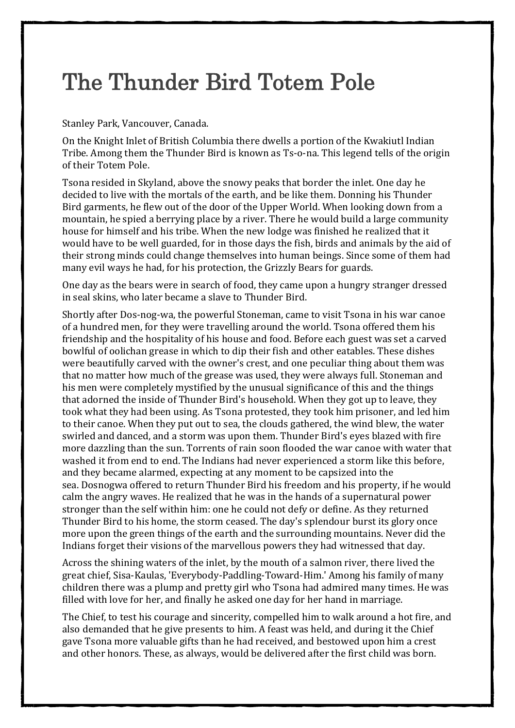# The Thunder Bird Totem Pole

Stanley Park, Vancouver, Canada.

On the Knight Inlet of British Columbia there dwells a portion of the Kwakiutl Indian Tribe. Among them the Thunder Bird is known as Ts-o-na. This legend tells of the origin of their Totem Pole.

Tsona resided in Skyland, above the snowy peaks that border the inlet. One day he decided to live with the mortals of the earth, and be like them. Donning his Thunder Bird garments, he flew out of the door of the Upper World. When looking down from a mountain, he spied a berrying place by a river. There he would build a large community house for himself and his tribe. When the new lodge was finished he realized that it would have to be well guarded, for in those days the fish, birds and animals by the aid of their strong minds could change themselves into human beings. Since some of them had many evil ways he had, for his protection, the Grizzly Bears for guards.

One day as the bears were in search of food, they came upon a hungry stranger dressed in seal skins, who later became a slave to Thunder Bird.

Shortly after Dos-nog-wa, the powerful Stoneman, came to visit Tsona in his war canoe of a hundred men, for they were travelling around the world. Tsona offered them his friendship and the hospitality of his house and food. Before each guest was set a carved bowlful of oolichan grease in which to dip their fish and other eatables. These dishes were beautifully carved with the owner's crest, and one peculiar thing about them was that no matter how much of the grease was used, they were always full. Stoneman and his men were completely mystified by the unusual significance of this and the things that adorned the inside of Thunder Bird's household. When they got up to leave, they took what they had been using. As Tsona protested, they took him prisoner, and led him to their canoe. When they put out to sea, the clouds gathered, the wind blew, the water swirled and danced, and a storm was upon them. Thunder Bird's eyes blazed with fire more dazzling than the sun. Torrents of rain soon flooded the war canoe with water that washed it from end to end. The Indians had never experienced a storm like this before, and they became alarmed, expecting at any moment to be capsized into the sea. Dosnogwa offered to return Thunder Bird his freedom and his property, if he would calm the angry waves. He realized that he was in the hands of a supernatural power stronger than the self within him: one he could not defy or define. As they returned Thunder Bird to his home, the storm ceased. The day's splendour burst its glory once more upon the green things of the earth and the surrounding mountains. Never did the Indians forget their visions of the marvellous powers they had witnessed that day.

Across the shining waters of the inlet, by the mouth of a salmon river, there lived the great chief, Sisa-Kaulas, 'Everybody-Paddling-Toward-Him.' Among his family of many children there was a plump and pretty girl who Tsona had admired many times. He was filled with love for her, and finally he asked one day for her hand in marriage.

The Chief, to test his courage and sincerity, compelled him to walk around a hot fire, and also demanded that he give presents to him. A feast was held, and during it the Chief gave Tsona more valuable gifts than he had received, and bestowed upon him a crest and other honors. These, as always, would be delivered after the first child was born.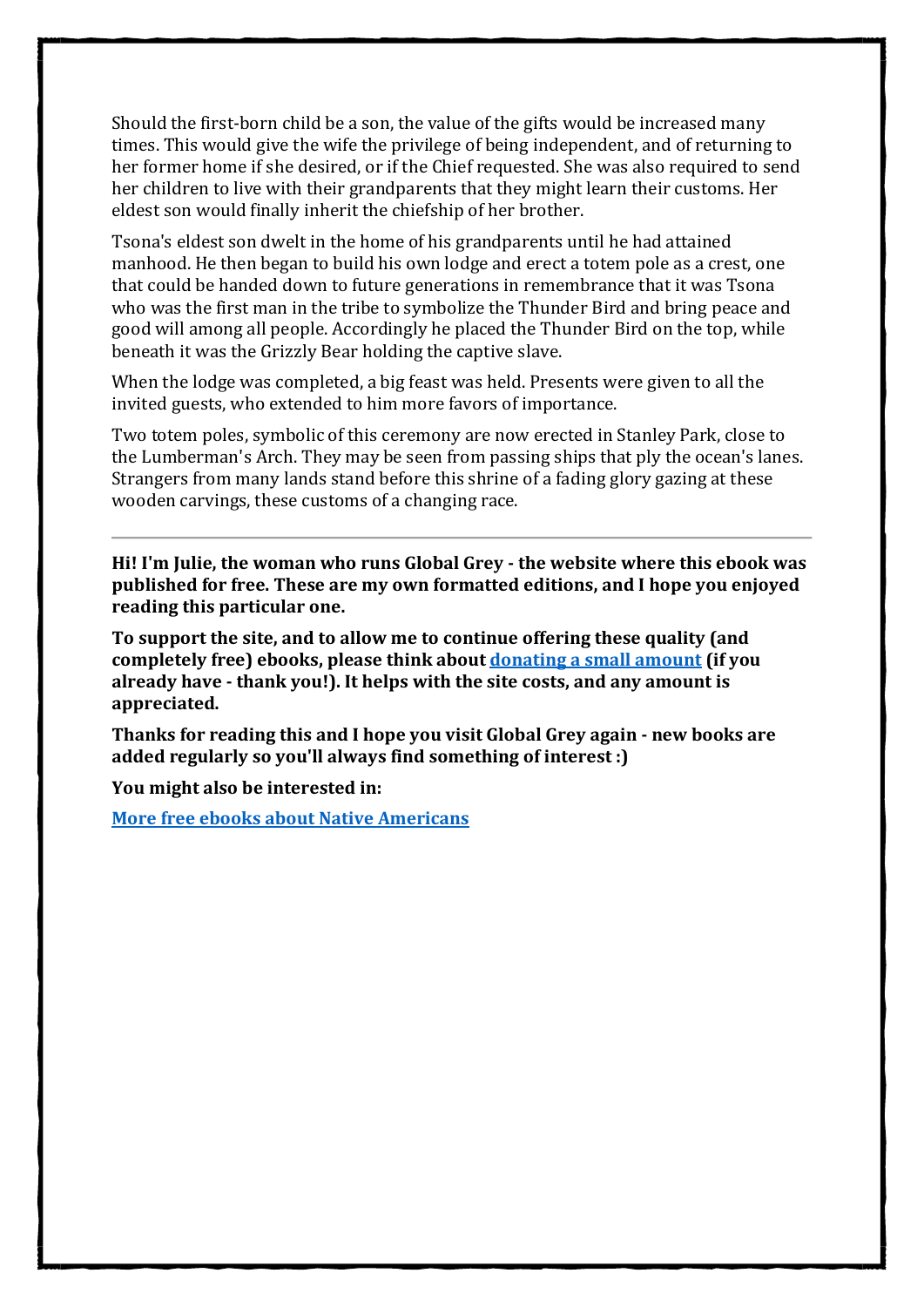Should the first-born child be a son, the value of the gifts would be increased many times. This would give the wife the privilege of being independent, and of returning to her former home if she desired, or if the Chief requested. She was also required to send her children to live with their grandparents that they might learn their customs. Her eldest son would finally inherit the chiefship of her brother.

Tsona's eldest son dwelt in the home of his grandparents until he had attained manhood. He then began to build his own lodge and erect a totem pole as a crest, one that could be handed down to future generations in remembrance that it was Tsona who was the first man in the tribe to symbolize the Thunder Bird and bring peace and good will among all people. Accordingly he placed the Thunder Bird on the top, while beneath it was the Grizzly Bear holding the captive slave.

When the lodge was completed, a big feast was held. Presents were given to all the invited guests, who extended to him more favors of importance.

Two totem poles, symbolic of this ceremony are now erected in Stanley Park, close to the Lumberman's Arch. They may be seen from passing ships that ply the ocean's lanes. Strangers from many lands stand before this shrine of a fading glory gazing at these wooden carvings, these customs of a changing race.

---

**Hi! I'm Julie, the woman who runs Global Grey - the website where this ebook was published for free. These are my own formatted editions, and I hope you enjoyed reading this particular one.**

**To support the site, and to allow me to continue offering these quality (and completely free) ebooks, please think about [donating a small amount]() (if you already have - thank you!). It helps with the site costs, and any amount is appreciated.**

**Thanks for reading this and I hope you visit Global Grey again - new books are added regularly so you'll always find something of interest :)**

**You might also be interested in:**

**[More free ebooks about Native Americans]()**